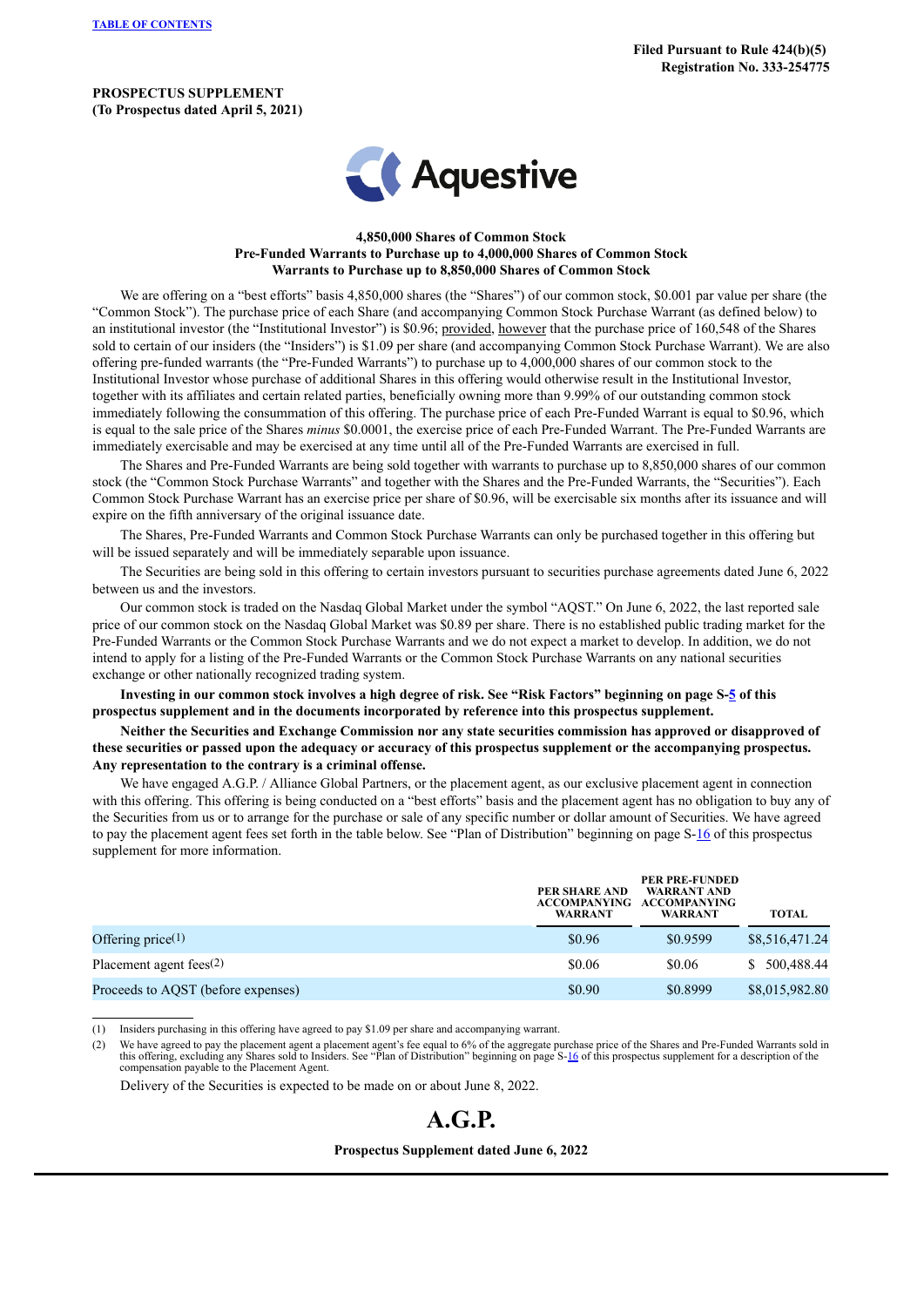TABLE OF CONTENTS

**Filed Pursuant to Rule 424(b)(5)**
**Registration No. 333-254775**

**PROSPECTUS SUPPLEMENT**
**(To Prospectus dated April 5, 2021)**

Aquestive

**4,850,000 Shares of Common Stock**
**Pre-Funded Warrants to Purchase up to 4,000,000 Shares of Common Stock**
**Warrants to Purchase up to 8,850,000 Shares of Common Stock**

We are offering on a "best efforts" basis 4,850,000 shares (the "Shares") of our common stock, $0.001 par value per share (the "Common Stock"). The purchase price of each Share (and accompanying Common Stock Purchase Warrant (as defined below) to an institutional investor (the "Institutional Investor") is $0.96; provided, however that the purchase price of 160,548 of the Shares sold to certain of our insiders (the "Insiders") is $1.09 per share (and accompanying Common Stock Purchase Warrant). We are also offering pre-funded warrants (the "Pre-Funded Warrants") to purchase up to 4,000,000 shares of our common stock to the Institutional Investor whose purchase of additional Shares in this offering would otherwise result in the Institutional Investor, together with its affiliates and certain related parties, beneficially owning more than 9.99% of our outstanding common stock immediately following the consummation of this offering. The purchase price of each Pre-Funded Warrant is equal to $0.96, which is equal to the sale price of the Shares *minus* $0.0001, the exercise price of each Pre-Funded Warrant. The Pre-Funded Warrants are immediately exercisable and may be exercised at any time until all of the Pre-Funded Warrants are exercised in full.

The Shares and Pre-Funded Warrants are being sold together with warrants to purchase up to 8,850,000 shares of our common stock (the "Common Stock Purchase Warrants" and together with the Shares and the Pre-Funded Warrants, the "Securities"). Each Common Stock Purchase Warrant has an exercise price per share of $0.96, will be exercisable six months after its issuance and will expire on the fifth anniversary of the original issuance date.

The Shares, Pre-Funded Warrants and Common Stock Purchase Warrants can only be purchased together in this offering but will be issued separately and will be immediately separable upon issuance.

The Securities are being sold in this offering to certain investors pursuant to securities purchase agreements dated June 6, 2022 between us and the investors.

Our common stock is traded on the Nasdaq Global Market under the symbol "AQST." On June 6, 2022, the last reported sale price of our common stock on the Nasdaq Global Market was $0.89 per share. There is no established public trading market for the Pre-Funded Warrants or the Common Stock Purchase Warrants and we do not expect a market to develop. In addition, we do not intend to apply for a listing of the Pre-Funded Warrants or the Common Stock Purchase Warrants on any national securities exchange or other nationally recognized trading system.

**Investing in our common stock involves a high degree of risk. See "Risk Factors" beginning on page S-5 of this prospectus supplement and in the documents incorporated by reference into this prospectus supplement.**

**Neither the Securities and Exchange Commission nor any state securities commission has approved or disapproved of these securities or passed upon the adequacy or accuracy of this prospectus supplement or the accompanying prospectus. Any representation to the contrary is a criminal offense.**

We have engaged A.G.P. / Alliance Global Partners, or the placement agent, as our exclusive placement agent in connection with this offering. This offering is being conducted on a "best efforts" basis and the placement agent has no obligation to buy any of the Securities from us or to arrange for the purchase or sale of any specific number or dollar amount of Securities. We have agreed to pay the placement agent fees set forth in the table below. See "Plan of Distribution" beginning on page S-16 of this prospectus supplement for more information.

| | PER SHARE AND ACCOMPANYING WARRANT | PER PRE-FUNDED WARRANT AND ACCOMPANYING WARRANT | TOTAL |
|---|---|---|---|
| Offering price(1) | $0.96 | $0.9599 | $8,516,471.24 |
| Placement agent fees(2) | $0.06 | $0.06 | $ 500,488.44 |
| Proceeds to AQST (before expenses) | $0.90 | $0.8999 | $8,015,982.80 |

(1) Insiders purchasing in this offering have agreed to pay $1.09 per share and accompanying warrant.

(2) We have agreed to pay the placement agent a placement agent's fee equal to 6% of the aggregate purchase price of the Shares and Pre-Funded Warrants sold in this offering, excluding any Shares sold to Insiders. See "Plan of Distribution" beginning on page S-16 of this prospectus supplement for a description of the compensation payable to the Placement Agent.

Delivery of the Securities is expected to be made on or about June 8, 2022.

**A.G.P.**

**Prospectus Supplement dated June 6, 2022**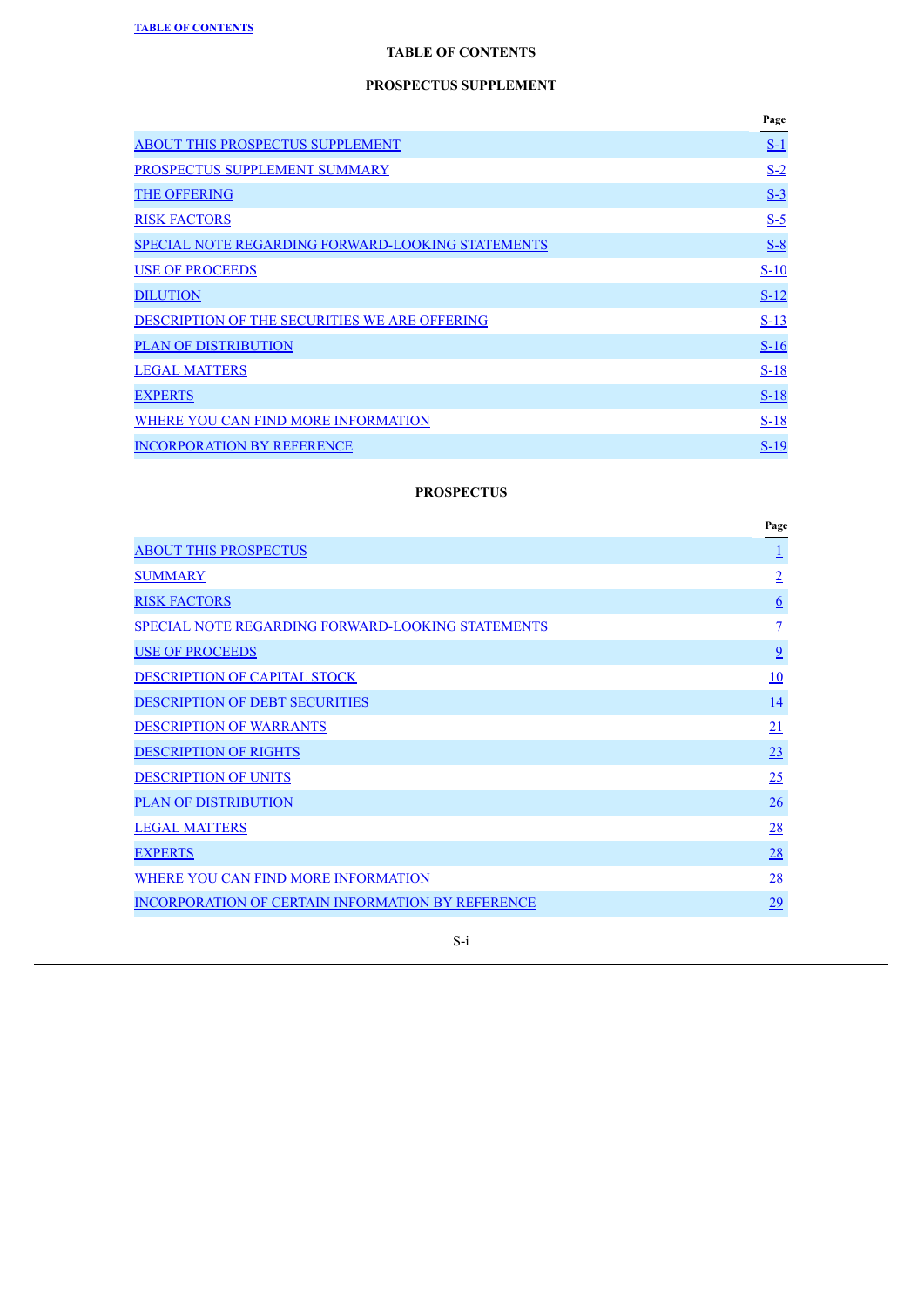## TABLE OF CONTENTS

### PROSPECTUS SUPPLEMENT

| | Page |
|---|---|
| ABOUT THIS PROSPECTUS SUPPLEMENT | S-1 |
| PROSPECTUS SUPPLEMENT SUMMARY | S-2 |
| THE OFFERING | S-3 |
| RISK FACTORS | S-5 |
| SPECIAL NOTE REGARDING FORWARD-LOOKING STATEMENTS | S-8 |
| USE OF PROCEEDS | S-10 |
| DILUTION | S-12 |
| DESCRIPTION OF THE SECURITIES WE ARE OFFERING | S-13 |
| PLAN OF DISTRIBUTION | S-16 |
| LEGAL MATTERS | S-18 |
| EXPERTS | S-18 |
| WHERE YOU CAN FIND MORE INFORMATION | S-18 |
| INCORPORATION BY REFERENCE | S-19 |

### PROSPECTUS

| | Page |
|---|---|
| ABOUT THIS PROSPECTUS | 1 |
| SUMMARY | 2 |
| RISK FACTORS | 6 |
| SPECIAL NOTE REGARDING FORWARD-LOOKING STATEMENTS | 7 |
| USE OF PROCEEDS | 9 |
| DESCRIPTION OF CAPITAL STOCK | 10 |
| DESCRIPTION OF DEBT SECURITIES | 14 |
| DESCRIPTION OF WARRANTS | 21 |
| DESCRIPTION OF RIGHTS | 23 |
| DESCRIPTION OF UNITS | 25 |
| PLAN OF DISTRIBUTION | 26 |
| LEGAL MATTERS | 28 |
| EXPERTS | 28 |
| WHERE YOU CAN FIND MORE INFORMATION | 28 |
| INCORPORATION OF CERTAIN INFORMATION BY REFERENCE | 29 |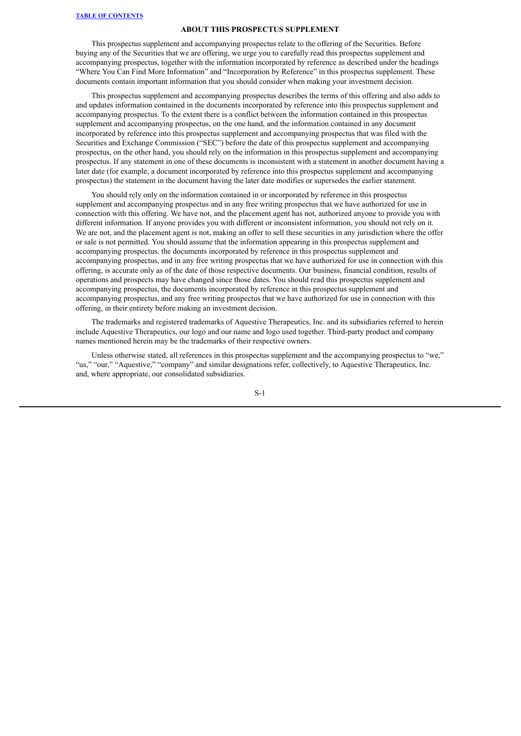## ABOUT THIS PROSPECTUS SUPPLEMENT

This prospectus supplement and accompanying prospectus relate to the offering of the Securities. Before buying any of the Securities that we are offering, we urge you to carefully read this prospectus supplement and accompanying prospectus, together with the information incorporated by reference as described under the headings "Where You Can Find More Information" and "Incorporation by Reference" in this prospectus supplement. These documents contain important information that you should consider when making your investment decision.

This prospectus supplement and accompanying prospectus describes the terms of this offering and also adds to and updates information contained in the documents incorporated by reference into this prospectus supplement and accompanying prospectus. To the extent there is a conflict between the information contained in this prospectus supplement and accompanying prospectus, on the one hand, and the information contained in any document incorporated by reference into this prospectus supplement and accompanying prospectus that was filed with the Securities and Exchange Commission ("SEC") before the date of this prospectus supplement and accompanying prospectus, on the other hand, you should rely on the information in this prospectus supplement and accompanying prospectus. If any statement in one of these documents is inconsistent with a statement in another document having a later date (for example, a document incorporated by reference into this prospectus supplement and accompanying prospectus) the statement in the document having the later date modifies or supersedes the earlier statement.

You should rely only on the information contained in or incorporated by reference in this prospectus supplement and accompanying prospectus and in any free writing prospectus that we have authorized for use in connection with this offering. We have not, and the placement agent has not, authorized anyone to provide you with different information. If anyone provides you with different or inconsistent information, you should not rely on it. We are not, and the placement agent is not, making an offer to sell these securities in any jurisdiction where the offer or sale is not permitted. You should assume that the information appearing in this prospectus supplement and accompanying prospectus, the documents incorporated by reference in this prospectus supplement and accompanying prospectus, and in any free writing prospectus that we have authorized for use in connection with this offering, is accurate only as of the date of those respective documents. Our business, financial condition, results of operations and prospects may have changed since those dates. You should read this prospectus supplement and accompanying prospectus, the documents incorporated by reference in this prospectus supplement and accompanying prospectus, and any free writing prospectus that we have authorized for use in connection with this offering, in their entirety before making an investment decision.

The trademarks and registered trademarks of Aquestive Therapeutics, Inc. and its subsidiaries referred to herein include Aquestive Therapeutics, our logo and our name and logo used together. Third-party product and company names mentioned herein may be the trademarks of their respective owners.

Unless otherwise stated, all references in this prospectus supplement and the accompanying prospectus to "we," "us," "our," "Aquestive," "company" and similar designations refer, collectively, to Aquestive Therapeutics, Inc. and, where appropriate, our consolidated subsidiaries.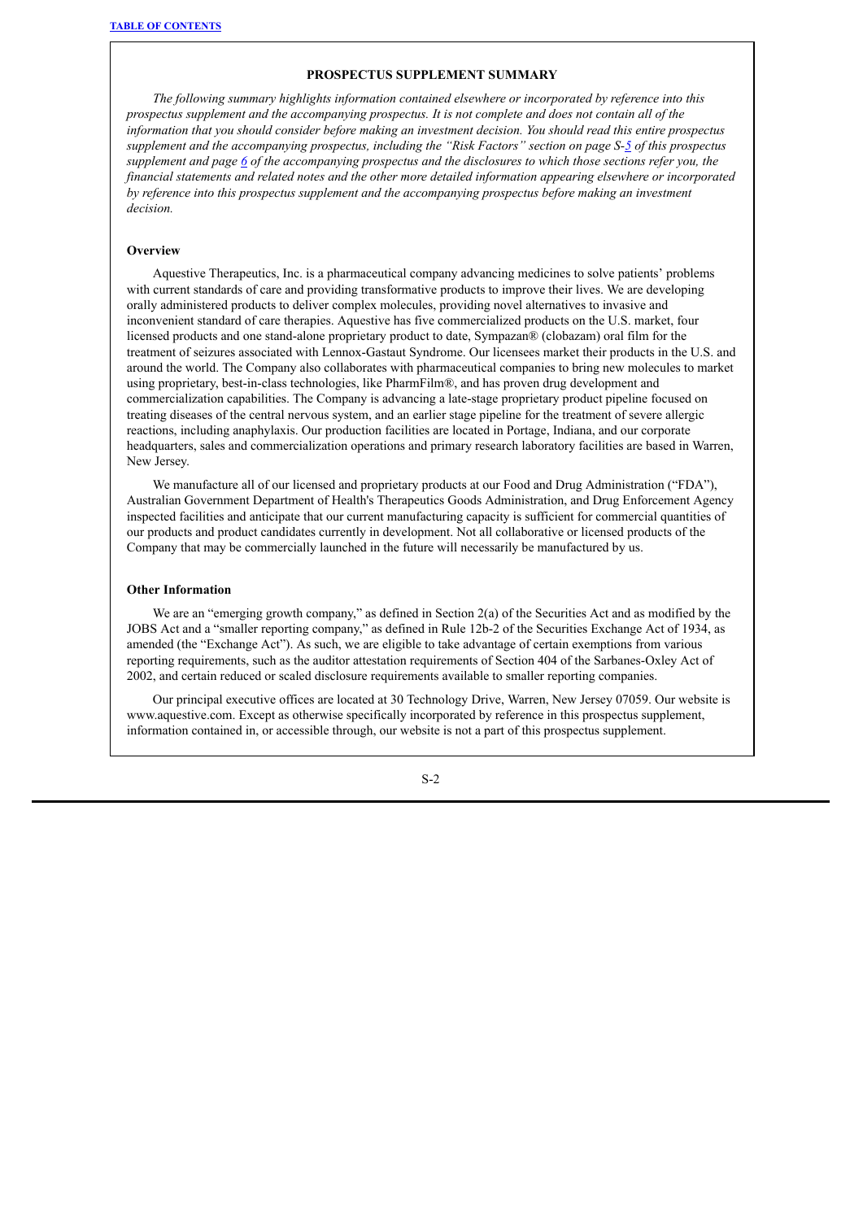## PROSPECTUS SUPPLEMENT SUMMARY

*The following summary highlights information contained elsewhere or incorporated by reference into this prospectus supplement and the accompanying prospectus. It is not complete and does not contain all of the information that you should consider before making an investment decision. You should read this entire prospectus supplement and the accompanying prospectus, including the "Risk Factors" section on page S-5 of this prospectus supplement and page 6 of the accompanying prospectus and the disclosures to which those sections refer you, the financial statements and related notes and the other more detailed information appearing elsewhere or incorporated by reference into this prospectus supplement and the accompanying prospectus before making an investment decision.*

### Overview

Aquestive Therapeutics, Inc. is a pharmaceutical company advancing medicines to solve patients' problems with current standards of care and providing transformative products to improve their lives. We are developing orally administered products to deliver complex molecules, providing novel alternatives to invasive and inconvenient standard of care therapies. Aquestive has five commercialized products on the U.S. market, four licensed products and one stand-alone proprietary product to date, Sympazan® (clobazam) oral film for the treatment of seizures associated with Lennox-Gastaut Syndrome. Our licensees market their products in the U.S. and around the world. The Company also collaborates with pharmaceutical companies to bring new molecules to market using proprietary, best-in-class technologies, like PharmFilm®, and has proven drug development and commercialization capabilities. The Company is advancing a late-stage proprietary product pipeline focused on treating diseases of the central nervous system, and an earlier stage pipeline for the treatment of severe allergic reactions, including anaphylaxis. Our production facilities are located in Portage, Indiana, and our corporate headquarters, sales and commercialization operations and primary research laboratory facilities are based in Warren, New Jersey.

We manufacture all of our licensed and proprietary products at our Food and Drug Administration ("FDA"), Australian Government Department of Health's Therapeutics Goods Administration, and Drug Enforcement Agency inspected facilities and anticipate that our current manufacturing capacity is sufficient for commercial quantities of our products and product candidates currently in development. Not all collaborative or licensed products of the Company that may be commercially launched in the future will necessarily be manufactured by us.

### Other Information

We are an "emerging growth company," as defined in Section 2(a) of the Securities Act and as modified by the JOBS Act and a "smaller reporting company," as defined in Rule 12b-2 of the Securities Exchange Act of 1934, as amended (the "Exchange Act"). As such, we are eligible to take advantage of certain exemptions from various reporting requirements, such as the auditor attestation requirements of Section 404 of the Sarbanes-Oxley Act of 2002, and certain reduced or scaled disclosure requirements available to smaller reporting companies.

Our principal executive offices are located at 30 Technology Drive, Warren, New Jersey 07059. Our website is www.aquestive.com. Except as otherwise specifically incorporated by reference in this prospectus supplement, information contained in, or accessible through, our website is not a part of this prospectus supplement.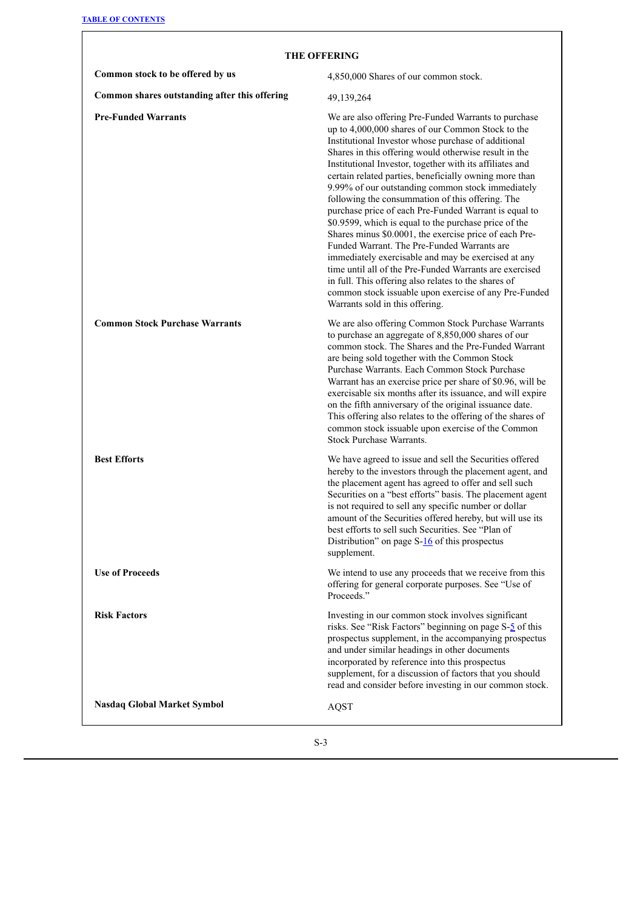## THE OFFERING

| | |
|---|---|
| **Common stock to be offered by us** | 4,850,000 Shares of our common stock. |
| **Common shares outstanding after this offering** | 49,139,264 |
| **Pre-Funded Warrants** | We are also offering Pre-Funded Warrants to purchase up to 4,000,000 shares of our Common Stock to the Institutional Investor whose purchase of additional Shares in this offering would otherwise result in the Institutional Investor, together with its affiliates and certain related parties, beneficially owning more than 9.99% of our outstanding common stock immediately following the consummation of this offering. The purchase price of each Pre-Funded Warrant is equal to $0.9599, which is equal to the purchase price of the Shares minus $0.0001, the exercise price of each Pre-Funded Warrant. The Pre-Funded Warrants are immediately exercisable and may be exercised at any time until all of the Pre-Funded Warrants are exercised in full. This offering also relates to the shares of common stock issuable upon exercise of any Pre-Funded Warrants sold in this offering. |
| **Common Stock Purchase Warrants** | We are also offering Common Stock Purchase Warrants to purchase an aggregate of 8,850,000 shares of our common stock. The Shares and the Pre-Funded Warrant are being sold together with the Common Stock Purchase Warrants. Each Common Stock Purchase Warrant has an exercise price per share of $0.96, will be exercisable six months after its issuance, and will expire on the fifth anniversary of the original issuance date. This offering also relates to the offering of the shares of common stock issuable upon exercise of the Common Stock Purchase Warrants. |
| **Best Efforts** | We have agreed to issue and sell the Securities offered hereby to the investors through the placement agent, and the placement agent has agreed to offer and sell such Securities on a "best efforts" basis. The placement agent is not required to sell any specific number or dollar amount of the Securities offered hereby, but will use its best efforts to sell such Securities. See "Plan of Distribution" on page S-16 of this prospectus supplement. |
| **Use of Proceeds** | We intend to use any proceeds that we receive from this offering for general corporate purposes. See "Use of Proceeds." |
| **Risk Factors** | Investing in our common stock involves significant risks. See "Risk Factors" beginning on page S-5 of this prospectus supplement, in the accompanying prospectus and under similar headings in other documents incorporated by reference into this prospectus supplement, for a discussion of factors that you should read and consider before investing in our common stock. |
| **Nasdaq Global Market Symbol** | AQST |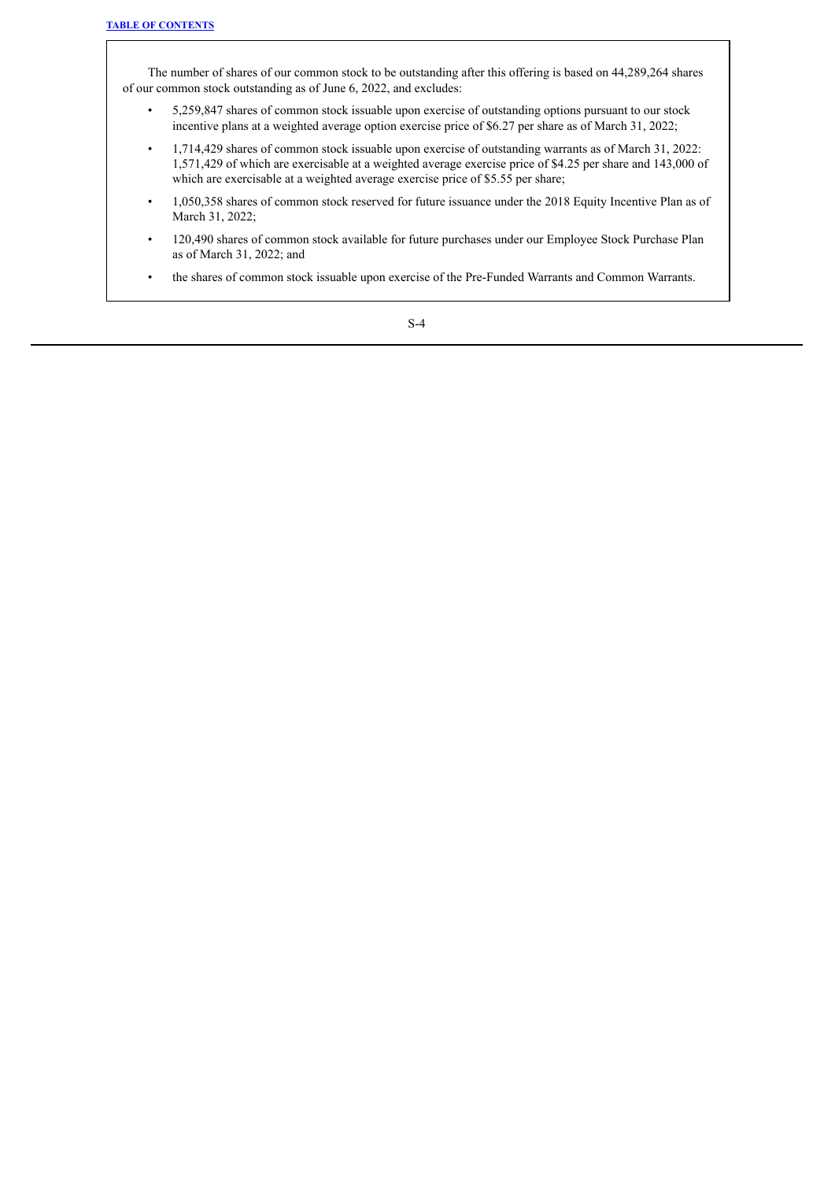The number of shares of our common stock to be outstanding after this offering is based on 44,289,264 shares of our common stock outstanding as of June 6, 2022, and excludes:

- 5,259,847 shares of common stock issuable upon exercise of outstanding options pursuant to our stock incentive plans at a weighted average option exercise price of $6.27 per share as of March 31, 2022;
- 1,714,429 shares of common stock issuable upon exercise of outstanding warrants as of March 31, 2022: 1,571,429 of which are exercisable at a weighted average exercise price of $4.25 per share and 143,000 of which are exercisable at a weighted average exercise price of $5.55 per share;
- 1,050,358 shares of common stock reserved for future issuance under the 2018 Equity Incentive Plan as of March 31, 2022;
- 120,490 shares of common stock available for future purchases under our Employee Stock Purchase Plan as of March 31, 2022; and
- the shares of common stock issuable upon exercise of the Pre-Funded Warrants and Common Warrants.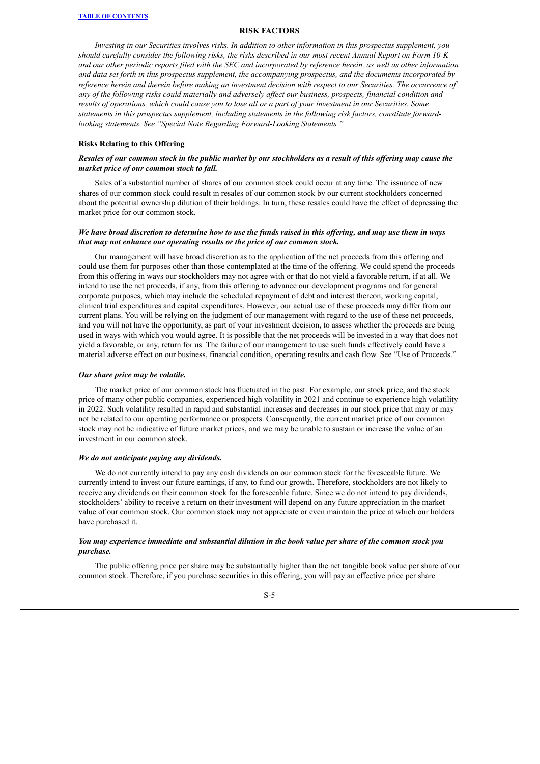## RISK FACTORS

*Investing in our Securities involves risks. In addition to other information in this prospectus supplement, you should carefully consider the following risks, the risks described in our most recent Annual Report on Form 10-K and our other periodic reports filed with the SEC and incorporated by reference herein, as well as other information and data set forth in this prospectus supplement, the accompanying prospectus, and the documents incorporated by reference herein and therein before making an investment decision with respect to our Securities. The occurrence of any of the following risks could materially and adversely affect our business, prospects, financial condition and results of operations, which could cause you to lose all or a part of your investment in our Securities. Some statements in this prospectus supplement, including statements in the following risk factors, constitute forward-looking statements. See "Special Note Regarding Forward-Looking Statements."*

### Risks Relating to this Offering

***Resales of our common stock in the public market by our stockholders as a result of this offering may cause the market price of our common stock to fall.***

Sales of a substantial number of shares of our common stock could occur at any time. The issuance of new shares of our common stock could result in resales of our common stock by our current stockholders concerned about the potential ownership dilution of their holdings. In turn, these resales could have the effect of depressing the market price for our common stock.

***We have broad discretion to determine how to use the funds raised in this offering, and may use them in ways that may not enhance our operating results or the price of our common stock.***

Our management will have broad discretion as to the application of the net proceeds from this offering and could use them for purposes other than those contemplated at the time of the offering. We could spend the proceeds from this offering in ways our stockholders may not agree with or that do not yield a favorable return, if at all. We intend to use the net proceeds, if any, from this offering to advance our development programs and for general corporate purposes, which may include the scheduled repayment of debt and interest thereon, working capital, clinical trial expenditures and capital expenditures. However, our actual use of these proceeds may differ from our current plans. You will be relying on the judgment of our management with regard to the use of these net proceeds, and you will not have the opportunity, as part of your investment decision, to assess whether the proceeds are being used in ways with which you would agree. It is possible that the net proceeds will be invested in a way that does not yield a favorable, or any, return for us. The failure of our management to use such funds effectively could have a material adverse effect on our business, financial condition, operating results and cash flow. See "Use of Proceeds."

***Our share price may be volatile.***

The market price of our common stock has fluctuated in the past. For example, our stock price, and the stock price of many other public companies, experienced high volatility in 2021 and continue to experience high volatility in 2022. Such volatility resulted in rapid and substantial increases and decreases in our stock price that may or may not be related to our operating performance or prospects. Consequently, the current market price of our common stock may not be indicative of future market prices, and we may be unable to sustain or increase the value of an investment in our common stock.

***We do not anticipate paying any dividends.***

We do not currently intend to pay any cash dividends on our common stock for the foreseeable future. We currently intend to invest our future earnings, if any, to fund our growth. Therefore, stockholders are not likely to receive any dividends on their common stock for the foreseeable future. Since we do not intend to pay dividends, stockholders' ability to receive a return on their investment will depend on any future appreciation in the market value of our common stock. Our common stock may not appreciate or even maintain the price at which our holders have purchased it.

***You may experience immediate and substantial dilution in the book value per share of the common stock you purchase.***

The public offering price per share may be substantially higher than the net tangible book value per share of our common stock. Therefore, if you purchase securities in this offering, you will pay an effective price per share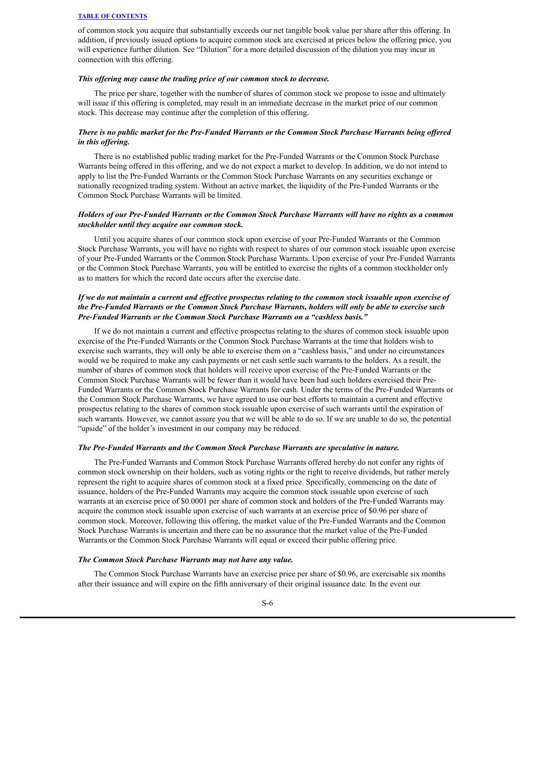of common stock you acquire that substantially exceeds our net tangible book value per share after this offering. In addition, if previously issued options to acquire common stock are exercised at prices below the offering price, you will experience further dilution. See "Dilution" for a more detailed discussion of the dilution you may incur in connection with this offering.

***This offering may cause the trading price of our common stock to decrease.***

The price per share, together with the number of shares of common stock we propose to issue and ultimately will issue if this offering is completed, may result in an immediate decrease in the market price of our common stock. This decrease may continue after the completion of this offering.

***There is no public market for the Pre-Funded Warrants or the Common Stock Purchase Warrants being offered in this offering.***

There is no established public trading market for the Pre-Funded Warrants or the Common Stock Purchase Warrants being offered in this offering, and we do not expect a market to develop. In addition, we do not intend to apply to list the Pre-Funded Warrants or the Common Stock Purchase Warrants on any securities exchange or nationally recognized trading system. Without an active market, the liquidity of the Pre-Funded Warrants or the Common Stock Purchase Warrants will be limited.

***Holders of our Pre-Funded Warrants or the Common Stock Purchase Warrants will have no rights as a common stockholder until they acquire our common stock.***

Until you acquire shares of our common stock upon exercise of your Pre-Funded Warrants or the Common Stock Purchase Warrants, you will have no rights with respect to shares of our common stock issuable upon exercise of your Pre-Funded Warrants or the Common Stock Purchase Warrants. Upon exercise of your Pre-Funded Warrants or the Common Stock Purchase Warrants, you will be entitled to exercise the rights of a common stockholder only as to matters for which the record date occurs after the exercise date.

***If we do not maintain a current and effective prospectus relating to the common stock issuable upon exercise of the Pre-Funded Warrants or the Common Stock Purchase Warrants, holders will only be able to exercise such Pre-Funded Warrants or the Common Stock Purchase Warrants on a "cashless basis."***

If we do not maintain a current and effective prospectus relating to the shares of common stock issuable upon exercise of the Pre-Funded Warrants or the Common Stock Purchase Warrants at the time that holders wish to exercise such warrants, they will only be able to exercise them on a "cashless basis," and under no circumstances would we be required to make any cash payments or net cash settle such warrants to the holders. As a result, the number of shares of common stock that holders will receive upon exercise of the Pre-Funded Warrants or the Common Stock Purchase Warrants will be fewer than it would have been had such holders exercised their Pre-Funded Warrants or the Common Stock Purchase Warrants for cash. Under the terms of the Pre-Funded Warrants or the Common Stock Purchase Warrants, we have agreed to use our best efforts to maintain a current and effective prospectus relating to the shares of common stock issuable upon exercise of such warrants until the expiration of such warrants. However, we cannot assure you that we will be able to do so. If we are unable to do so, the potential "upside" of the holder's investment in our company may be reduced.

***The Pre-Funded Warrants and the Common Stock Purchase Warrants are speculative in nature.***

The Pre-Funded Warrants and Common Stock Purchase Warrants offered hereby do not confer any rights of common stock ownership on their holders, such as voting rights or the right to receive dividends, but rather merely represent the right to acquire shares of common stock at a fixed price. Specifically, commencing on the date of issuance, holders of the Pre-Funded Warrants may acquire the common stock issuable upon exercise of such warrants at an exercise price of $0.0001 per share of common stock and holders of the Pre-Funded Warrants may acquire the common stock issuable upon exercise of such warrants at an exercise price of $0.96 per share of common stock. Moreover, following this offering, the market value of the Pre-Funded Warrants and the Common Stock Purchase Warrants is uncertain and there can be no assurance that the market value of the Pre-Funded Warrants or the Common Stock Purchase Warrants will equal or exceed their public offering price.

***The Common Stock Purchase Warrants may not have any value.***

The Common Stock Purchase Warrants have an exercise price per share of $0.96, are exercisable six months after their issuance and will expire on the fifth anniversary of their original issuance date. In the event our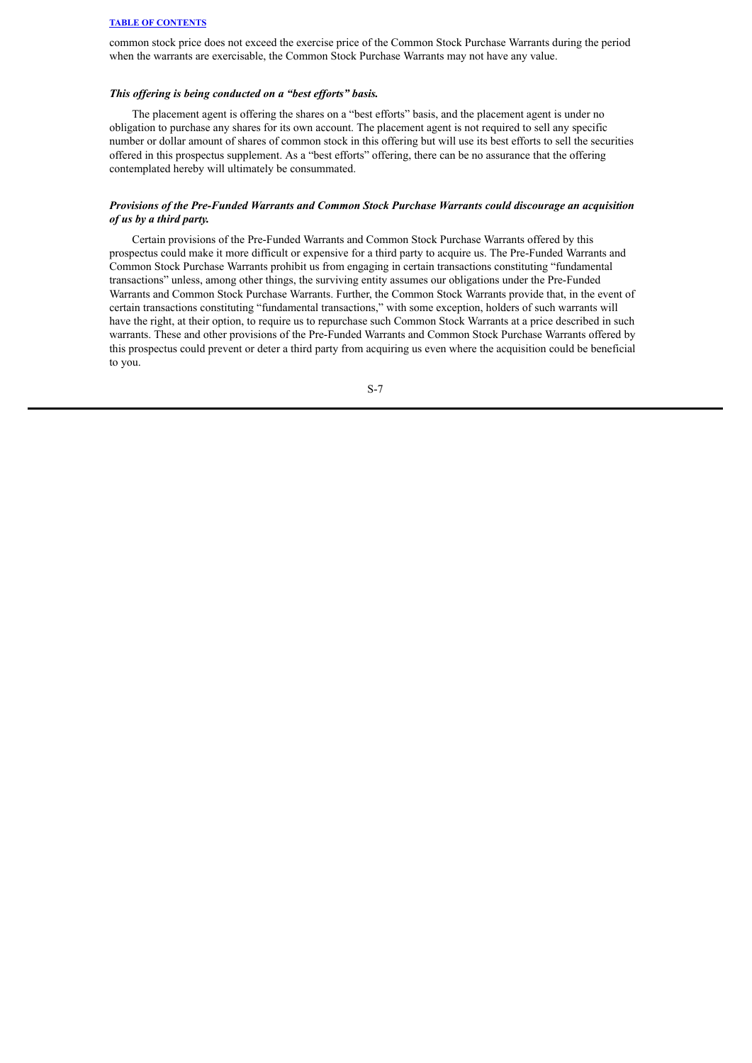common stock price does not exceed the exercise price of the Common Stock Purchase Warrants during the period when the warrants are exercisable, the Common Stock Purchase Warrants may not have any value.

***This offering is being conducted on a "best efforts" basis.***

The placement agent is offering the shares on a "best efforts" basis, and the placement agent is under no obligation to purchase any shares for its own account. The placement agent is not required to sell any specific number or dollar amount of shares of common stock in this offering but will use its best efforts to sell the securities offered in this prospectus supplement. As a "best efforts" offering, there can be no assurance that the offering contemplated hereby will ultimately be consummated.

***Provisions of the Pre-Funded Warrants and Common Stock Purchase Warrants could discourage an acquisition of us by a third party.***

Certain provisions of the Pre-Funded Warrants and Common Stock Purchase Warrants offered by this prospectus could make it more difficult or expensive for a third party to acquire us. The Pre-Funded Warrants and Common Stock Purchase Warrants prohibit us from engaging in certain transactions constituting "fundamental transactions" unless, among other things, the surviving entity assumes our obligations under the Pre-Funded Warrants and Common Stock Purchase Warrants. Further, the Common Stock Warrants provide that, in the event of certain transactions constituting "fundamental transactions," with some exception, holders of such warrants will have the right, at their option, to require us to repurchase such Common Stock Warrants at a price described in such warrants. These and other provisions of the Pre-Funded Warrants and Common Stock Purchase Warrants offered by this prospectus could prevent or deter a third party from acquiring us even where the acquisition could be beneficial to you.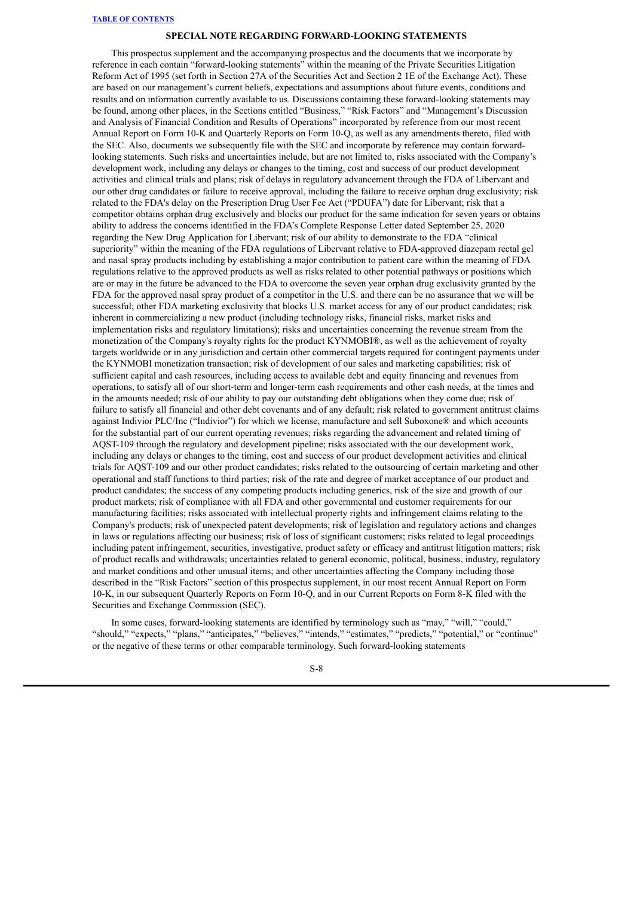## SPECIAL NOTE REGARDING FORWARD-LOOKING STATEMENTS

This prospectus supplement and the accompanying prospectus and the documents that we incorporate by reference in each contain "forward-looking statements" within the meaning of the Private Securities Litigation Reform Act of 1995 (set forth in Section 27A of the Securities Act and Section 2 1E of the Exchange Act). These are based on our management's current beliefs, expectations and assumptions about future events, conditions and results and on information currently available to us. Discussions containing these forward-looking statements may be found, among other places, in the Sections entitled "Business," "Risk Factors" and "Management's Discussion and Analysis of Financial Condition and Results of Operations" incorporated by reference from our most recent Annual Report on Form 10-K and Quarterly Reports on Form 10-Q, as well as any amendments thereto, filed with the SEC. Also, documents we subsequently file with the SEC and incorporate by reference may contain forward-looking statements. Such risks and uncertainties include, but are not limited to, risks associated with the Company's development work, including any delays or changes to the timing, cost and success of our product development activities and clinical trials and plans; risk of delays in regulatory advancement through the FDA of Libervant and our other drug candidates or failure to receive approval, including the failure to receive orphan drug exclusivity; risk related to the FDA's delay on the Prescription Drug User Fee Act ("PDUFA") date for Libervant; risk that a competitor obtains orphan drug exclusively and blocks our product for the same indication for seven years or obtains ability to address the concerns identified in the FDA's Complete Response Letter dated September 25, 2020 regarding the New Drug Application for Libervant; risk of our ability to demonstrate to the FDA "clinical superiority" within the meaning of the FDA regulations of Libervant relative to FDA-approved diazepam rectal gel and nasal spray products including by establishing a major contribution to patient care within the meaning of FDA regulations relative to the approved products as well as risks related to other potential pathways or positions which are or may in the future be advanced to the FDA to overcome the seven year orphan drug exclusivity granted by the FDA for the approved nasal spray product of a competitor in the U.S. and there can be no assurance that we will be successful; other FDA marketing exclusivity that blocks U.S. market access for any of our product candidates; risk inherent in commercializing a new product (including technology risks, financial risks, market risks and implementation risks and regulatory limitations); risks and uncertainties concerning the revenue stream from the monetization of the Company's royalty rights for the product KYNMOBI®, as well as the achievement of royalty targets worldwide or in any jurisdiction and certain other commercial targets required for contingent payments under the KYNMOBI monetization transaction; risk of development of our sales and marketing capabilities; risk of sufficient capital and cash resources, including access to available debt and equity financing and revenues from operations, to satisfy all of our short-term and longer-term cash requirements and other cash needs, at the times and in the amounts needed; risk of our ability to pay our outstanding debt obligations when they come due; risk of failure to satisfy all financial and other debt covenants and of any default; risk related to government antitrust claims against Indivior PLC/Inc ("Indivior") for which we license, manufacture and sell Suboxone® and which accounts for the substantial part of our current operating revenues; risks regarding the advancement and related timing of AQST-109 through the regulatory and development pipeline; risks associated with the our development work, including any delays or changes to the timing, cost and success of our product development activities and clinical trials for AQST-109 and our other product candidates; risks related to the outsourcing of certain marketing and other operational and staff functions to third parties; risk of the rate and degree of market acceptance of our product and product candidates; the success of any competing products including generics, risk of the size and growth of our product markets; risk of compliance with all FDA and other governmental and customer requirements for our manufacturing facilities; risks associated with intellectual property rights and infringement claims relating to the Company's products; risk of unexpected patent developments; risk of legislation and regulatory actions and changes in laws or regulations affecting our business; risk of loss of significant customers; risks related to legal proceedings including patent infringement, securities, investigative, product safety or efficacy and antitrust litigation matters; risk of product recalls and withdrawals; uncertainties related to general economic, political, business, industry, regulatory and market conditions and other unusual items; and other uncertainties affecting the Company including those described in the "Risk Factors" section of this prospectus supplement, in our most recent Annual Report on Form 10-K, in our subsequent Quarterly Reports on Form 10-Q, and in our Current Reports on Form 8-K filed with the Securities and Exchange Commission (SEC).

In some cases, forward-looking statements are identified by terminology such as "may," "will," "could," "should," "expects," "plans," "anticipates," "believes," "intends," "estimates," "predicts," "potential," or "continue" or the negative of these terms or other comparable terminology. Such forward-looking statements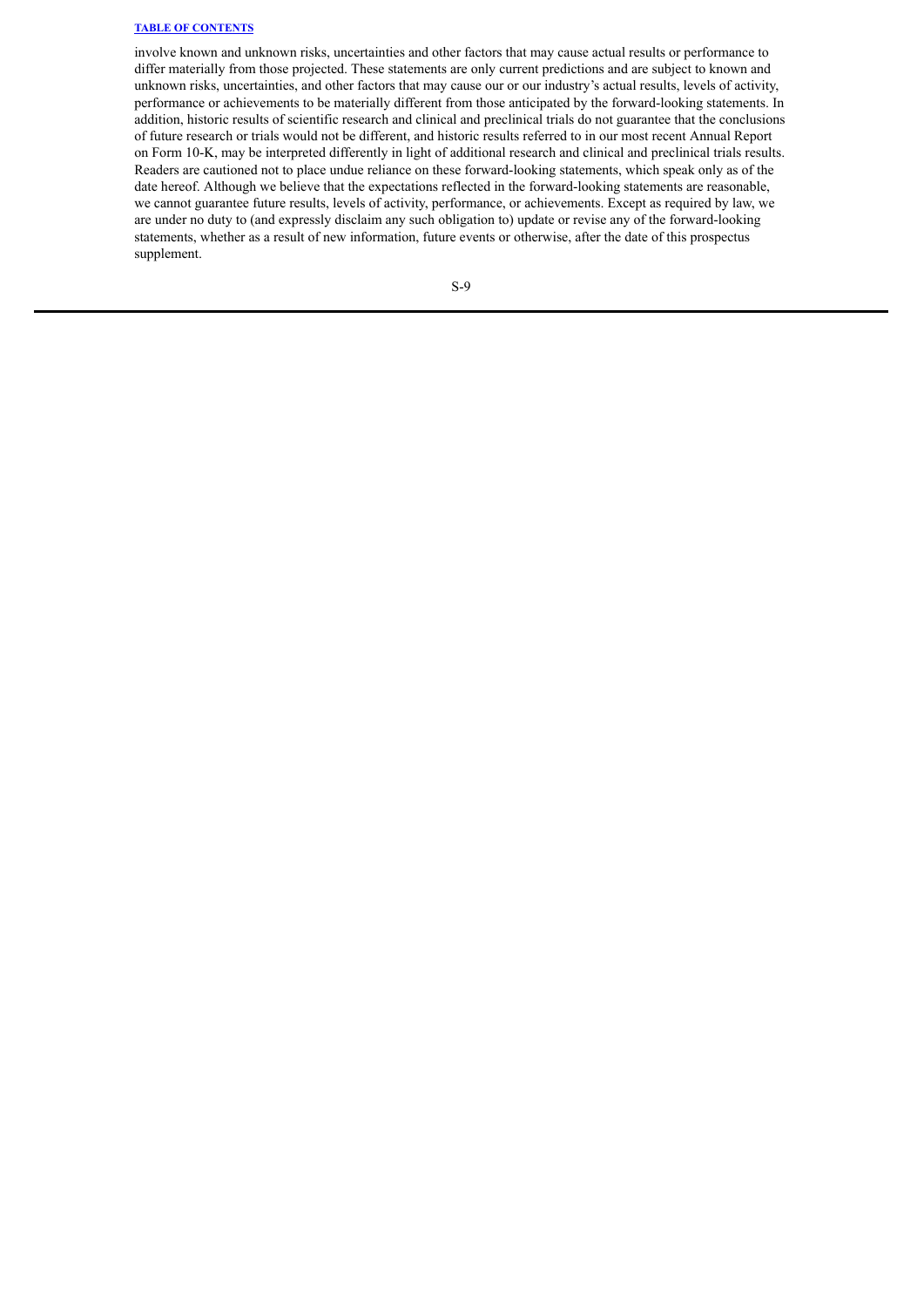involve known and unknown risks, uncertainties and other factors that may cause actual results or performance to differ materially from those projected. These statements are only current predictions and are subject to known and unknown risks, uncertainties, and other factors that may cause our or our industry's actual results, levels of activity, performance or achievements to be materially different from those anticipated by the forward-looking statements. In addition, historic results of scientific research and clinical and preclinical trials do not guarantee that the conclusions of future research or trials would not be different, and historic results referred to in our most recent Annual Report on Form 10-K, may be interpreted differently in light of additional research and clinical and preclinical trials results. Readers are cautioned not to place undue reliance on these forward-looking statements, which speak only as of the date hereof. Although we believe that the expectations reflected in the forward-looking statements are reasonable, we cannot guarantee future results, levels of activity, performance, or achievements. Except as required by law, we are under no duty to (and expressly disclaim any such obligation to) update or revise any of the forward-looking statements, whether as a result of new information, future events or otherwise, after the date of this prospectus supplement.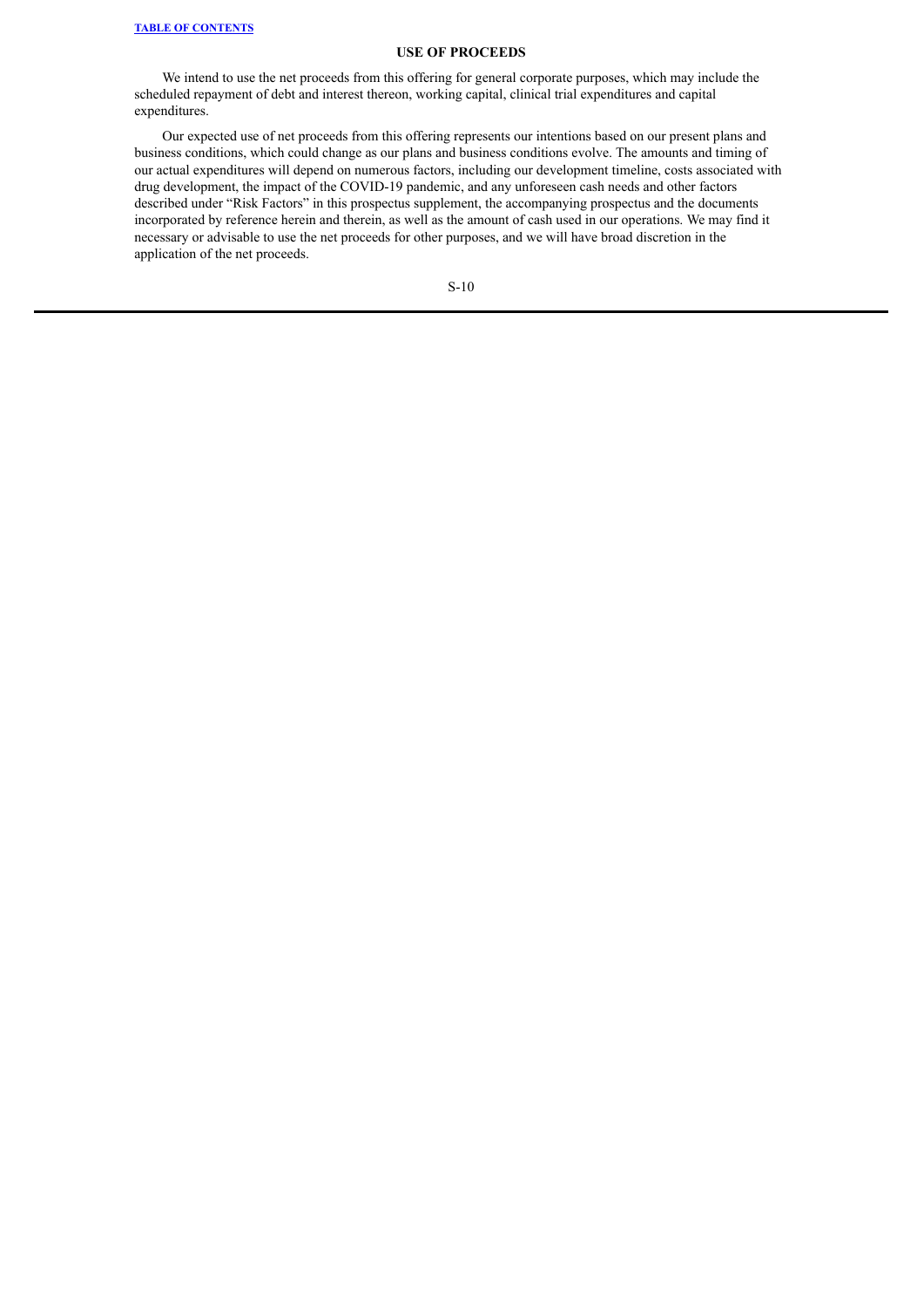## USE OF PROCEEDS

We intend to use the net proceeds from this offering for general corporate purposes, which may include the scheduled repayment of debt and interest thereon, working capital, clinical trial expenditures and capital expenditures.

Our expected use of net proceeds from this offering represents our intentions based on our present plans and business conditions, which could change as our plans and business conditions evolve. The amounts and timing of our actual expenditures will depend on numerous factors, including our development timeline, costs associated with drug development, the impact of the COVID-19 pandemic, and any unforeseen cash needs and other factors described under "Risk Factors" in this prospectus supplement, the accompanying prospectus and the documents incorporated by reference herein and therein, as well as the amount of cash used in our operations. We may find it necessary or advisable to use the net proceeds for other purposes, and we will have broad discretion in the application of the net proceeds.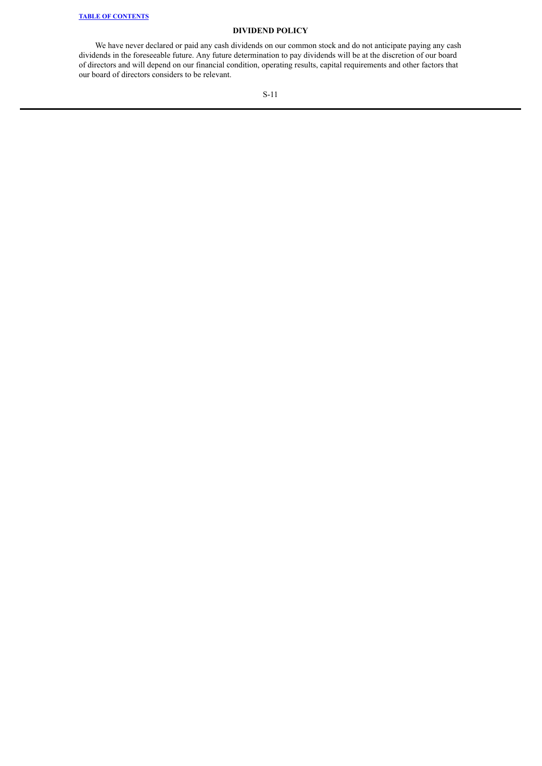## DIVIDEND POLICY

We have never declared or paid any cash dividends on our common stock and do not anticipate paying any cash dividends in the foreseeable future. Any future determination to pay dividends will be at the discretion of our board of directors and will depend on our financial condition, operating results, capital requirements and other factors that our board of directors considers to be relevant.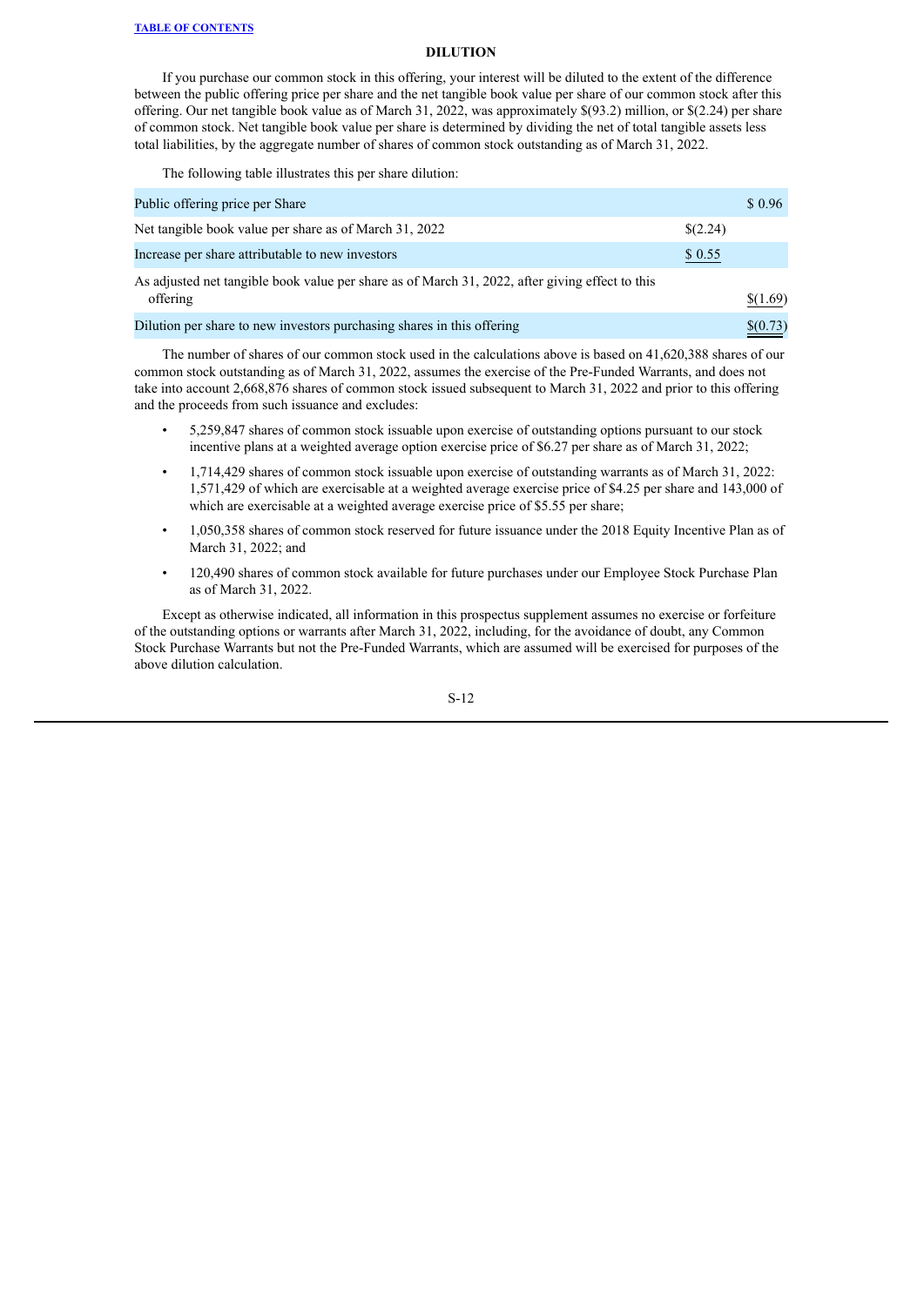## DILUTION

If you purchase our common stock in this offering, your interest will be diluted to the extent of the difference between the public offering price per share and the net tangible book value per share of our common stock after this offering. Our net tangible book value as of March 31, 2022, was approximately $(93.2) million, or $(2.24) per share of common stock. Net tangible book value per share is determined by dividing the net of total tangible assets less total liabilities, by the aggregate number of shares of common stock outstanding as of March 31, 2022.

The following table illustrates this per share dilution:

| | | |
|---|---|---|
| Public offering price per Share | | $ 0.96 |
| Net tangible book value per share as of March 31, 2022 | $(2.24) | |
| Increase per share attributable to new investors | $ 0.55 | |
| As adjusted net tangible book value per share as of March 31, 2022, after giving effect to this offering | | $(1.69) |
| Dilution per share to new investors purchasing shares in this offering | | $(0.73) |

The number of shares of our common stock used in the calculations above is based on 41,620,388 shares of our common stock outstanding as of March 31, 2022, assumes the exercise of the Pre-Funded Warrants, and does not take into account 2,668,876 shares of common stock issued subsequent to March 31, 2022 and prior to this offering and the proceeds from such issuance and excludes:

- 5,259,847 shares of common stock issuable upon exercise of outstanding options pursuant to our stock incentive plans at a weighted average option exercise price of $6.27 per share as of March 31, 2022;
- 1,714,429 shares of common stock issuable upon exercise of outstanding warrants as of March 31, 2022: 1,571,429 of which are exercisable at a weighted average exercise price of $4.25 per share and 143,000 of which are exercisable at a weighted average exercise price of $5.55 per share;
- 1,050,358 shares of common stock reserved for future issuance under the 2018 Equity Incentive Plan as of March 31, 2022; and
- 120,490 shares of common stock available for future purchases under our Employee Stock Purchase Plan as of March 31, 2022.

Except as otherwise indicated, all information in this prospectus supplement assumes no exercise or forfeiture of the outstanding options or warrants after March 31, 2022, including, for the avoidance of doubt, any Common Stock Purchase Warrants but not the Pre-Funded Warrants, which are assumed will be exercised for purposes of the above dilution calculation.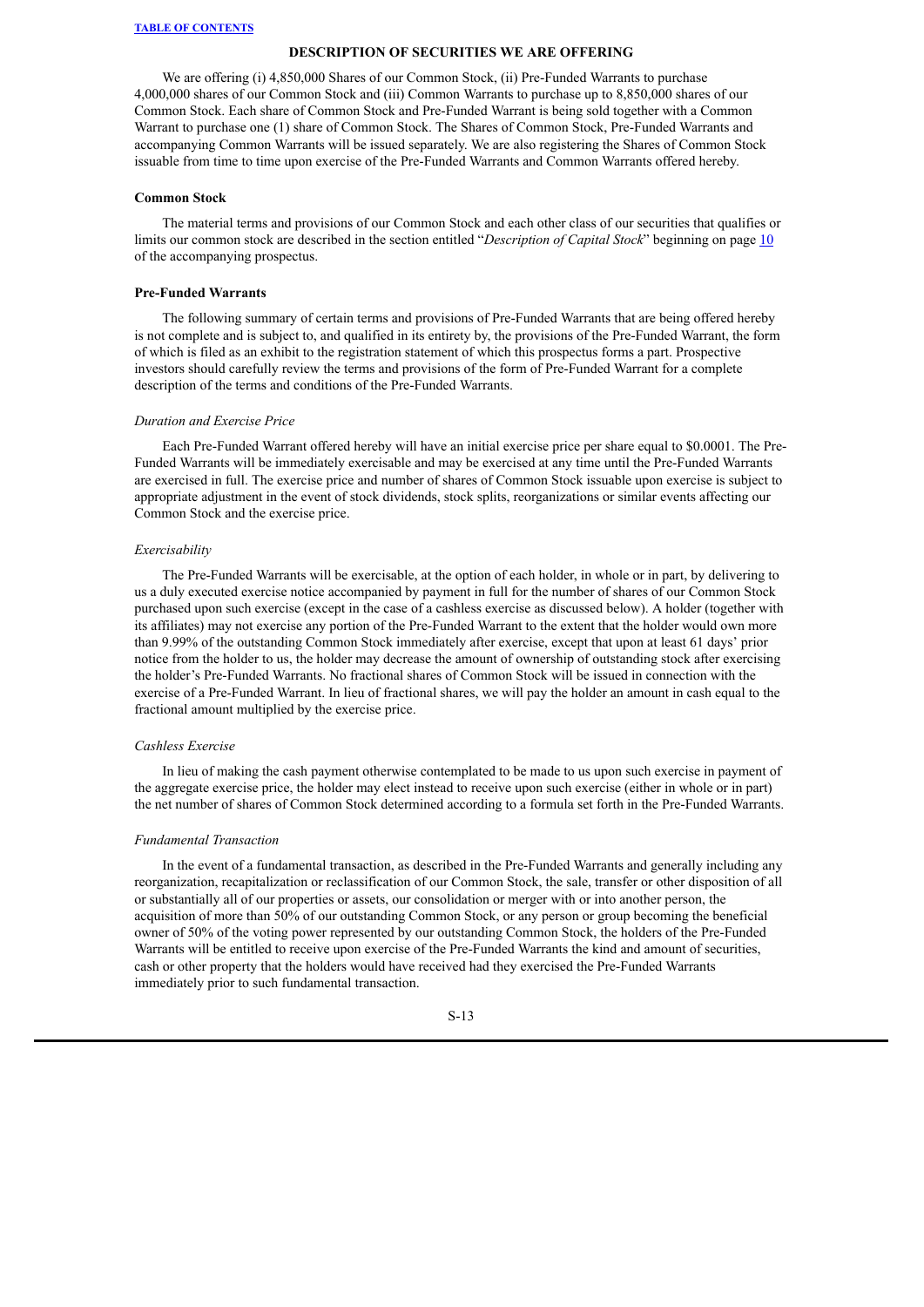## DESCRIPTION OF SECURITIES WE ARE OFFERING

We are offering (i) 4,850,000 Shares of our Common Stock, (ii) Pre-Funded Warrants to purchase 4,000,000 shares of our Common Stock and (iii) Common Warrants to purchase up to 8,850,000 shares of our Common Stock. Each share of Common Stock and Pre-Funded Warrant is being sold together with a Common Warrant to purchase one (1) share of Common Stock. The Shares of Common Stock, Pre-Funded Warrants and accompanying Common Warrants will be issued separately. We are also registering the Shares of Common Stock issuable from time to time upon exercise of the Pre-Funded Warrants and Common Warrants offered hereby.

### Common Stock

The material terms and provisions of our Common Stock and each other class of our securities that qualifies or limits our common stock are described in the section entitled "*Description of Capital Stock*" beginning on page 10 of the accompanying prospectus.

### Pre-Funded Warrants

The following summary of certain terms and provisions of Pre-Funded Warrants that are being offered hereby is not complete and is subject to, and qualified in its entirety by, the provisions of the Pre-Funded Warrant, the form of which is filed as an exhibit to the registration statement of which this prospectus forms a part. Prospective investors should carefully review the terms and provisions of the form of Pre-Funded Warrant for a complete description of the terms and conditions of the Pre-Funded Warrants.

*Duration and Exercise Price*

Each Pre-Funded Warrant offered hereby will have an initial exercise price per share equal to $0.0001. The Pre-Funded Warrants will be immediately exercisable and may be exercised at any time until the Pre-Funded Warrants are exercised in full. The exercise price and number of shares of Common Stock issuable upon exercise is subject to appropriate adjustment in the event of stock dividends, stock splits, reorganizations or similar events affecting our Common Stock and the exercise price.

*Exercisability*

The Pre-Funded Warrants will be exercisable, at the option of each holder, in whole or in part, by delivering to us a duly executed exercise notice accompanied by payment in full for the number of shares of our Common Stock purchased upon such exercise (except in the case of a cashless exercise as discussed below). A holder (together with its affiliates) may not exercise any portion of the Pre-Funded Warrant to the extent that the holder would own more than 9.99% of the outstanding Common Stock immediately after exercise, except that upon at least 61 days' prior notice from the holder to us, the holder may decrease the amount of ownership of outstanding stock after exercising the holder's Pre-Funded Warrants. No fractional shares of Common Stock will be issued in connection with the exercise of a Pre-Funded Warrant. In lieu of fractional shares, we will pay the holder an amount in cash equal to the fractional amount multiplied by the exercise price.

*Cashless Exercise*

In lieu of making the cash payment otherwise contemplated to be made to us upon such exercise in payment of the aggregate exercise price, the holder may elect instead to receive upon such exercise (either in whole or in part) the net number of shares of Common Stock determined according to a formula set forth in the Pre-Funded Warrants.

*Fundamental Transaction*

In the event of a fundamental transaction, as described in the Pre-Funded Warrants and generally including any reorganization, recapitalization or reclassification of our Common Stock, the sale, transfer or other disposition of all or substantially all of our properties or assets, our consolidation or merger with or into another person, the acquisition of more than 50% of our outstanding Common Stock, or any person or group becoming the beneficial owner of 50% of the voting power represented by our outstanding Common Stock, the holders of the Pre-Funded Warrants will be entitled to receive upon exercise of the Pre-Funded Warrants the kind and amount of securities, cash or other property that the holders would have received had they exercised the Pre-Funded Warrants immediately prior to such fundamental transaction.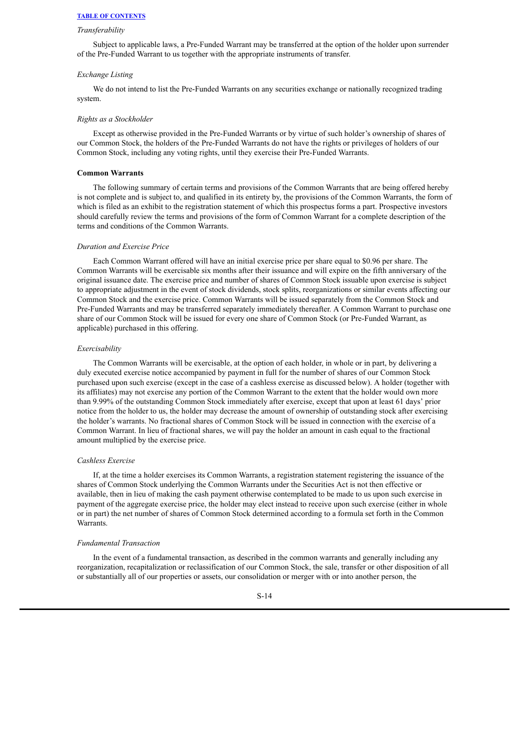*Transferability*

Subject to applicable laws, a Pre-Funded Warrant may be transferred at the option of the holder upon surrender of the Pre-Funded Warrant to us together with the appropriate instruments of transfer.

*Exchange Listing*

We do not intend to list the Pre-Funded Warrants on any securities exchange or nationally recognized trading system.

*Rights as a Stockholder*

Except as otherwise provided in the Pre-Funded Warrants or by virtue of such holder's ownership of shares of our Common Stock, the holders of the Pre-Funded Warrants do not have the rights or privileges of holders of our Common Stock, including any voting rights, until they exercise their Pre-Funded Warrants.

**Common Warrants**

The following summary of certain terms and provisions of the Common Warrants that are being offered hereby is not complete and is subject to, and qualified in its entirety by, the provisions of the Common Warrants, the form of which is filed as an exhibit to the registration statement of which this prospectus forms a part. Prospective investors should carefully review the terms and provisions of the form of Common Warrant for a complete description of the terms and conditions of the Common Warrants.

*Duration and Exercise Price*

Each Common Warrant offered will have an initial exercise price per share equal to $0.96 per share. The Common Warrants will be exercisable six months after their issuance and will expire on the fifth anniversary of the original issuance date. The exercise price and number of shares of Common Stock issuable upon exercise is subject to appropriate adjustment in the event of stock dividends, stock splits, reorganizations or similar events affecting our Common Stock and the exercise price. Common Warrants will be issued separately from the Common Stock and Pre-Funded Warrants and may be transferred separately immediately thereafter. A Common Warrant to purchase one share of our Common Stock will be issued for every one share of Common Stock (or Pre-Funded Warrant, as applicable) purchased in this offering.

*Exercisability*

The Common Warrants will be exercisable, at the option of each holder, in whole or in part, by delivering a duly executed exercise notice accompanied by payment in full for the number of shares of our Common Stock purchased upon such exercise (except in the case of a cashless exercise as discussed below). A holder (together with its affiliates) may not exercise any portion of the Common Warrant to the extent that the holder would own more than 9.99% of the outstanding Common Stock immediately after exercise, except that upon at least 61 days' prior notice from the holder to us, the holder may decrease the amount of ownership of outstanding stock after exercising the holder's warrants. No fractional shares of Common Stock will be issued in connection with the exercise of a Common Warrant. In lieu of fractional shares, we will pay the holder an amount in cash equal to the fractional amount multiplied by the exercise price.

*Cashless Exercise*

If, at the time a holder exercises its Common Warrants, a registration statement registering the issuance of the shares of Common Stock underlying the Common Warrants under the Securities Act is not then effective or available, then in lieu of making the cash payment otherwise contemplated to be made to us upon such exercise in payment of the aggregate exercise price, the holder may elect instead to receive upon such exercise (either in whole or in part) the net number of shares of Common Stock determined according to a formula set forth in the Common Warrants.

*Fundamental Transaction*

In the event of a fundamental transaction, as described in the common warrants and generally including any reorganization, recapitalization or reclassification of our Common Stock, the sale, transfer or other disposition of all or substantially all of our properties or assets, our consolidation or merger with or into another person, the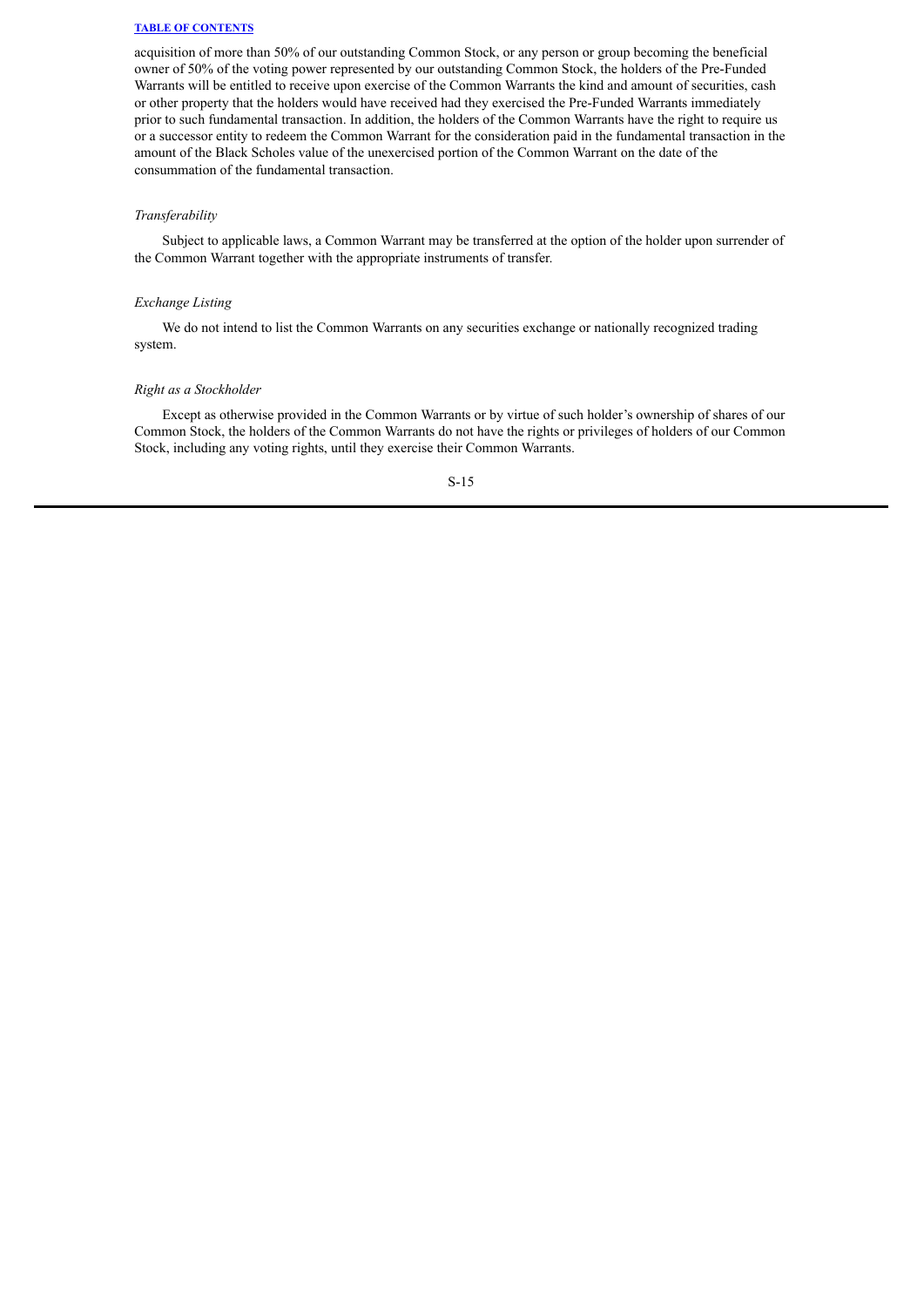acquisition of more than 50% of our outstanding Common Stock, or any person or group becoming the beneficial owner of 50% of the voting power represented by our outstanding Common Stock, the holders of the Pre-Funded Warrants will be entitled to receive upon exercise of the Common Warrants the kind and amount of securities, cash or other property that the holders would have received had they exercised the Pre-Funded Warrants immediately prior to such fundamental transaction. In addition, the holders of the Common Warrants have the right to require us or a successor entity to redeem the Common Warrant for the consideration paid in the fundamental transaction in the amount of the Black Scholes value of the unexercised portion of the Common Warrant on the date of the consummation of the fundamental transaction.

*Transferability*

Subject to applicable laws, a Common Warrant may be transferred at the option of the holder upon surrender of the Common Warrant together with the appropriate instruments of transfer.

*Exchange Listing*

We do not intend to list the Common Warrants on any securities exchange or nationally recognized trading system.

*Right as a Stockholder*

Except as otherwise provided in the Common Warrants or by virtue of such holder's ownership of shares of our Common Stock, the holders of the Common Warrants do not have the rights or privileges of holders of our Common Stock, including any voting rights, until they exercise their Common Warrants.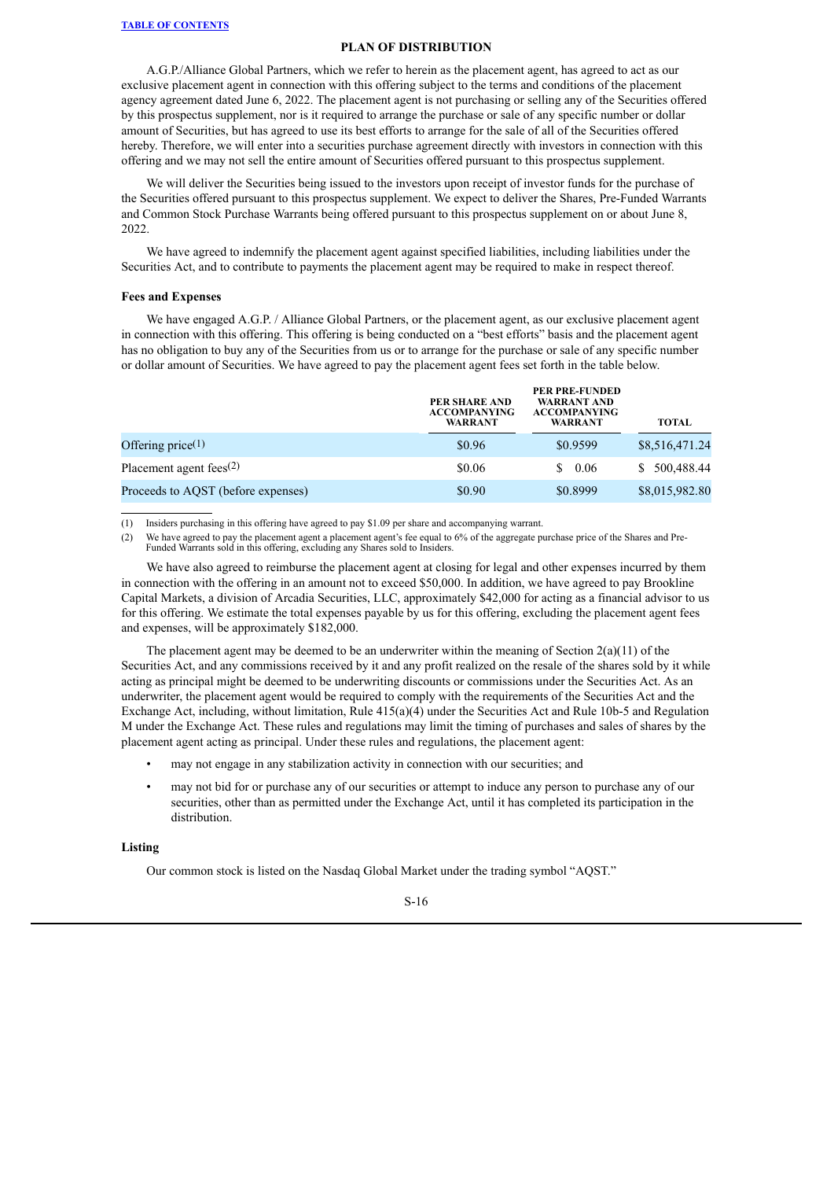## PLAN OF DISTRIBUTION

A.G.P./Alliance Global Partners, which we refer to herein as the placement agent, has agreed to act as our exclusive placement agent in connection with this offering subject to the terms and conditions of the placement agency agreement dated June 6, 2022. The placement agent is not purchasing or selling any of the Securities offered by this prospectus supplement, nor is it required to arrange the purchase or sale of any specific number or dollar amount of Securities, but has agreed to use its best efforts to arrange for the sale of all of the Securities offered hereby. Therefore, we will enter into a securities purchase agreement directly with investors in connection with this offering and we may not sell the entire amount of Securities offered pursuant to this prospectus supplement.

We will deliver the Securities being issued to the investors upon receipt of investor funds for the purchase of the Securities offered pursuant to this prospectus supplement. We expect to deliver the Shares, Pre-Funded Warrants and Common Stock Purchase Warrants being offered pursuant to this prospectus supplement on or about June 8, 2022.

We have agreed to indemnify the placement agent against specified liabilities, including liabilities under the Securities Act, and to contribute to payments the placement agent may be required to make in respect thereof.

### Fees and Expenses

We have engaged A.G.P. / Alliance Global Partners, or the placement agent, as our exclusive placement agent in connection with this offering. This offering is being conducted on a "best efforts" basis and the placement agent has no obligation to buy any of the Securities from us or to arrange for the purchase or sale of any specific number or dollar amount of Securities. We have agreed to pay the placement agent fees set forth in the table below.

| | PER SHARE AND ACCOMPANYING WARRANT | PER PRE-FUNDED WARRANT AND ACCOMPANYING WARRANT | TOTAL |
|---|---|---|---|
| Offering price(1) | $0.96 | $0.9599 | $8,516,471.24 |
| Placement agent fees(2) | $0.06 | $ 0.06 | $ 500,488.44 |
| Proceeds to AQST (before expenses) | $0.90 | $0.8999 | $8,015,982.80 |

(1) Insiders purchasing in this offering have agreed to pay $1.09 per share and accompanying warrant.

(2) We have agreed to pay the placement agent a placement agent's fee equal to 6% of the aggregate purchase price of the Shares and Pre-Funded Warrants sold in this offering, excluding any Shares sold to Insiders.

We have also agreed to reimburse the placement agent at closing for legal and other expenses incurred by them in connection with the offering in an amount not to exceed $50,000. In addition, we have agreed to pay Brookline Capital Markets, a division of Arcadia Securities, LLC, approximately $42,000 for acting as a financial advisor to us for this offering. We estimate the total expenses payable by us for this offering, excluding the placement agent fees and expenses, will be approximately $182,000.

The placement agent may be deemed to be an underwriter within the meaning of Section 2(a)(11) of the Securities Act, and any commissions received by it and any profit realized on the resale of the shares sold by it while acting as principal might be deemed to be underwriting discounts or commissions under the Securities Act. As an underwriter, the placement agent would be required to comply with the requirements of the Securities Act and the Exchange Act, including, without limitation, Rule 415(a)(4) under the Securities Act and Rule 10b-5 and Regulation M under the Exchange Act. These rules and regulations may limit the timing of purchases and sales of shares by the placement agent acting as principal. Under these rules and regulations, the placement agent:

- may not engage in any stabilization activity in connection with our securities; and
- may not bid for or purchase any of our securities or attempt to induce any person to purchase any of our securities, other than as permitted under the Exchange Act, until it has completed its participation in the distribution.

### Listing

Our common stock is listed on the Nasdaq Global Market under the trading symbol "AQST."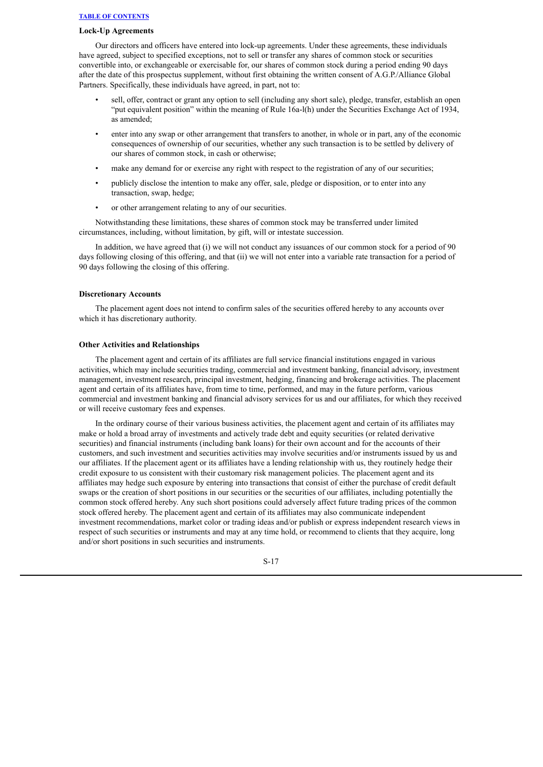### Lock-Up Agreements

Our directors and officers have entered into lock-up agreements. Under these agreements, these individuals have agreed, subject to specified exceptions, not to sell or transfer any shares of common stock or securities convertible into, or exchangeable or exercisable for, our shares of common stock during a period ending 90 days after the date of this prospectus supplement, without first obtaining the written consent of A.G.P./Alliance Global Partners. Specifically, these individuals have agreed, in part, not to:

- sell, offer, contract or grant any option to sell (including any short sale), pledge, transfer, establish an open "put equivalent position" within the meaning of Rule 16a-l(h) under the Securities Exchange Act of 1934, as amended;
- enter into any swap or other arrangement that transfers to another, in whole or in part, any of the economic consequences of ownership of our securities, whether any such transaction is to be settled by delivery of our shares of common stock, in cash or otherwise;
- make any demand for or exercise any right with respect to the registration of any of our securities;
- publicly disclose the intention to make any offer, sale, pledge or disposition, or to enter into any transaction, swap, hedge;
- or other arrangement relating to any of our securities.

Notwithstanding these limitations, these shares of common stock may be transferred under limited circumstances, including, without limitation, by gift, will or intestate succession.

In addition, we have agreed that (i) we will not conduct any issuances of our common stock for a period of 90 days following closing of this offering, and that (ii) we will not enter into a variable rate transaction for a period of 90 days following the closing of this offering.

### Discretionary Accounts

The placement agent does not intend to confirm sales of the securities offered hereby to any accounts over which it has discretionary authority.

### Other Activities and Relationships

The placement agent and certain of its affiliates are full service financial institutions engaged in various activities, which may include securities trading, commercial and investment banking, financial advisory, investment management, investment research, principal investment, hedging, financing and brokerage activities. The placement agent and certain of its affiliates have, from time to time, performed, and may in the future perform, various commercial and investment banking and financial advisory services for us and our affiliates, for which they received or will receive customary fees and expenses.

In the ordinary course of their various business activities, the placement agent and certain of its affiliates may make or hold a broad array of investments and actively trade debt and equity securities (or related derivative securities) and financial instruments (including bank loans) for their own account and for the accounts of their customers, and such investment and securities activities may involve securities and/or instruments issued by us and our affiliates. If the placement agent or its affiliates have a lending relationship with us, they routinely hedge their credit exposure to us consistent with their customary risk management policies. The placement agent and its affiliates may hedge such exposure by entering into transactions that consist of either the purchase of credit default swaps or the creation of short positions in our securities or the securities of our affiliates, including potentially the common stock offered hereby. Any such short positions could adversely affect future trading prices of the common stock offered hereby. The placement agent and certain of its affiliates may also communicate independent investment recommendations, market color or trading ideas and/or publish or express independent research views in respect of such securities or instruments and may at any time hold, or recommend to clients that they acquire, long and/or short positions in such securities and instruments.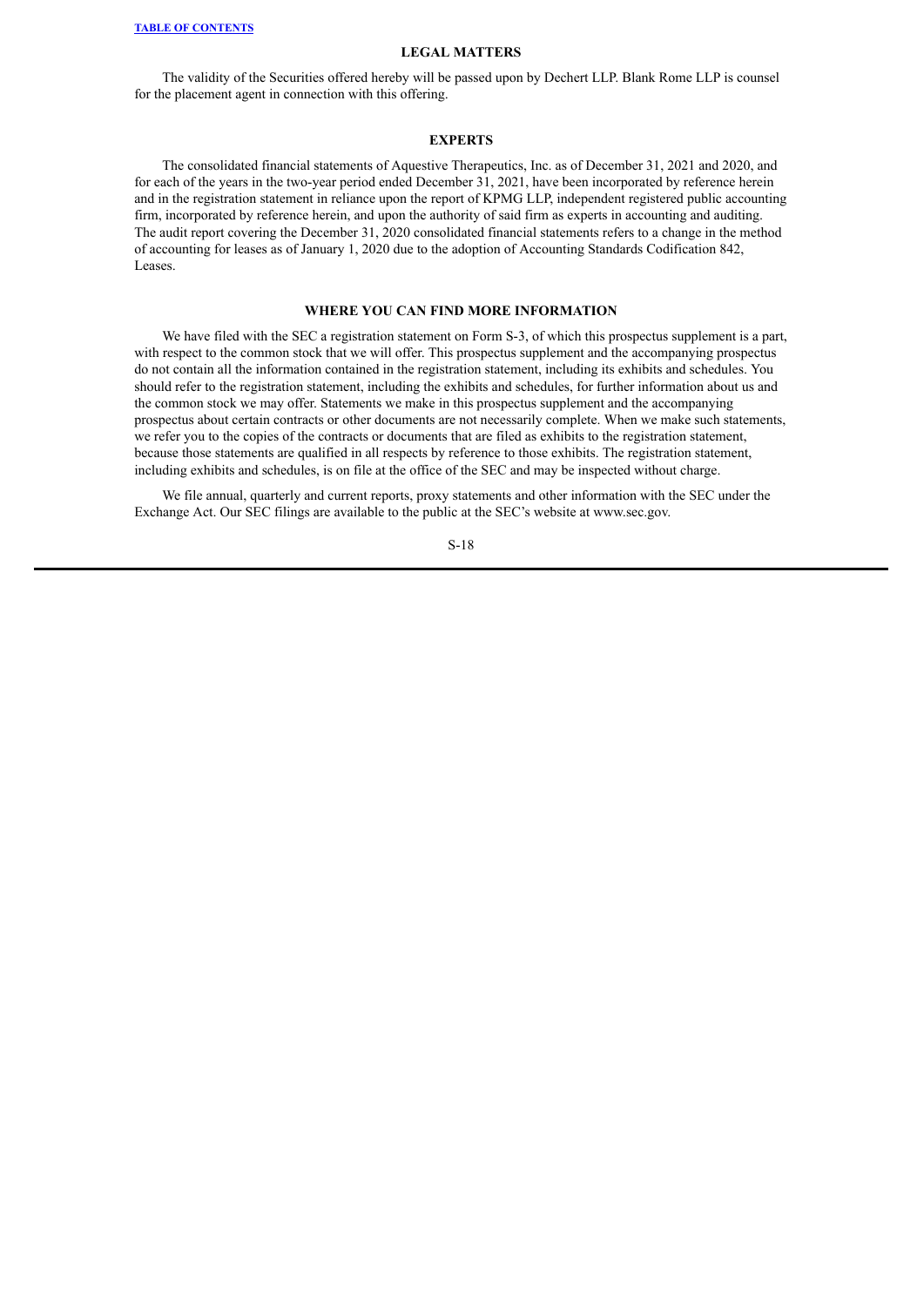## LEGAL MATTERS

The validity of the Securities offered hereby will be passed upon by Dechert LLP. Blank Rome LLP is counsel for the placement agent in connection with this offering.

## EXPERTS

The consolidated financial statements of Aquestive Therapeutics, Inc. as of December 31, 2021 and 2020, and for each of the years in the two-year period ended December 31, 2021, have been incorporated by reference herein and in the registration statement in reliance upon the report of KPMG LLP, independent registered public accounting firm, incorporated by reference herein, and upon the authority of said firm as experts in accounting and auditing. The audit report covering the December 31, 2020 consolidated financial statements refers to a change in the method of accounting for leases as of January 1, 2020 due to the adoption of Accounting Standards Codification 842, Leases.

## WHERE YOU CAN FIND MORE INFORMATION

We have filed with the SEC a registration statement on Form S-3, of which this prospectus supplement is a part, with respect to the common stock that we will offer. This prospectus supplement and the accompanying prospectus do not contain all the information contained in the registration statement, including its exhibits and schedules. You should refer to the registration statement, including the exhibits and schedules, for further information about us and the common stock we may offer. Statements we make in this prospectus supplement and the accompanying prospectus about certain contracts or other documents are not necessarily complete. When we make such statements, we refer you to the copies of the contracts or documents that are filed as exhibits to the registration statement, because those statements are qualified in all respects by reference to those exhibits. The registration statement, including exhibits and schedules, is on file at the office of the SEC and may be inspected without charge.

We file annual, quarterly and current reports, proxy statements and other information with the SEC under the Exchange Act. Our SEC filings are available to the public at the SEC's website at www.sec.gov.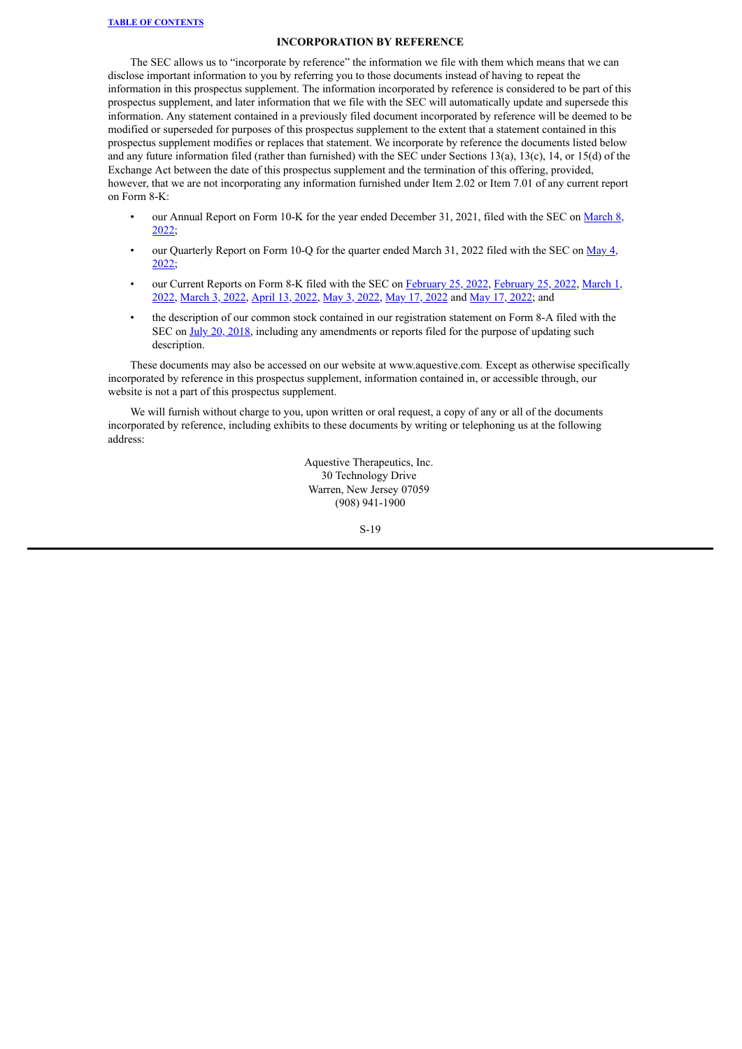## INCORPORATION BY REFERENCE

The SEC allows us to "incorporate by reference" the information we file with them which means that we can disclose important information to you by referring you to those documents instead of having to repeat the information in this prospectus supplement. The information incorporated by reference is considered to be part of this prospectus supplement, and later information that we file with the SEC will automatically update and supersede this information. Any statement contained in a previously filed document incorporated by reference will be deemed to be modified or superseded for purposes of this prospectus supplement to the extent that a statement contained in this prospectus supplement modifies or replaces that statement. We incorporate by reference the documents listed below and any future information filed (rather than furnished) with the SEC under Sections 13(a), 13(c), 14, or 15(d) of the Exchange Act between the date of this prospectus supplement and the termination of this offering, provided, however, that we are not incorporating any information furnished under Item 2.02 or Item 7.01 of any current report on Form 8-K:

- our Annual Report on Form 10-K for the year ended December 31, 2021, filed with the SEC on March 8, 2022;
- our Quarterly Report on Form 10-Q for the quarter ended March 31, 2022 filed with the SEC on May 4, 2022;
- our Current Reports on Form 8-K filed with the SEC on February 25, 2022, February 25, 2022, March 1, 2022, March 3, 2022, April 13, 2022, May 3, 2022, May 17, 2022 and May 17, 2022; and
- the description of our common stock contained in our registration statement on Form 8-A filed with the SEC on July 20, 2018, including any amendments or reports filed for the purpose of updating such description.

These documents may also be accessed on our website at www.aquestive.com. Except as otherwise specifically incorporated by reference in this prospectus supplement, information contained in, or accessible through, our website is not a part of this prospectus supplement.

We will furnish without charge to you, upon written or oral request, a copy of any or all of the documents incorporated by reference, including exhibits to these documents by writing or telephoning us at the following address:

Aquestive Therapeutics, Inc.
30 Technology Drive
Warren, New Jersey 07059
(908) 941-1900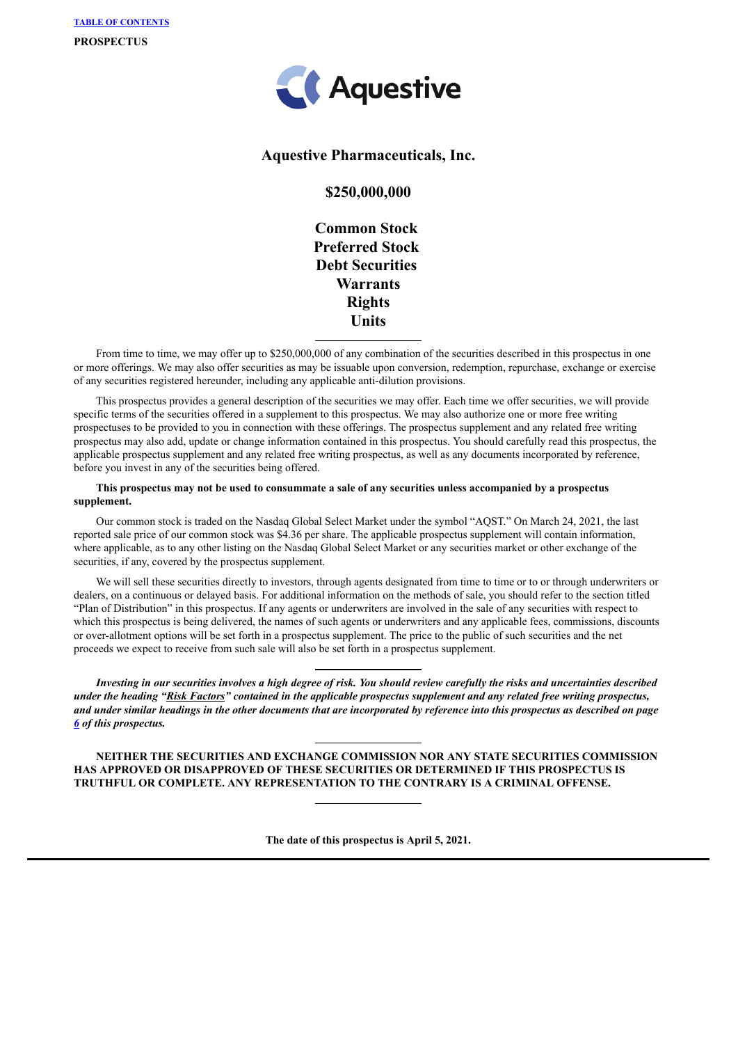[TABLE OF CONTENTS](#)

**PROSPECTUS**

Aquestive

# Aquestive Pharmaceuticals, Inc.

## $250,000,000

**Common Stock**
**Preferred Stock**
**Debt Securities**
**Warrants**
**Rights**
**Units**

---

From time to time, we may offer up to $250,000,000 of any combination of the securities described in this prospectus in one or more offerings. We may also offer securities as may be issuable upon conversion, redemption, repurchase, exchange or exercise of any securities registered hereunder, including any applicable anti-dilution provisions.

This prospectus provides a general description of the securities we may offer. Each time we offer securities, we will provide specific terms of the securities offered in a supplement to this prospectus. We may also authorize one or more free writing prospectuses to be provided to you in connection with these offerings. The prospectus supplement and any related free writing prospectus may also add, update or change information contained in this prospectus. You should carefully read this prospectus, the applicable prospectus supplement and any related free writing prospectus, as well as any documents incorporated by reference, before you invest in any of the securities being offered.

**This prospectus may not be used to consummate a sale of any securities unless accompanied by a prospectus supplement.**

Our common stock is traded on the Nasdaq Global Select Market under the symbol "AQST." On March 24, 2021, the last reported sale price of our common stock was $4.36 per share. The applicable prospectus supplement will contain information, where applicable, as to any other listing on the Nasdaq Global Select Market or any securities market or other exchange of the securities, if any, covered by the prospectus supplement.

We will sell these securities directly to investors, through agents designated from time to time or to or through underwriters or dealers, on a continuous or delayed basis. For additional information on the methods of sale, you should refer to the section titled "Plan of Distribution" in this prospectus. If any agents or underwriters are involved in the sale of any securities with respect to which this prospectus is being delivered, the names of such agents or underwriters and any applicable fees, commissions, discounts or over-allotment options will be set forth in a prospectus supplement. The price to the public of such securities and the net proceeds we expect to receive from such sale will also be set forth in a prospectus supplement.

---

***Investing in our securities involves a high degree of risk. You should review carefully the risks and uncertainties described under the heading "[Risk Factors](#)" contained in the applicable prospectus supplement and any related free writing prospectus, and under similar headings in the other documents that are incorporated by reference into this prospectus as described on page [6](#) of this prospectus.***

---

**NEITHER THE SECURITIES AND EXCHANGE COMMISSION NOR ANY STATE SECURITIES COMMISSION HAS APPROVED OR DISAPPROVED OF THESE SECURITIES OR DETERMINED IF THIS PROSPECTUS IS TRUTHFUL OR COMPLETE. ANY REPRESENTATION TO THE CONTRARY IS A CRIMINAL OFFENSE.**

---

**The date of this prospectus is April 5, 2021.**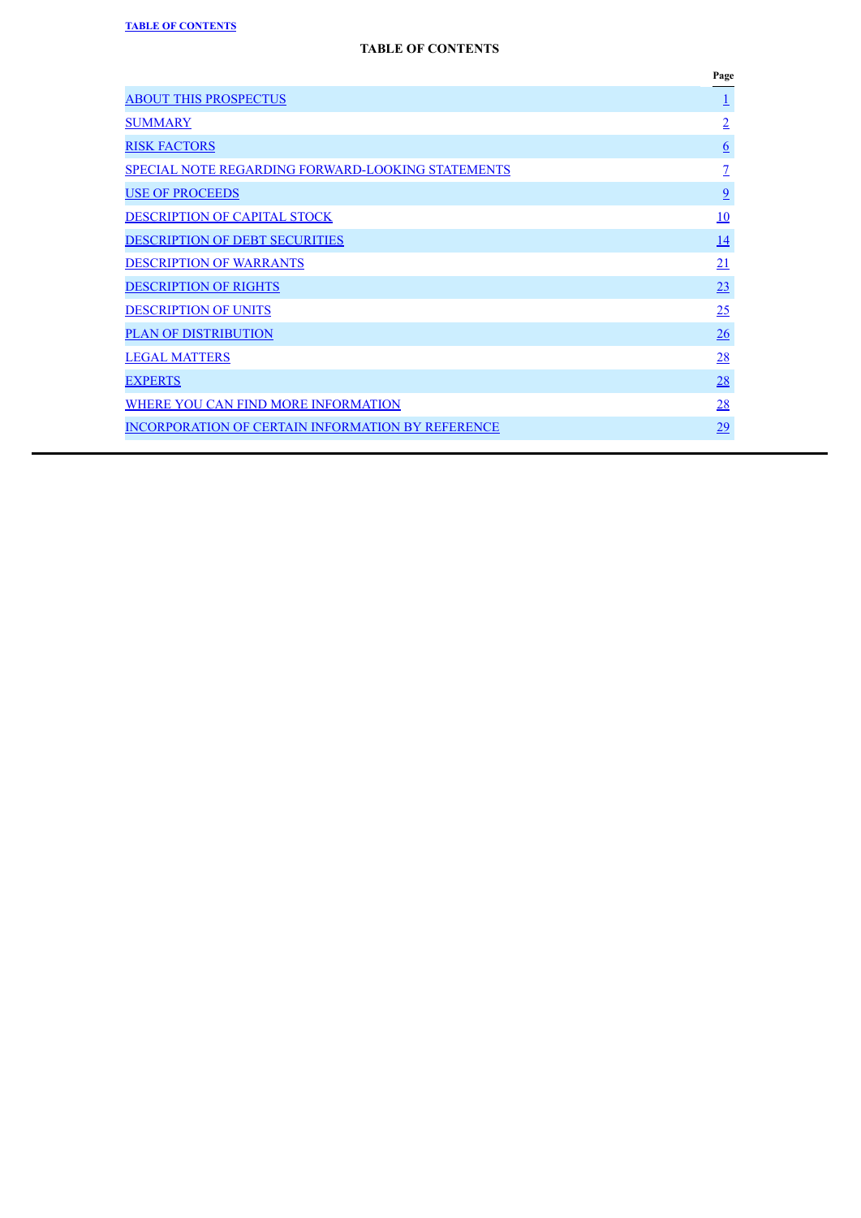# TABLE OF CONTENTS

| | Page |
|---|---|
| ABOUT THIS PROSPECTUS | 1 |
| SUMMARY | 2 |
| RISK FACTORS | 6 |
| SPECIAL NOTE REGARDING FORWARD-LOOKING STATEMENTS | 7 |
| USE OF PROCEEDS | 9 |
| DESCRIPTION OF CAPITAL STOCK | 10 |
| DESCRIPTION OF DEBT SECURITIES | 14 |
| DESCRIPTION OF WARRANTS | 21 |
| DESCRIPTION OF RIGHTS | 23 |
| DESCRIPTION OF UNITS | 25 |
| PLAN OF DISTRIBUTION | 26 |
| LEGAL MATTERS | 28 |
| EXPERTS | 28 |
| WHERE YOU CAN FIND MORE INFORMATION | 28 |
| INCORPORATION OF CERTAIN INFORMATION BY REFERENCE | 29 |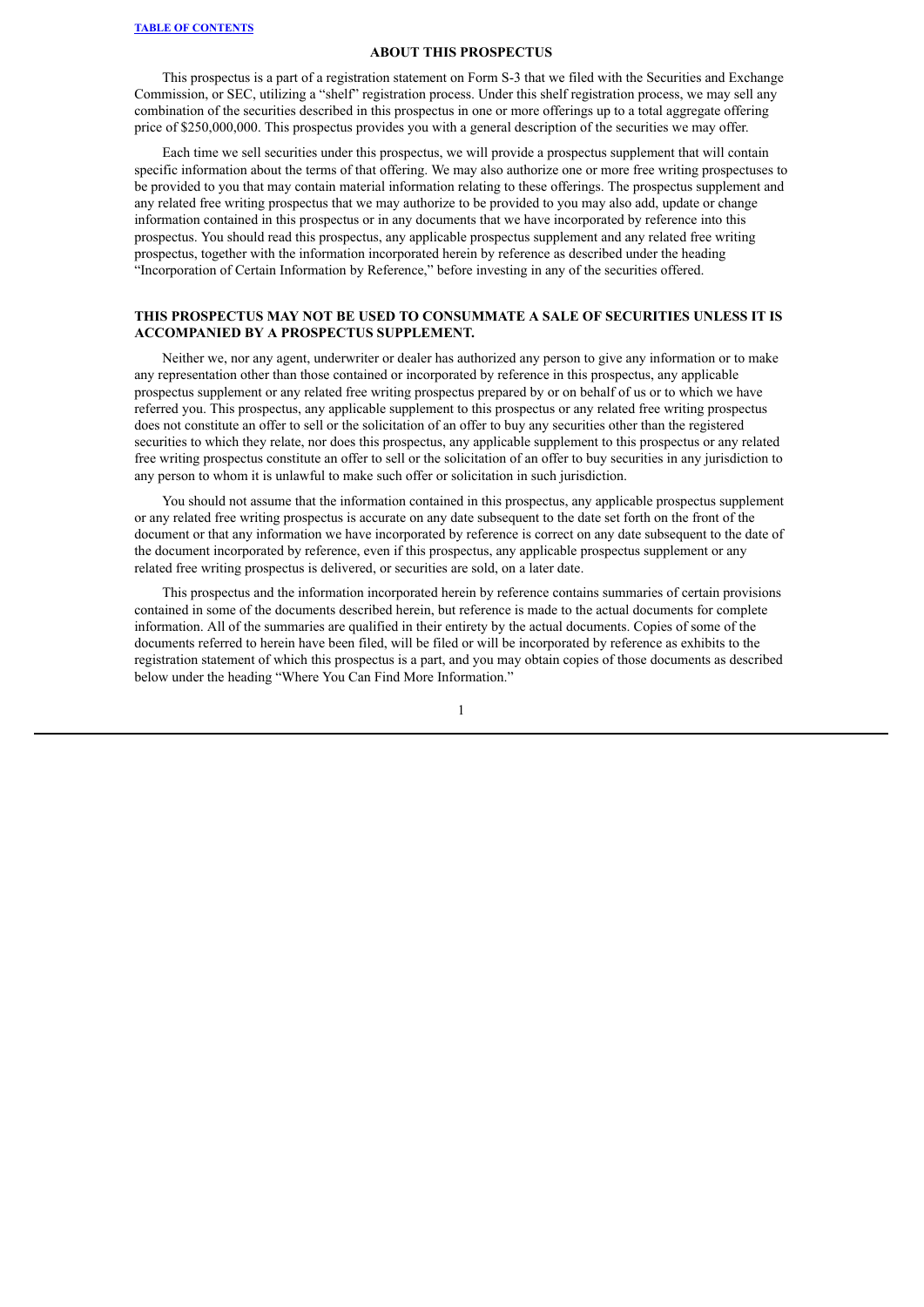## ABOUT THIS PROSPECTUS

This prospectus is a part of a registration statement on Form S-3 that we filed with the Securities and Exchange Commission, or SEC, utilizing a "shelf" registration process. Under this shelf registration process, we may sell any combination of the securities described in this prospectus in one or more offerings up to a total aggregate offering price of $250,000,000. This prospectus provides you with a general description of the securities we may offer.

Each time we sell securities under this prospectus, we will provide a prospectus supplement that will contain specific information about the terms of that offering. We may also authorize one or more free writing prospectuses to be provided to you that may contain material information relating to these offerings. The prospectus supplement and any related free writing prospectus that we may authorize to be provided to you may also add, update or change information contained in this prospectus or in any documents that we have incorporated by reference into this prospectus. You should read this prospectus, any applicable prospectus supplement and any related free writing prospectus, together with the information incorporated herein by reference as described under the heading "Incorporation of Certain Information by Reference," before investing in any of the securities offered.

**THIS PROSPECTUS MAY NOT BE USED TO CONSUMMATE A SALE OF SECURITIES UNLESS IT IS ACCOMPANIED BY A PROSPECTUS SUPPLEMENT.**

Neither we, nor any agent, underwriter or dealer has authorized any person to give any information or to make any representation other than those contained or incorporated by reference in this prospectus, any applicable prospectus supplement or any related free writing prospectus prepared by or on behalf of us or to which we have referred you. This prospectus, any applicable supplement to this prospectus or any related free writing prospectus does not constitute an offer to sell or the solicitation of an offer to buy any securities other than the registered securities to which they relate, nor does this prospectus, any applicable supplement to this prospectus or any related free writing prospectus constitute an offer to sell or the solicitation of an offer to buy securities in any jurisdiction to any person to whom it is unlawful to make such offer or solicitation in such jurisdiction.

You should not assume that the information contained in this prospectus, any applicable prospectus supplement or any related free writing prospectus is accurate on any date subsequent to the date set forth on the front of the document or that any information we have incorporated by reference is correct on any date subsequent to the date of the document incorporated by reference, even if this prospectus, any applicable prospectus supplement or any related free writing prospectus is delivered, or securities are sold, on a later date.

This prospectus and the information incorporated herein by reference contains summaries of certain provisions contained in some of the documents described herein, but reference is made to the actual documents for complete information. All of the summaries are qualified in their entirety by the actual documents. Copies of some of the documents referred to herein have been filed, will be filed or will be incorporated by reference as exhibits to the registration statement of which this prospectus is a part, and you may obtain copies of those documents as described below under the heading "Where You Can Find More Information."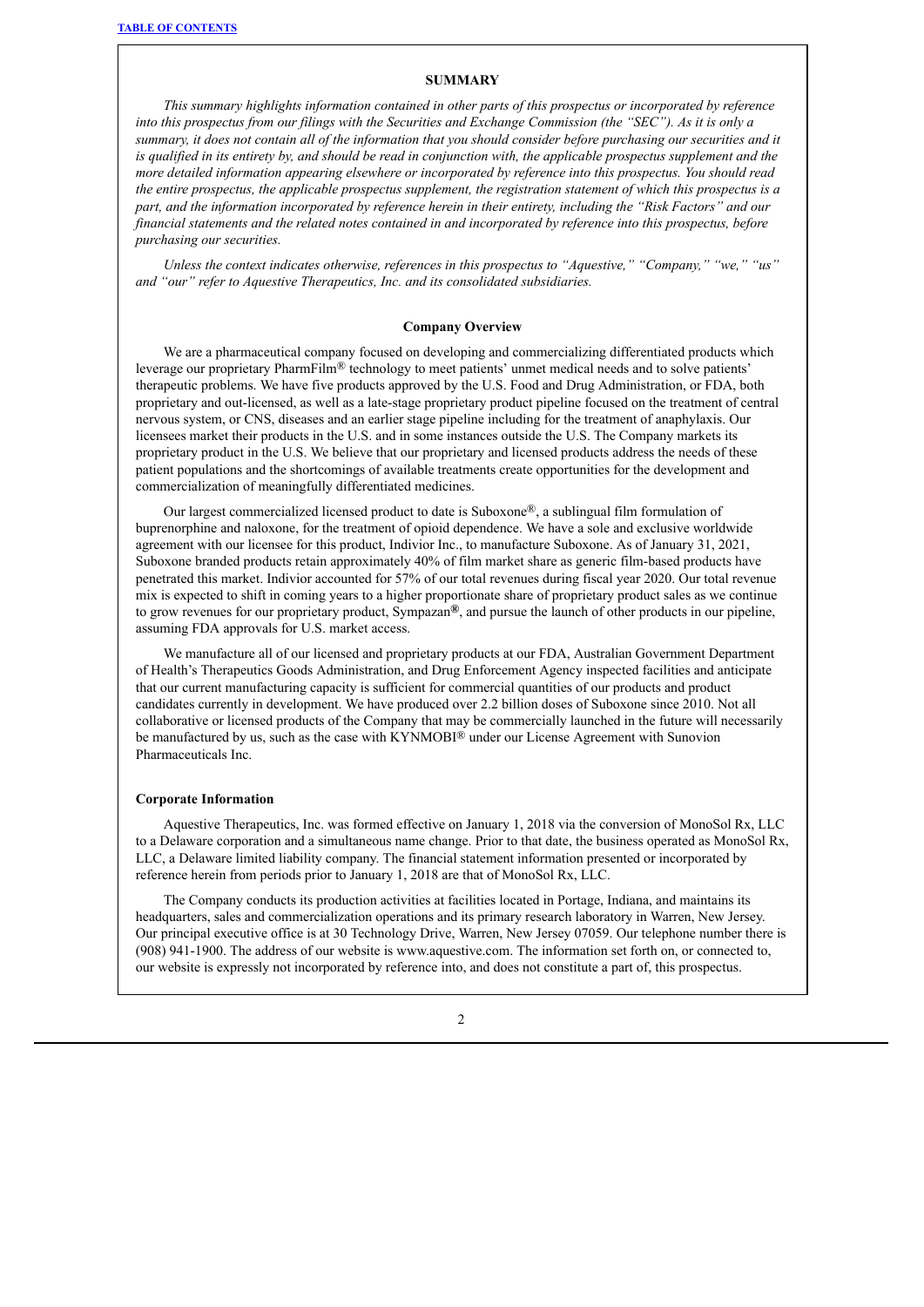## SUMMARY

*This summary highlights information contained in other parts of this prospectus or incorporated by reference into this prospectus from our filings with the Securities and Exchange Commission (the "SEC"). As it is only a summary, it does not contain all of the information that you should consider before purchasing our securities and it is qualified in its entirety by, and should be read in conjunction with, the applicable prospectus supplement and the more detailed information appearing elsewhere or incorporated by reference into this prospectus. You should read the entire prospectus, the applicable prospectus supplement, the registration statement of which this prospectus is a part, and the information incorporated by reference herein in their entirety, including the "Risk Factors" and our financial statements and the related notes contained in and incorporated by reference into this prospectus, before purchasing our securities.*

*Unless the context indicates otherwise, references in this prospectus to "Aquestive," "Company," "we," "us" and "our" refer to Aquestive Therapeutics, Inc. and its consolidated subsidiaries.*

### Company Overview

We are a pharmaceutical company focused on developing and commercializing differentiated products which leverage our proprietary PharmFilm® technology to meet patients' unmet medical needs and to solve patients' therapeutic problems. We have five products approved by the U.S. Food and Drug Administration, or FDA, both proprietary and out-licensed, as well as a late-stage proprietary product pipeline focused on the treatment of central nervous system, or CNS, diseases and an earlier stage pipeline including for the treatment of anaphylaxis. Our licensees market their products in the U.S. and in some instances outside the U.S. The Company markets its proprietary product in the U.S. We believe that our proprietary and licensed products address the needs of these patient populations and the shortcomings of available treatments create opportunities for the development and commercialization of meaningfully differentiated medicines.

Our largest commercialized licensed product to date is Suboxone®, a sublingual film formulation of buprenorphine and naloxone, for the treatment of opioid dependence. We have a sole and exclusive worldwide agreement with our licensee for this product, Indivior Inc., to manufacture Suboxone. As of January 31, 2021, Suboxone branded products retain approximately 40% of film market share as generic film-based products have penetrated this market. Indivior accounted for 57% of our total revenues during fiscal year 2020. Our total revenue mix is expected to shift in coming years to a higher proportionate share of proprietary product sales as we continue to grow revenues for our proprietary product, Sympazan**®**, and pursue the launch of other products in our pipeline, assuming FDA approvals for U.S. market access.

We manufacture all of our licensed and proprietary products at our FDA, Australian Government Department of Health's Therapeutics Goods Administration, and Drug Enforcement Agency inspected facilities and anticipate that our current manufacturing capacity is sufficient for commercial quantities of our products and product candidates currently in development. We have produced over 2.2 billion doses of Suboxone since 2010. Not all collaborative or licensed products of the Company that may be commercially launched in the future will necessarily be manufactured by us, such as the case with KYNMOBI® under our License Agreement with Sunovion Pharmaceuticals Inc.

### Corporate Information

Aquestive Therapeutics, Inc. was formed effective on January 1, 2018 via the conversion of MonoSol Rx, LLC to a Delaware corporation and a simultaneous name change. Prior to that date, the business operated as MonoSol Rx, LLC, a Delaware limited liability company. The financial statement information presented or incorporated by reference herein from periods prior to January 1, 2018 are that of MonoSol Rx, LLC.

The Company conducts its production activities at facilities located in Portage, Indiana, and maintains its headquarters, sales and commercialization operations and its primary research laboratory in Warren, New Jersey. Our principal executive office is at 30 Technology Drive, Warren, New Jersey 07059. Our telephone number there is (908) 941-1900. The address of our website is www.aquestive.com. The information set forth on, or connected to, our website is expressly not incorporated by reference into, and does not constitute a part of, this prospectus.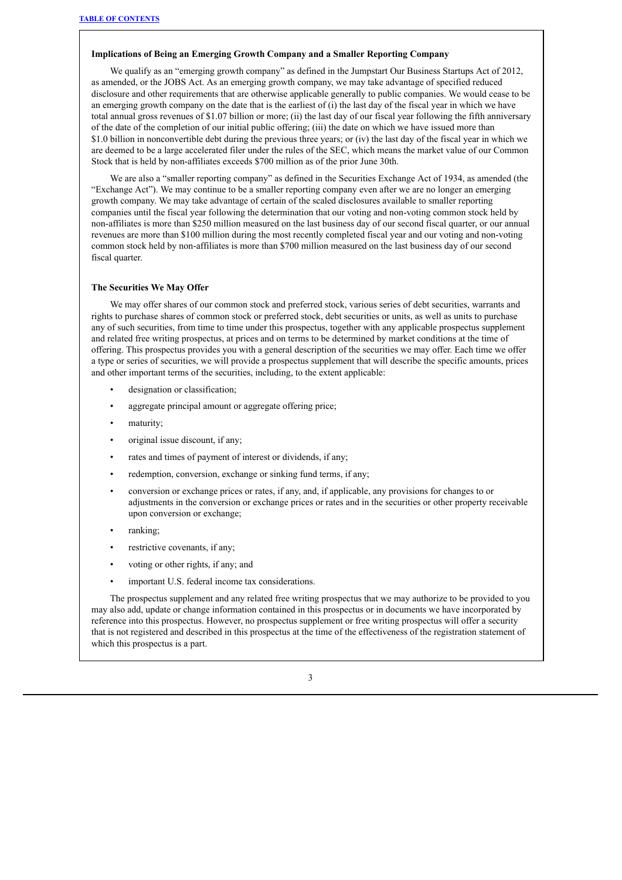### Implications of Being an Emerging Growth Company and a Smaller Reporting Company

We qualify as an "emerging growth company" as defined in the Jumpstart Our Business Startups Act of 2012, as amended, or the JOBS Act. As an emerging growth company, we may take advantage of specified reduced disclosure and other requirements that are otherwise applicable generally to public companies. We would cease to be an emerging growth company on the date that is the earliest of (i) the last day of the fiscal year in which we have total annual gross revenues of $1.07 billion or more; (ii) the last day of our fiscal year following the fifth anniversary of the date of the completion of our initial public offering; (iii) the date on which we have issued more than $1.0 billion in nonconvertible debt during the previous three years; or (iv) the last day of the fiscal year in which we are deemed to be a large accelerated filer under the rules of the SEC, which means the market value of our Common Stock that is held by non-affiliates exceeds $700 million as of the prior June 30th.

We are also a "smaller reporting company" as defined in the Securities Exchange Act of 1934, as amended (the "Exchange Act"). We may continue to be a smaller reporting company even after we are no longer an emerging growth company. We may take advantage of certain of the scaled disclosures available to smaller reporting companies until the fiscal year following the determination that our voting and non-voting common stock held by non-affiliates is more than $250 million measured on the last business day of our second fiscal quarter, or our annual revenues are more than $100 million during the most recently completed fiscal year and our voting and non-voting common stock held by non-affiliates is more than $700 million measured on the last business day of our second fiscal quarter.

### The Securities We May Offer

We may offer shares of our common stock and preferred stock, various series of debt securities, warrants and rights to purchase shares of common stock or preferred stock, debt securities or units, as well as units to purchase any of such securities, from time to time under this prospectus, together with any applicable prospectus supplement and related free writing prospectus, at prices and on terms to be determined by market conditions at the time of offering. This prospectus provides you with a general description of the securities we may offer. Each time we offer a type or series of securities, we will provide a prospectus supplement that will describe the specific amounts, prices and other important terms of the securities, including, to the extent applicable:

- designation or classification;
- aggregate principal amount or aggregate offering price;
- maturity;
- original issue discount, if any;
- rates and times of payment of interest or dividends, if any;
- redemption, conversion, exchange or sinking fund terms, if any;
- conversion or exchange prices or rates, if any, and, if applicable, any provisions for changes to or adjustments in the conversion or exchange prices or rates and in the securities or other property receivable upon conversion or exchange;
- ranking;
- restrictive covenants, if any;
- voting or other rights, if any; and
- important U.S. federal income tax considerations.

The prospectus supplement and any related free writing prospectus that we may authorize to be provided to you may also add, update or change information contained in this prospectus or in documents we have incorporated by reference into this prospectus. However, no prospectus supplement or free writing prospectus will offer a security that is not registered and described in this prospectus at the time of the effectiveness of the registration statement of which this prospectus is a part.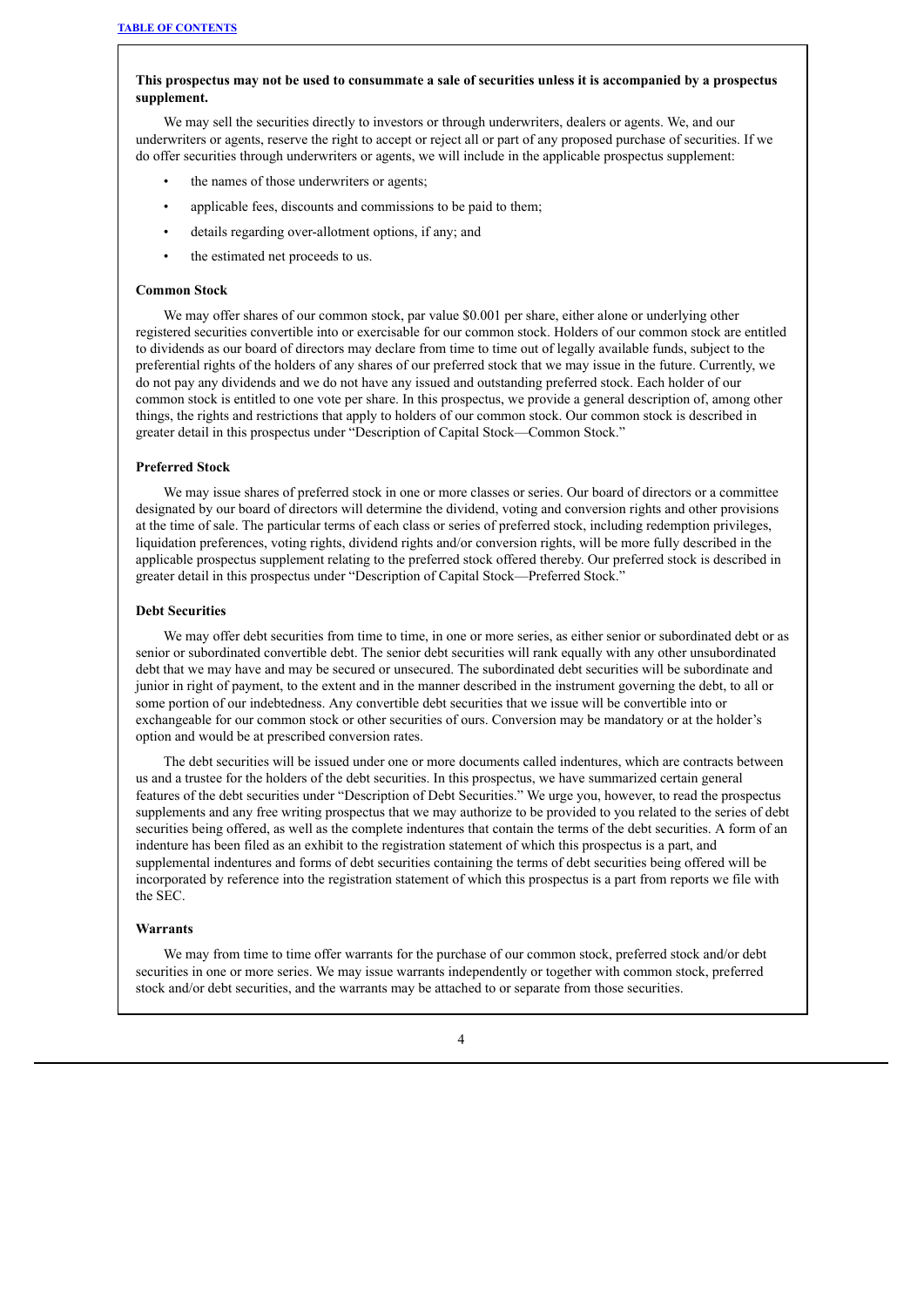**This prospectus may not be used to consummate a sale of securities unless it is accompanied by a prospectus supplement.**

We may sell the securities directly to investors or through underwriters, dealers or agents. We, and our underwriters or agents, reserve the right to accept or reject all or part of any proposed purchase of securities. If we do offer securities through underwriters or agents, we will include in the applicable prospectus supplement:

- the names of those underwriters or agents;
- applicable fees, discounts and commissions to be paid to them;
- details regarding over-allotment options, if any; and
- the estimated net proceeds to us.

**Common Stock**

We may offer shares of our common stock, par value $0.001 per share, either alone or underlying other registered securities convertible into or exercisable for our common stock. Holders of our common stock are entitled to dividends as our board of directors may declare from time to time out of legally available funds, subject to the preferential rights of the holders of any shares of our preferred stock that we may issue in the future. Currently, we do not pay any dividends and we do not have any issued and outstanding preferred stock. Each holder of our common stock is entitled to one vote per share. In this prospectus, we provide a general description of, among other things, the rights and restrictions that apply to holders of our common stock. Our common stock is described in greater detail in this prospectus under "Description of Capital Stock—Common Stock."

**Preferred Stock**

We may issue shares of preferred stock in one or more classes or series. Our board of directors or a committee designated by our board of directors will determine the dividend, voting and conversion rights and other provisions at the time of sale. The particular terms of each class or series of preferred stock, including redemption privileges, liquidation preferences, voting rights, dividend rights and/or conversion rights, will be more fully described in the applicable prospectus supplement relating to the preferred stock offered thereby. Our preferred stock is described in greater detail in this prospectus under "Description of Capital Stock—Preferred Stock."

**Debt Securities**

We may offer debt securities from time to time, in one or more series, as either senior or subordinated debt or as senior or subordinated convertible debt. The senior debt securities will rank equally with any other unsubordinated debt that we may have and may be secured or unsecured. The subordinated debt securities will be subordinate and junior in right of payment, to the extent and in the manner described in the instrument governing the debt, to all or some portion of our indebtedness. Any convertible debt securities that we issue will be convertible into or exchangeable for our common stock or other securities of ours. Conversion may be mandatory or at the holder's option and would be at prescribed conversion rates.

The debt securities will be issued under one or more documents called indentures, which are contracts between us and a trustee for the holders of the debt securities. In this prospectus, we have summarized certain general features of the debt securities under "Description of Debt Securities." We urge you, however, to read the prospectus supplements and any free writing prospectus that we may authorize to be provided to you related to the series of debt securities being offered, as well as the complete indentures that contain the terms of the debt securities. A form of an indenture has been filed as an exhibit to the registration statement of which this prospectus is a part, and supplemental indentures and forms of debt securities containing the terms of debt securities being offered will be incorporated by reference into the registration statement of which this prospectus is a part from reports we file with the SEC.

**Warrants**

We may from time to time offer warrants for the purchase of our common stock, preferred stock and/or debt securities in one or more series. We may issue warrants independently or together with common stock, preferred stock and/or debt securities, and the warrants may be attached to or separate from those securities.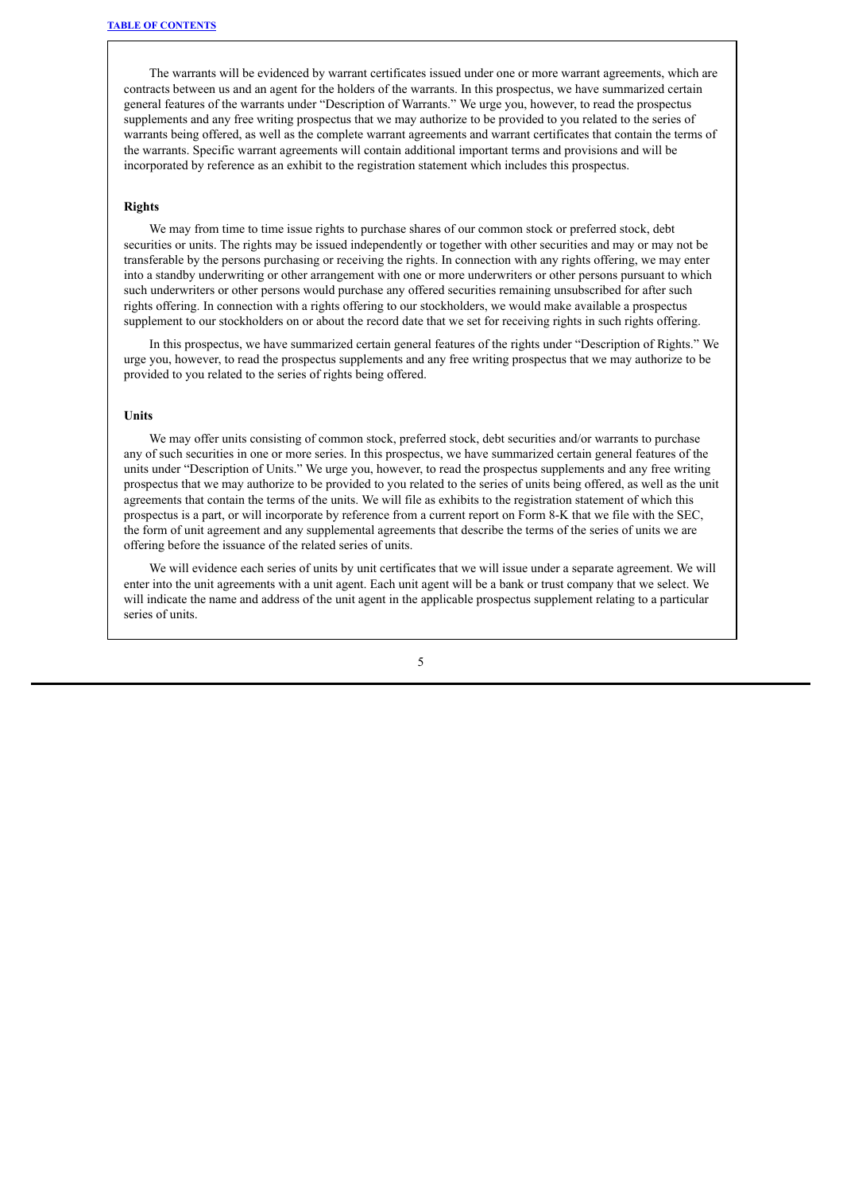The warrants will be evidenced by warrant certificates issued under one or more warrant agreements, which are contracts between us and an agent for the holders of the warrants. In this prospectus, we have summarized certain general features of the warrants under "Description of Warrants." We urge you, however, to read the prospectus supplements and any free writing prospectus that we may authorize to be provided to you related to the series of warrants being offered, as well as the complete warrant agreements and warrant certificates that contain the terms of the warrants. Specific warrant agreements will contain additional important terms and provisions and will be incorporated by reference as an exhibit to the registration statement which includes this prospectus.

**Rights**

We may from time to time issue rights to purchase shares of our common stock or preferred stock, debt securities or units. The rights may be issued independently or together with other securities and may or may not be transferable by the persons purchasing or receiving the rights. In connection with any rights offering, we may enter into a standby underwriting or other arrangement with one or more underwriters or other persons pursuant to which such underwriters or other persons would purchase any offered securities remaining unsubscribed for after such rights offering. In connection with a rights offering to our stockholders, we would make available a prospectus supplement to our stockholders on or about the record date that we set for receiving rights in such rights offering.

In this prospectus, we have summarized certain general features of the rights under "Description of Rights." We urge you, however, to read the prospectus supplements and any free writing prospectus that we may authorize to be provided to you related to the series of rights being offered.

**Units**

We may offer units consisting of common stock, preferred stock, debt securities and/or warrants to purchase any of such securities in one or more series. In this prospectus, we have summarized certain general features of the units under "Description of Units." We urge you, however, to read the prospectus supplements and any free writing prospectus that we may authorize to be provided to you related to the series of units being offered, as well as the unit agreements that contain the terms of the units. We will file as exhibits to the registration statement of which this prospectus is a part, or will incorporate by reference from a current report on Form 8-K that we file with the SEC, the form of unit agreement and any supplemental agreements that describe the terms of the series of units we are offering before the issuance of the related series of units.

We will evidence each series of units by unit certificates that we will issue under a separate agreement. We will enter into the unit agreements with a unit agent. Each unit agent will be a bank or trust company that we select. We will indicate the name and address of the unit agent in the applicable prospectus supplement relating to a particular series of units.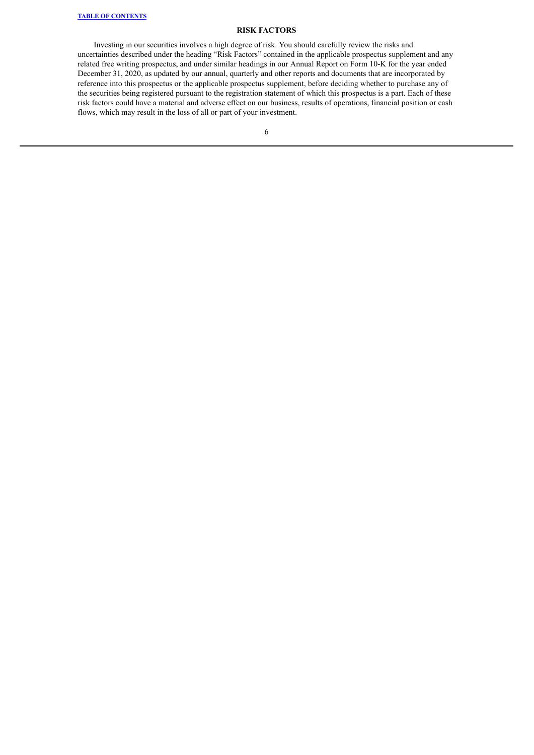## RISK FACTORS

Investing in our securities involves a high degree of risk. You should carefully review the risks and uncertainties described under the heading “Risk Factors” contained in the applicable prospectus supplement and any related free writing prospectus, and under similar headings in our Annual Report on Form 10-K for the year ended December 31, 2020, as updated by our annual, quarterly and other reports and documents that are incorporated by reference into this prospectus or the applicable prospectus supplement, before deciding whether to purchase any of the securities being registered pursuant to the registration statement of which this prospectus is a part. Each of these risk factors could have a material and adverse effect on our business, results of operations, financial position or cash flows, which may result in the loss of all or part of your investment.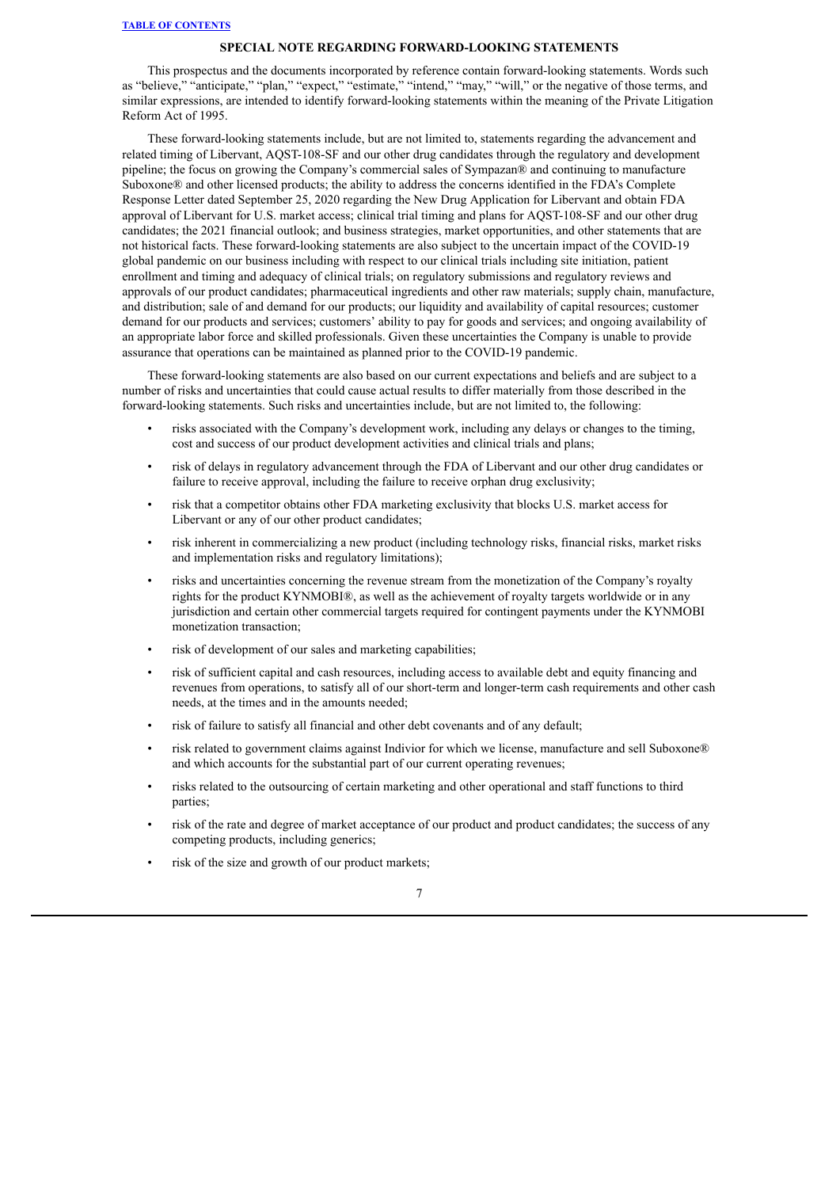## SPECIAL NOTE REGARDING FORWARD-LOOKING STATEMENTS

This prospectus and the documents incorporated by reference contain forward-looking statements. Words such as "believe," "anticipate," "plan," "expect," "estimate," "intend," "may," "will," or the negative of those terms, and similar expressions, are intended to identify forward-looking statements within the meaning of the Private Litigation Reform Act of 1995.

These forward-looking statements include, but are not limited to, statements regarding the advancement and related timing of Libervant, AQST-108-SF and our other drug candidates through the regulatory and development pipeline; the focus on growing the Company's commercial sales of Sympazan® and continuing to manufacture Suboxone® and other licensed products; the ability to address the concerns identified in the FDA's Complete Response Letter dated September 25, 2020 regarding the New Drug Application for Libervant and obtain FDA approval of Libervant for U.S. market access; clinical trial timing and plans for AQST-108-SF and our other drug candidates; the 2021 financial outlook; and business strategies, market opportunities, and other statements that are not historical facts. These forward-looking statements are also subject to the uncertain impact of the COVID-19 global pandemic on our business including with respect to our clinical trials including site initiation, patient enrollment and timing and adequacy of clinical trials; on regulatory submissions and regulatory reviews and approvals of our product candidates; pharmaceutical ingredients and other raw materials; supply chain, manufacture, and distribution; sale of and demand for our products; our liquidity and availability of capital resources; customer demand for our products and services; customers' ability to pay for goods and services; and ongoing availability of an appropriate labor force and skilled professionals. Given these uncertainties the Company is unable to provide assurance that operations can be maintained as planned prior to the COVID-19 pandemic.

These forward-looking statements are also based on our current expectations and beliefs and are subject to a number of risks and uncertainties that could cause actual results to differ materially from those described in the forward-looking statements. Such risks and uncertainties include, but are not limited to, the following:

- risks associated with the Company's development work, including any delays or changes to the timing, cost and success of our product development activities and clinical trials and plans;
- risk of delays in regulatory advancement through the FDA of Libervant and our other drug candidates or failure to receive approval, including the failure to receive orphan drug exclusivity;
- risk that a competitor obtains other FDA marketing exclusivity that blocks U.S. market access for Libervant or any of our other product candidates;
- risk inherent in commercializing a new product (including technology risks, financial risks, market risks and implementation risks and regulatory limitations);
- risks and uncertainties concerning the revenue stream from the monetization of the Company's royalty rights for the product KYNMOBI®, as well as the achievement of royalty targets worldwide or in any jurisdiction and certain other commercial targets required for contingent payments under the KYNMOBI monetization transaction;
- risk of development of our sales and marketing capabilities;
- risk of sufficient capital and cash resources, including access to available debt and equity financing and revenues from operations, to satisfy all of our short-term and longer-term cash requirements and other cash needs, at the times and in the amounts needed;
- risk of failure to satisfy all financial and other debt covenants and of any default;
- risk related to government claims against Indivior for which we license, manufacture and sell Suboxone® and which accounts for the substantial part of our current operating revenues;
- risks related to the outsourcing of certain marketing and other operational and staff functions to third parties;
- risk of the rate and degree of market acceptance of our product and product candidates; the success of any competing products, including generics;
- risk of the size and growth of our product markets;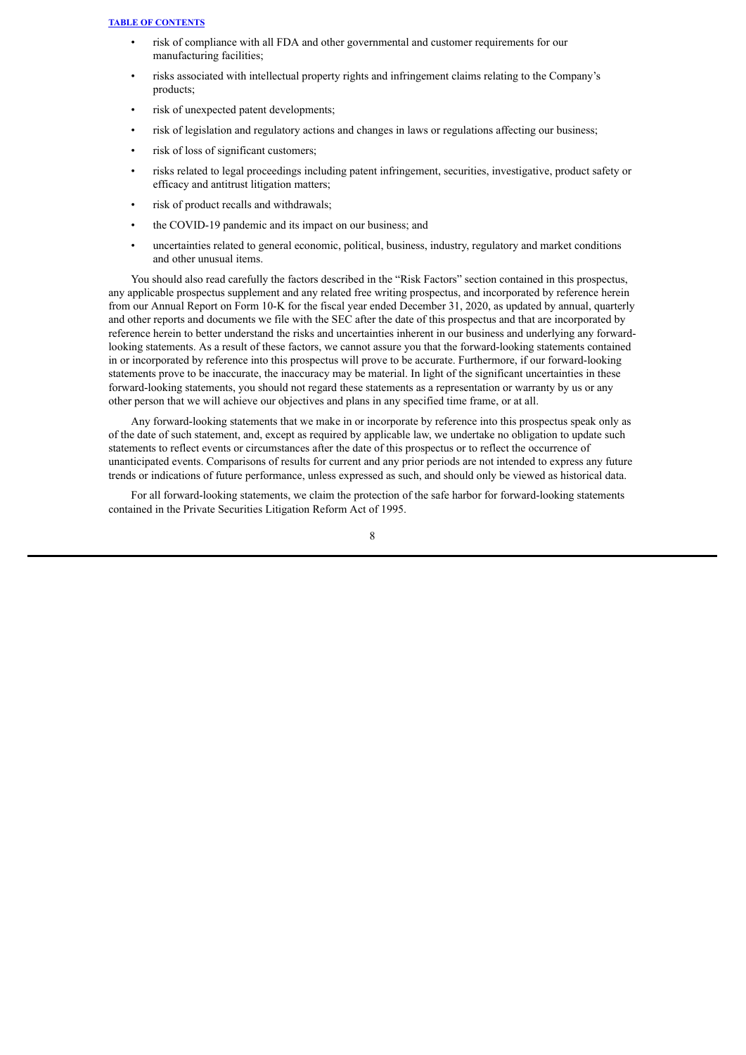- risk of compliance with all FDA and other governmental and customer requirements for our manufacturing facilities;
- risks associated with intellectual property rights and infringement claims relating to the Company's products;
- risk of unexpected patent developments;
- risk of legislation and regulatory actions and changes in laws or regulations affecting our business;
- risk of loss of significant customers;
- risks related to legal proceedings including patent infringement, securities, investigative, product safety or efficacy and antitrust litigation matters;
- risk of product recalls and withdrawals;
- the COVID-19 pandemic and its impact on our business; and
- uncertainties related to general economic, political, business, industry, regulatory and market conditions and other unusual items.

You should also read carefully the factors described in the "Risk Factors" section contained in this prospectus, any applicable prospectus supplement and any related free writing prospectus, and incorporated by reference herein from our Annual Report on Form 10-K for the fiscal year ended December 31, 2020, as updated by annual, quarterly and other reports and documents we file with the SEC after the date of this prospectus and that are incorporated by reference herein to better understand the risks and uncertainties inherent in our business and underlying any forward-looking statements. As a result of these factors, we cannot assure you that the forward-looking statements contained in or incorporated by reference into this prospectus will prove to be accurate. Furthermore, if our forward-looking statements prove to be inaccurate, the inaccuracy may be material. In light of the significant uncertainties in these forward-looking statements, you should not regard these statements as a representation or warranty by us or any other person that we will achieve our objectives and plans in any specified time frame, or at all.

Any forward-looking statements that we make in or incorporate by reference into this prospectus speak only as of the date of such statement, and, except as required by applicable law, we undertake no obligation to update such statements to reflect events or circumstances after the date of this prospectus or to reflect the occurrence of unanticipated events. Comparisons of results for current and any prior periods are not intended to express any future trends or indications of future performance, unless expressed as such, and should only be viewed as historical data.

For all forward-looking statements, we claim the protection of the safe harbor for forward-looking statements contained in the Private Securities Litigation Reform Act of 1995.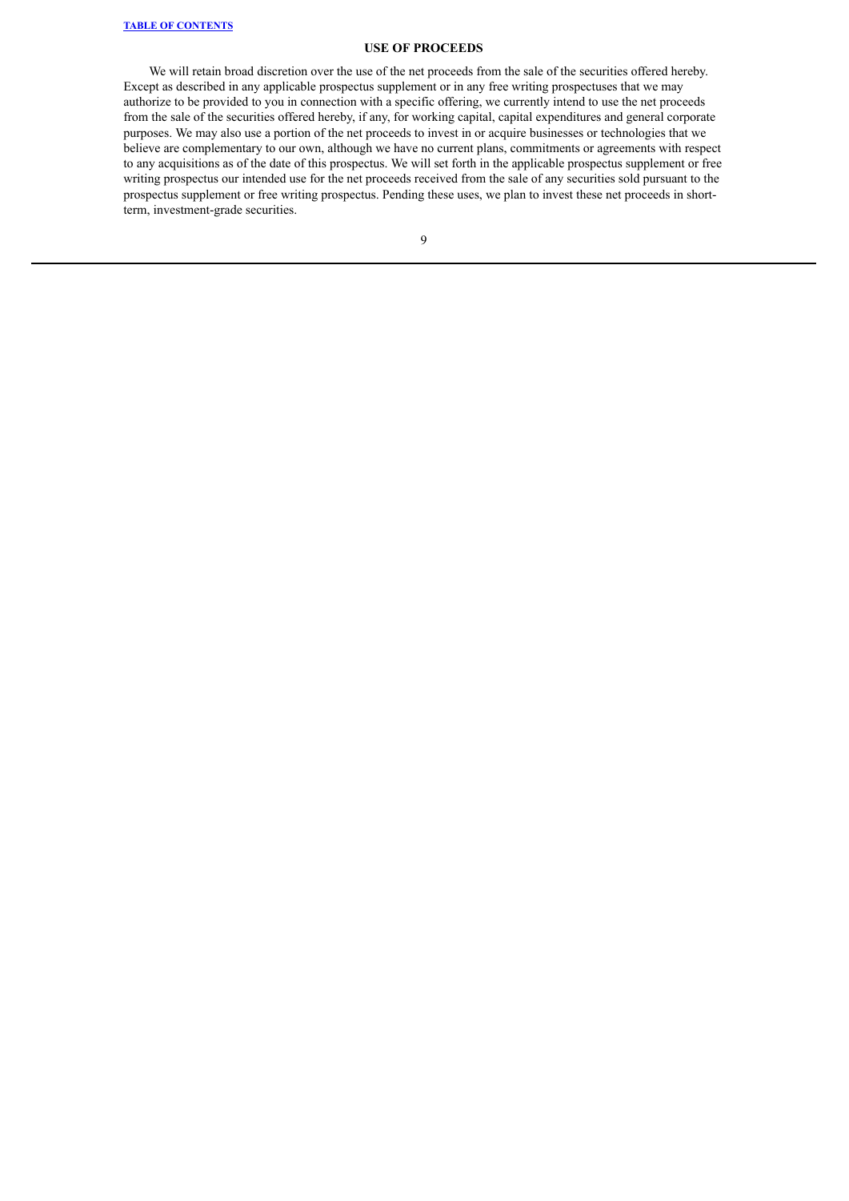## USE OF PROCEEDS

We will retain broad discretion over the use of the net proceeds from the sale of the securities offered hereby. Except as described in any applicable prospectus supplement or in any free writing prospectuses that we may authorize to be provided to you in connection with a specific offering, we currently intend to use the net proceeds from the sale of the securities offered hereby, if any, for working capital, capital expenditures and general corporate purposes. We may also use a portion of the net proceeds to invest in or acquire businesses or technologies that we believe are complementary to our own, although we have no current plans, commitments or agreements with respect to any acquisitions as of the date of this prospectus. We will set forth in the applicable prospectus supplement or free writing prospectus our intended use for the net proceeds received from the sale of any securities sold pursuant to the prospectus supplement or free writing prospectus. Pending these uses, we plan to invest these net proceeds in short-term, investment-grade securities.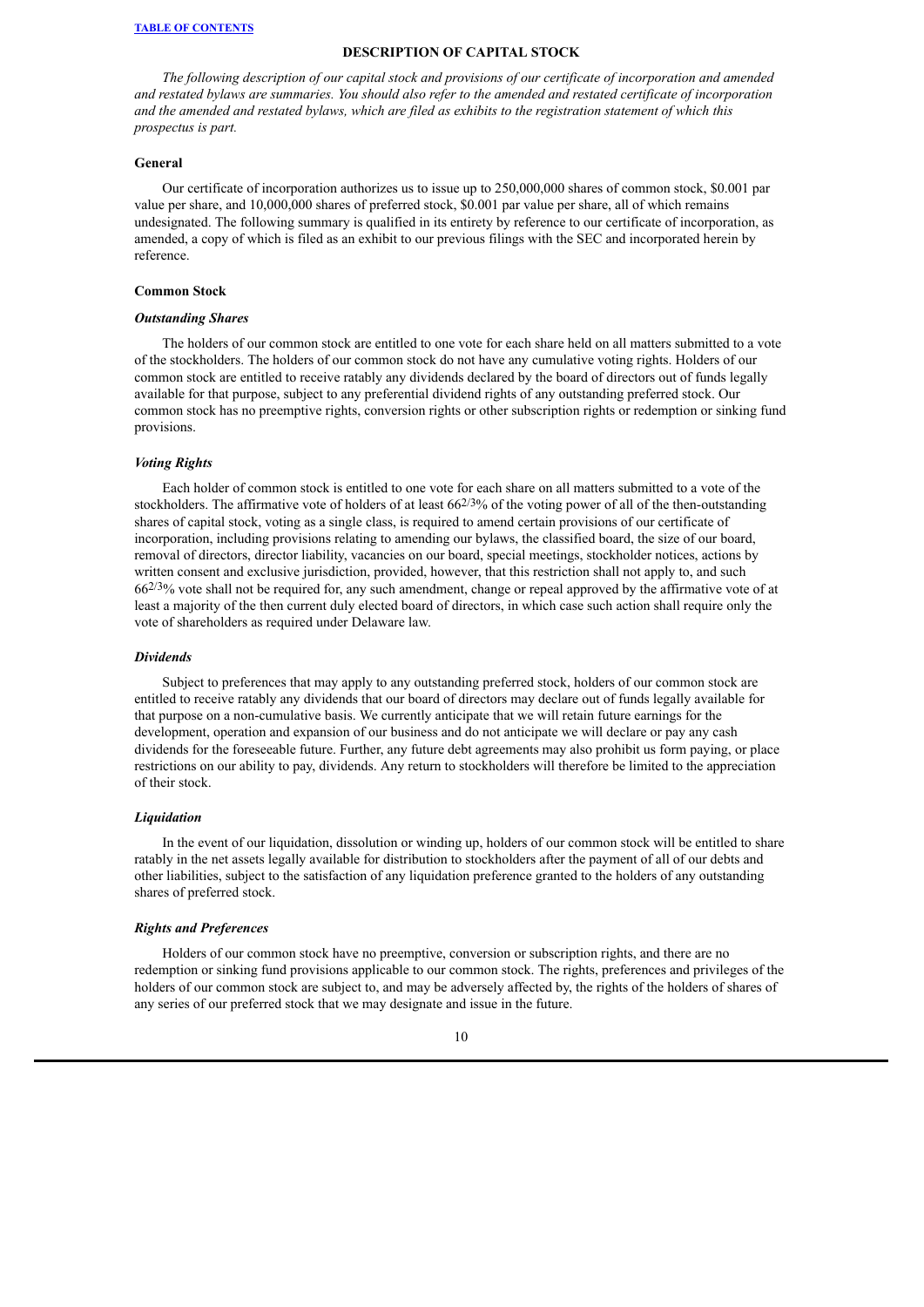# DESCRIPTION OF CAPITAL STOCK

*The following description of our capital stock and provisions of our certificate of incorporation and amended and restated bylaws are summaries. You should also refer to the amended and restated certificate of incorporation and the amended and restated bylaws, which are filed as exhibits to the registration statement of which this prospectus is part.*

## General

Our certificate of incorporation authorizes us to issue up to 250,000,000 shares of common stock, $0.001 par value per share, and 10,000,000 shares of preferred stock, $0.001 par value per share, all of which remains undesignated. The following summary is qualified in its entirety by reference to our certificate of incorporation, as amended, a copy of which is filed as an exhibit to our previous filings with the SEC and incorporated herein by reference.

## Common Stock

### *Outstanding Shares*

The holders of our common stock are entitled to one vote for each share held on all matters submitted to a vote of the stockholders. The holders of our common stock do not have any cumulative voting rights. Holders of our common stock are entitled to receive ratably any dividends declared by the board of directors out of funds legally available for that purpose, subject to any preferential dividend rights of any outstanding preferred stock. Our common stock has no preemptive rights, conversion rights or other subscription rights or redemption or sinking fund provisions.

### *Voting Rights*

Each holder of common stock is entitled to one vote for each share on all matters submitted to a vote of the stockholders. The affirmative vote of holders of at least 66$^{2/3}$% of the voting power of all of the then-outstanding shares of capital stock, voting as a single class, is required to amend certain provisions of our certificate of incorporation, including provisions relating to amending our bylaws, the classified board, the size of our board, removal of directors, director liability, vacancies on our board, special meetings, stockholder notices, actions by written consent and exclusive jurisdiction, provided, however, that this restriction shall not apply to, and such 66$^{2/3}$% vote shall not be required for, any such amendment, change or repeal approved by the affirmative vote of at least a majority of the then current duly elected board of directors, in which case such action shall require only the vote of shareholders as required under Delaware law.

### *Dividends*

Subject to preferences that may apply to any outstanding preferred stock, holders of our common stock are entitled to receive ratably any dividends that our board of directors may declare out of funds legally available for that purpose on a non-cumulative basis. We currently anticipate that we will retain future earnings for the development, operation and expansion of our business and do not anticipate we will declare or pay any cash dividends for the foreseeable future. Further, any future debt agreements may also prohibit us form paying, or place restrictions on our ability to pay, dividends. Any return to stockholders will therefore be limited to the appreciation of their stock.

### *Liquidation*

In the event of our liquidation, dissolution or winding up, holders of our common stock will be entitled to share ratably in the net assets legally available for distribution to stockholders after the payment of all of our debts and other liabilities, subject to the satisfaction of any liquidation preference granted to the holders of any outstanding shares of preferred stock.

### *Rights and Preferences*

Holders of our common stock have no preemptive, conversion or subscription rights, and there are no redemption or sinking fund provisions applicable to our common stock. The rights, preferences and privileges of the holders of our common stock are subject to, and may be adversely affected by, the rights of the holders of shares of any series of our preferred stock that we may designate and issue in the future.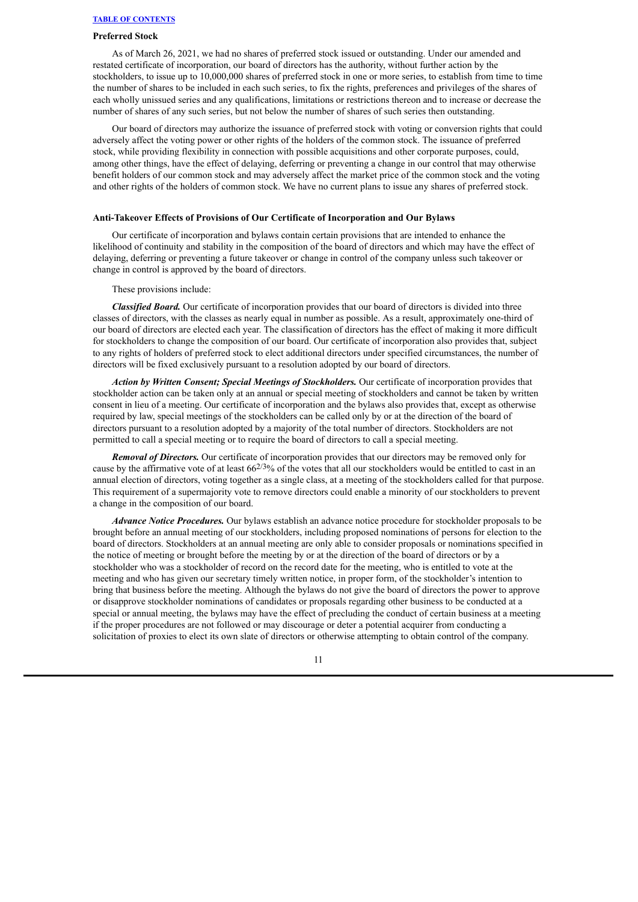### Preferred Stock

As of March 26, 2021, we had no shares of preferred stock issued or outstanding. Under our amended and restated certificate of incorporation, our board of directors has the authority, without further action by the stockholders, to issue up to 10,000,000 shares of preferred stock in one or more series, to establish from time to time the number of shares to be included in each such series, to fix the rights, preferences and privileges of the shares of each wholly unissued series and any qualifications, limitations or restrictions thereon and to increase or decrease the number of shares of any such series, but not below the number of shares of such series then outstanding.

Our board of directors may authorize the issuance of preferred stock with voting or conversion rights that could adversely affect the voting power or other rights of the holders of the common stock. The issuance of preferred stock, while providing flexibility in connection with possible acquisitions and other corporate purposes, could, among other things, have the effect of delaying, deferring or preventing a change in our control that may otherwise benefit holders of our common stock and may adversely affect the market price of the common stock and the voting and other rights of the holders of common stock. We have no current plans to issue any shares of preferred stock.

### Anti-Takeover Effects of Provisions of Our Certificate of Incorporation and Our Bylaws

Our certificate of incorporation and bylaws contain certain provisions that are intended to enhance the likelihood of continuity and stability in the composition of the board of directors and which may have the effect of delaying, deferring or preventing a future takeover or change in control of the company unless such takeover or change in control is approved by the board of directors.

These provisions include:

***Classified Board.*** Our certificate of incorporation provides that our board of directors is divided into three classes of directors, with the classes as nearly equal in number as possible. As a result, approximately one-third of our board of directors are elected each year. The classification of directors has the effect of making it more difficult for stockholders to change the composition of our board. Our certificate of incorporation also provides that, subject to any rights of holders of preferred stock to elect additional directors under specified circumstances, the number of directors will be fixed exclusively pursuant to a resolution adopted by our board of directors.

***Action by Written Consent; Special Meetings of Stockholders.*** Our certificate of incorporation provides that stockholder action can be taken only at an annual or special meeting of stockholders and cannot be taken by written consent in lieu of a meeting. Our certificate of incorporation and the bylaws also provides that, except as otherwise required by law, special meetings of the stockholders can be called only by or at the direction of the board of directors pursuant to a resolution adopted by a majority of the total number of directors. Stockholders are not permitted to call a special meeting or to require the board of directors to call a special meeting.

***Removal of Directors.*** Our certificate of incorporation provides that our directors may be removed only for cause by the affirmative vote of at least $66^{2/3}\%$ of the votes that all our stockholders would be entitled to cast in an annual election of directors, voting together as a single class, at a meeting of the stockholders called for that purpose. This requirement of a supermajority vote to remove directors could enable a minority of our stockholders to prevent a change in the composition of our board.

***Advance Notice Procedures.*** Our bylaws establish an advance notice procedure for stockholder proposals to be brought before an annual meeting of our stockholders, including proposed nominations of persons for election to the board of directors. Stockholders at an annual meeting are only able to consider proposals or nominations specified in the notice of meeting or brought before the meeting by or at the direction of the board of directors or by a stockholder who was a stockholder of record on the record date for the meeting, who is entitled to vote at the meeting and who has given our secretary timely written notice, in proper form, of the stockholder's intention to bring that business before the meeting. Although the bylaws do not give the board of directors the power to approve or disapprove stockholder nominations of candidates or proposals regarding other business to be conducted at a special or annual meeting, the bylaws may have the effect of precluding the conduct of certain business at a meeting if the proper procedures are not followed or may discourage or deter a potential acquirer from conducting a solicitation of proxies to elect its own slate of directors or otherwise attempting to obtain control of the company.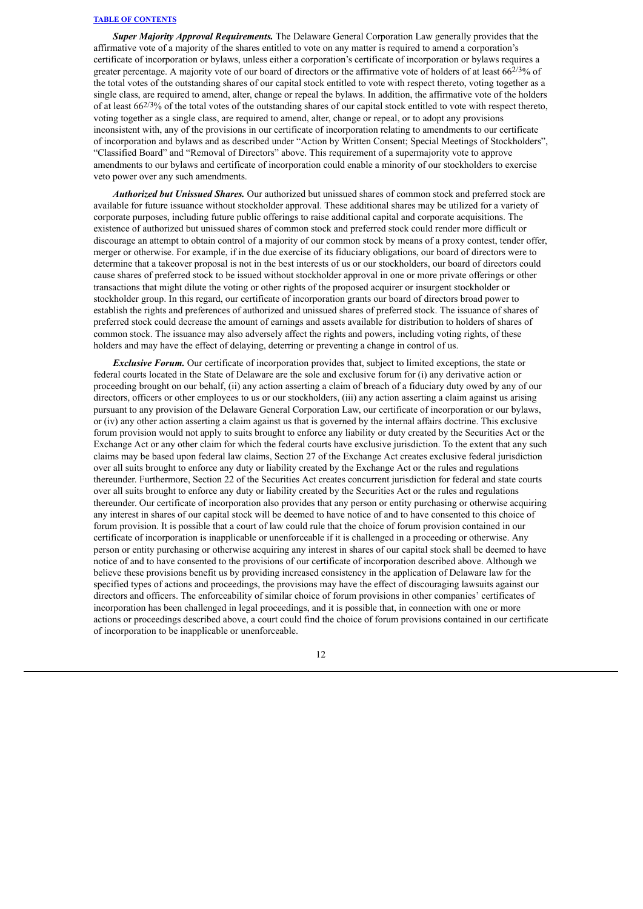***Super Majority Approval Requirements.*** The Delaware General Corporation Law generally provides that the affirmative vote of a majority of the shares entitled to vote on any matter is required to amend a corporation's certificate of incorporation or bylaws, unless either a corporation's certificate of incorporation or bylaws requires a greater percentage. A majority vote of our board of directors or the affirmative vote of holders of at least $66^{2/3}$% of the total votes of the outstanding shares of our capital stock entitled to vote with respect thereto, voting together as a single class, are required to amend, alter, change or repeal the bylaws. In addition, the affirmative vote of the holders of at least $66^{2/3}$% of the total votes of the outstanding shares of our capital stock entitled to vote with respect thereto, voting together as a single class, are required to amend, alter, change or repeal, or to adopt any provisions inconsistent with, any of the provisions in our certificate of incorporation relating to amendments to our certificate of incorporation and bylaws and as described under "Action by Written Consent; Special Meetings of Stockholders", "Classified Board" and "Removal of Directors" above. This requirement of a supermajority vote to approve amendments to our bylaws and certificate of incorporation could enable a minority of our stockholders to exercise veto power over any such amendments.

***Authorized but Unissued Shares.*** Our authorized but unissued shares of common stock and preferred stock are available for future issuance without stockholder approval. These additional shares may be utilized for a variety of corporate purposes, including future public offerings to raise additional capital and corporate acquisitions. The existence of authorized but unissued shares of common stock and preferred stock could render more difficult or discourage an attempt to obtain control of a majority of our common stock by means of a proxy contest, tender offer, merger or otherwise. For example, if in the due exercise of its fiduciary obligations, our board of directors were to determine that a takeover proposal is not in the best interests of us or our stockholders, our board of directors could cause shares of preferred stock to be issued without stockholder approval in one or more private offerings or other transactions that might dilute the voting or other rights of the proposed acquirer or insurgent stockholder or stockholder group. In this regard, our certificate of incorporation grants our board of directors broad power to establish the rights and preferences of authorized and unissued shares of preferred stock. The issuance of shares of preferred stock could decrease the amount of earnings and assets available for distribution to holders of shares of common stock. The issuance may also adversely affect the rights and powers, including voting rights, of these holders and may have the effect of delaying, deterring or preventing a change in control of us.

***Exclusive Forum.*** Our certificate of incorporation provides that, subject to limited exceptions, the state or federal courts located in the State of Delaware are the sole and exclusive forum for (i) any derivative action or proceeding brought on our behalf, (ii) any action asserting a claim of breach of a fiduciary duty owed by any of our directors, officers or other employees to us or our stockholders, (iii) any action asserting a claim against us arising pursuant to any provision of the Delaware General Corporation Law, our certificate of incorporation or our bylaws, or (iv) any other action asserting a claim against us that is governed by the internal affairs doctrine. This exclusive forum provision would not apply to suits brought to enforce any liability or duty created by the Securities Act or the Exchange Act or any other claim for which the federal courts have exclusive jurisdiction. To the extent that any such claims may be based upon federal law claims, Section 27 of the Exchange Act creates exclusive federal jurisdiction over all suits brought to enforce any duty or liability created by the Exchange Act or the rules and regulations thereunder. Furthermore, Section 22 of the Securities Act creates concurrent jurisdiction for federal and state courts over all suits brought to enforce any duty or liability created by the Securities Act or the rules and regulations thereunder. Our certificate of incorporation also provides that any person or entity purchasing or otherwise acquiring any interest in shares of our capital stock will be deemed to have notice of and to have consented to this choice of forum provision. It is possible that a court of law could rule that the choice of forum provision contained in our certificate of incorporation is inapplicable or unenforceable if it is challenged in a proceeding or otherwise. Any person or entity purchasing or otherwise acquiring any interest in shares of our capital stock shall be deemed to have notice of and to have consented to the provisions of our certificate of incorporation described above. Although we believe these provisions benefit us by providing increased consistency in the application of Delaware law for the specified types of actions and proceedings, the provisions may have the effect of discouraging lawsuits against our directors and officers. The enforceability of similar choice of forum provisions in other companies' certificates of incorporation has been challenged in legal proceedings, and it is possible that, in connection with one or more actions or proceedings described above, a court could find the choice of forum provisions contained in our certificate of incorporation to be inapplicable or unenforceable.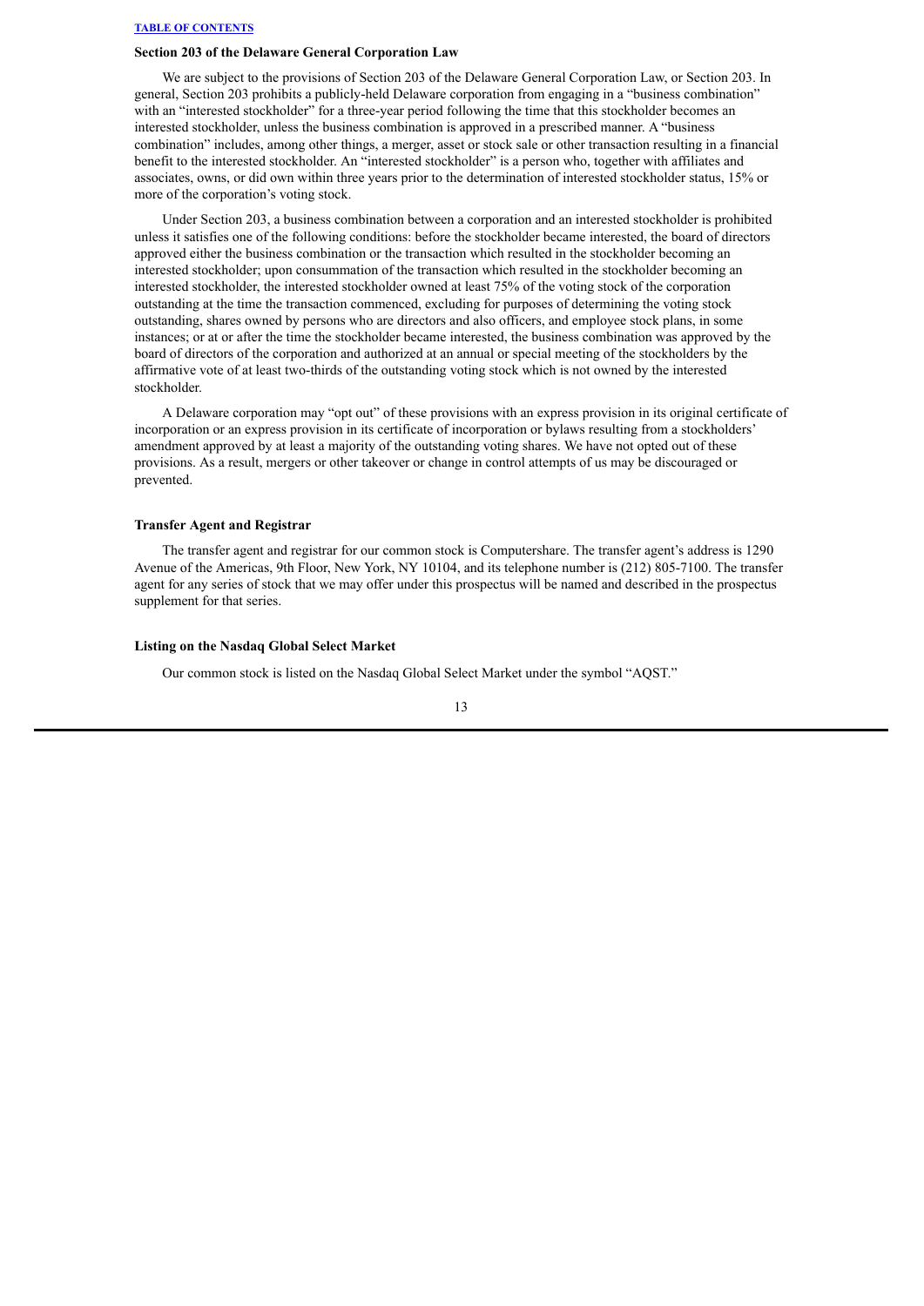### Section 203 of the Delaware General Corporation Law

We are subject to the provisions of Section 203 of the Delaware General Corporation Law, or Section 203. In general, Section 203 prohibits a publicly-held Delaware corporation from engaging in a "business combination" with an "interested stockholder" for a three-year period following the time that this stockholder becomes an interested stockholder, unless the business combination is approved in a prescribed manner. A "business combination" includes, among other things, a merger, asset or stock sale or other transaction resulting in a financial benefit to the interested stockholder. An "interested stockholder" is a person who, together with affiliates and associates, owns, or did own within three years prior to the determination of interested stockholder status, 15% or more of the corporation's voting stock.

Under Section 203, a business combination between a corporation and an interested stockholder is prohibited unless it satisfies one of the following conditions: before the stockholder became interested, the board of directors approved either the business combination or the transaction which resulted in the stockholder becoming an interested stockholder; upon consummation of the transaction which resulted in the stockholder becoming an interested stockholder, the interested stockholder owned at least 75% of the voting stock of the corporation outstanding at the time the transaction commenced, excluding for purposes of determining the voting stock outstanding, shares owned by persons who are directors and also officers, and employee stock plans, in some instances; or at or after the time the stockholder became interested, the business combination was approved by the board of directors of the corporation and authorized at an annual or special meeting of the stockholders by the affirmative vote of at least two-thirds of the outstanding voting stock which is not owned by the interested stockholder.

A Delaware corporation may "opt out" of these provisions with an express provision in its original certificate of incorporation or an express provision in its certificate of incorporation or bylaws resulting from a stockholders' amendment approved by at least a majority of the outstanding voting shares. We have not opted out of these provisions. As a result, mergers or other takeover or change in control attempts of us may be discouraged or prevented.

### Transfer Agent and Registrar

The transfer agent and registrar for our common stock is Computershare. The transfer agent's address is 1290 Avenue of the Americas, 9th Floor, New York, NY 10104, and its telephone number is (212) 805-7100. The transfer agent for any series of stock that we may offer under this prospectus will be named and described in the prospectus supplement for that series.

### Listing on the Nasdaq Global Select Market

Our common stock is listed on the Nasdaq Global Select Market under the symbol "AQST."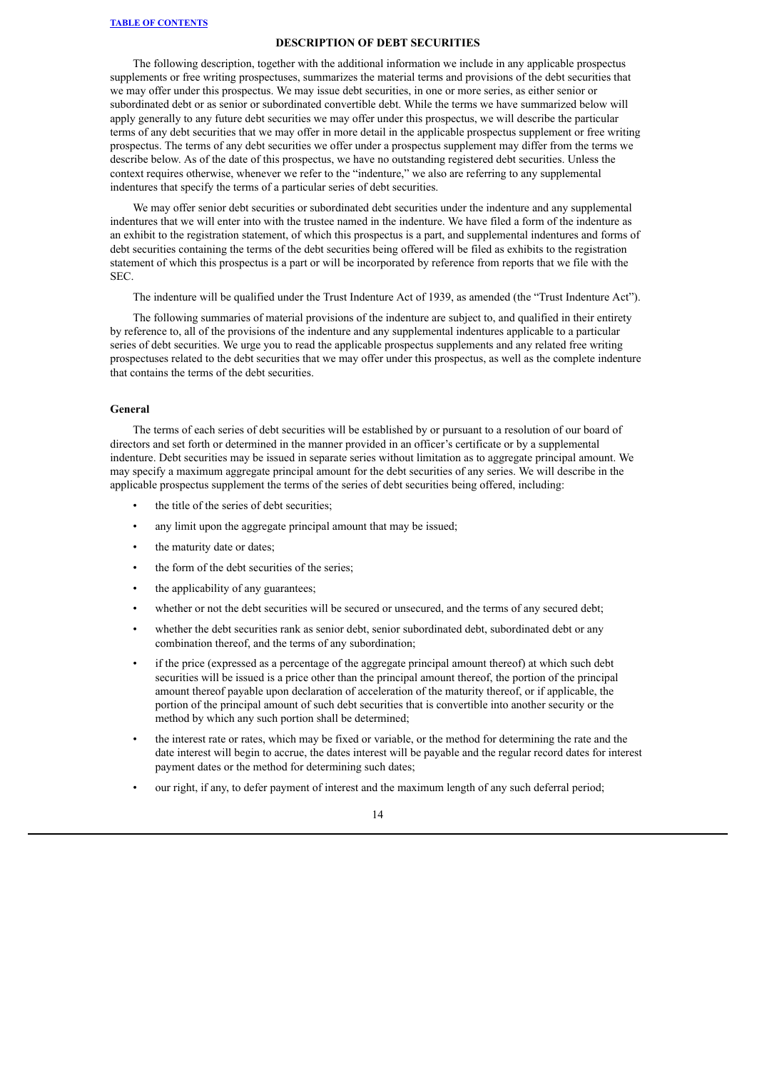## DESCRIPTION OF DEBT SECURITIES

The following description, together with the additional information we include in any applicable prospectus supplements or free writing prospectuses, summarizes the material terms and provisions of the debt securities that we may offer under this prospectus. We may issue debt securities, in one or more series, as either senior or subordinated debt or as senior or subordinated convertible debt. While the terms we have summarized below will apply generally to any future debt securities we may offer under this prospectus, we will describe the particular terms of any debt securities that we may offer in more detail in the applicable prospectus supplement or free writing prospectus. The terms of any debt securities we offer under a prospectus supplement may differ from the terms we describe below. As of the date of this prospectus, we have no outstanding registered debt securities. Unless the context requires otherwise, whenever we refer to the "indenture," we also are referring to any supplemental indentures that specify the terms of a particular series of debt securities.

We may offer senior debt securities or subordinated debt securities under the indenture and any supplemental indentures that we will enter into with the trustee named in the indenture. We have filed a form of the indenture as an exhibit to the registration statement, of which this prospectus is a part, and supplemental indentures and forms of debt securities containing the terms of the debt securities being offered will be filed as exhibits to the registration statement of which this prospectus is a part or will be incorporated by reference from reports that we file with the SEC.

The indenture will be qualified under the Trust Indenture Act of 1939, as amended (the "Trust Indenture Act").

The following summaries of material provisions of the indenture are subject to, and qualified in their entirety by reference to, all of the provisions of the indenture and any supplemental indentures applicable to a particular series of debt securities. We urge you to read the applicable prospectus supplements and any related free writing prospectuses related to the debt securities that we may offer under this prospectus, as well as the complete indenture that contains the terms of the debt securities.

### General

The terms of each series of debt securities will be established by or pursuant to a resolution of our board of directors and set forth or determined in the manner provided in an officer's certificate or by a supplemental indenture. Debt securities may be issued in separate series without limitation as to aggregate principal amount. We may specify a maximum aggregate principal amount for the debt securities of any series. We will describe in the applicable prospectus supplement the terms of the series of debt securities being offered, including:

- the title of the series of debt securities;
- any limit upon the aggregate principal amount that may be issued;
- the maturity date or dates;
- the form of the debt securities of the series;
- the applicability of any guarantees;
- whether or not the debt securities will be secured or unsecured, and the terms of any secured debt;
- whether the debt securities rank as senior debt, senior subordinated debt, subordinated debt or any combination thereof, and the terms of any subordination;
- if the price (expressed as a percentage of the aggregate principal amount thereof) at which such debt securities will be issued is a price other than the principal amount thereof, the portion of the principal amount thereof payable upon declaration of acceleration of the maturity thereof, or if applicable, the portion of the principal amount of such debt securities that is convertible into another security or the method by which any such portion shall be determined;
- the interest rate or rates, which may be fixed or variable, or the method for determining the rate and the date interest will begin to accrue, the dates interest will be payable and the regular record dates for interest payment dates or the method for determining such dates;
- our right, if any, to defer payment of interest and the maximum length of any such deferral period;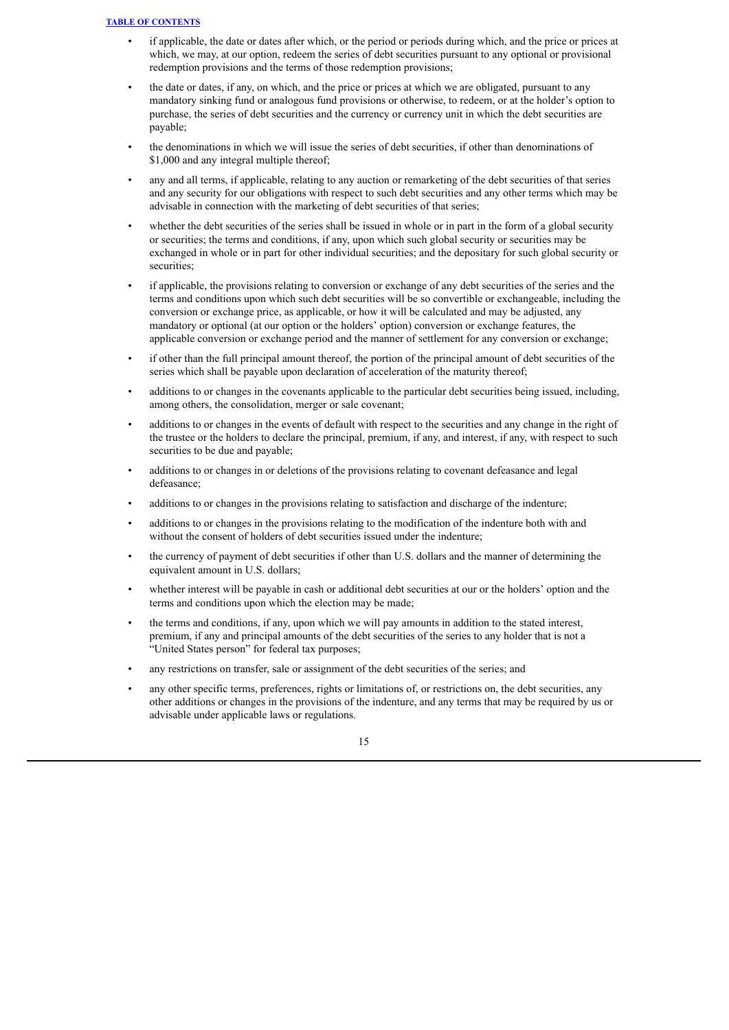- if applicable, the date or dates after which, or the period or periods during which, and the price or prices at which, we may, at our option, redeem the series of debt securities pursuant to any optional or provisional redemption provisions and the terms of those redemption provisions;
- the date or dates, if any, on which, and the price or prices at which we are obligated, pursuant to any mandatory sinking fund or analogous fund provisions or otherwise, to redeem, or at the holder's option to purchase, the series of debt securities and the currency or currency unit in which the debt securities are payable;
- the denominations in which we will issue the series of debt securities, if other than denominations of $1,000 and any integral multiple thereof;
- any and all terms, if applicable, relating to any auction or remarketing of the debt securities of that series and any security for our obligations with respect to such debt securities and any other terms which may be advisable in connection with the marketing of debt securities of that series;
- whether the debt securities of the series shall be issued in whole or in part in the form of a global security or securities; the terms and conditions, if any, upon which such global security or securities may be exchanged in whole or in part for other individual securities; and the depositary for such global security or securities;
- if applicable, the provisions relating to conversion or exchange of any debt securities of the series and the terms and conditions upon which such debt securities will be so convertible or exchangeable, including the conversion or exchange price, as applicable, or how it will be calculated and may be adjusted, any mandatory or optional (at our option or the holders' option) conversion or exchange features, the applicable conversion or exchange period and the manner of settlement for any conversion or exchange;
- if other than the full principal amount thereof, the portion of the principal amount of debt securities of the series which shall be payable upon declaration of acceleration of the maturity thereof;
- additions to or changes in the covenants applicable to the particular debt securities being issued, including, among others, the consolidation, merger or sale covenant;
- additions to or changes in the events of default with respect to the securities and any change in the right of the trustee or the holders to declare the principal, premium, if any, and interest, if any, with respect to such securities to be due and payable;
- additions to or changes in or deletions of the provisions relating to covenant defeasance and legal defeasance;
- additions to or changes in the provisions relating to satisfaction and discharge of the indenture;
- additions to or changes in the provisions relating to the modification of the indenture both with and without the consent of holders of debt securities issued under the indenture;
- the currency of payment of debt securities if other than U.S. dollars and the manner of determining the equivalent amount in U.S. dollars;
- whether interest will be payable in cash or additional debt securities at our or the holders' option and the terms and conditions upon which the election may be made;
- the terms and conditions, if any, upon which we will pay amounts in addition to the stated interest, premium, if any and principal amounts of the debt securities of the series to any holder that is not a "United States person" for federal tax purposes;
- any restrictions on transfer, sale or assignment of the debt securities of the series; and
- any other specific terms, preferences, rights or limitations of, or restrictions on, the debt securities, any other additions or changes in the provisions of the indenture, and any terms that may be required by us or advisable under applicable laws or regulations.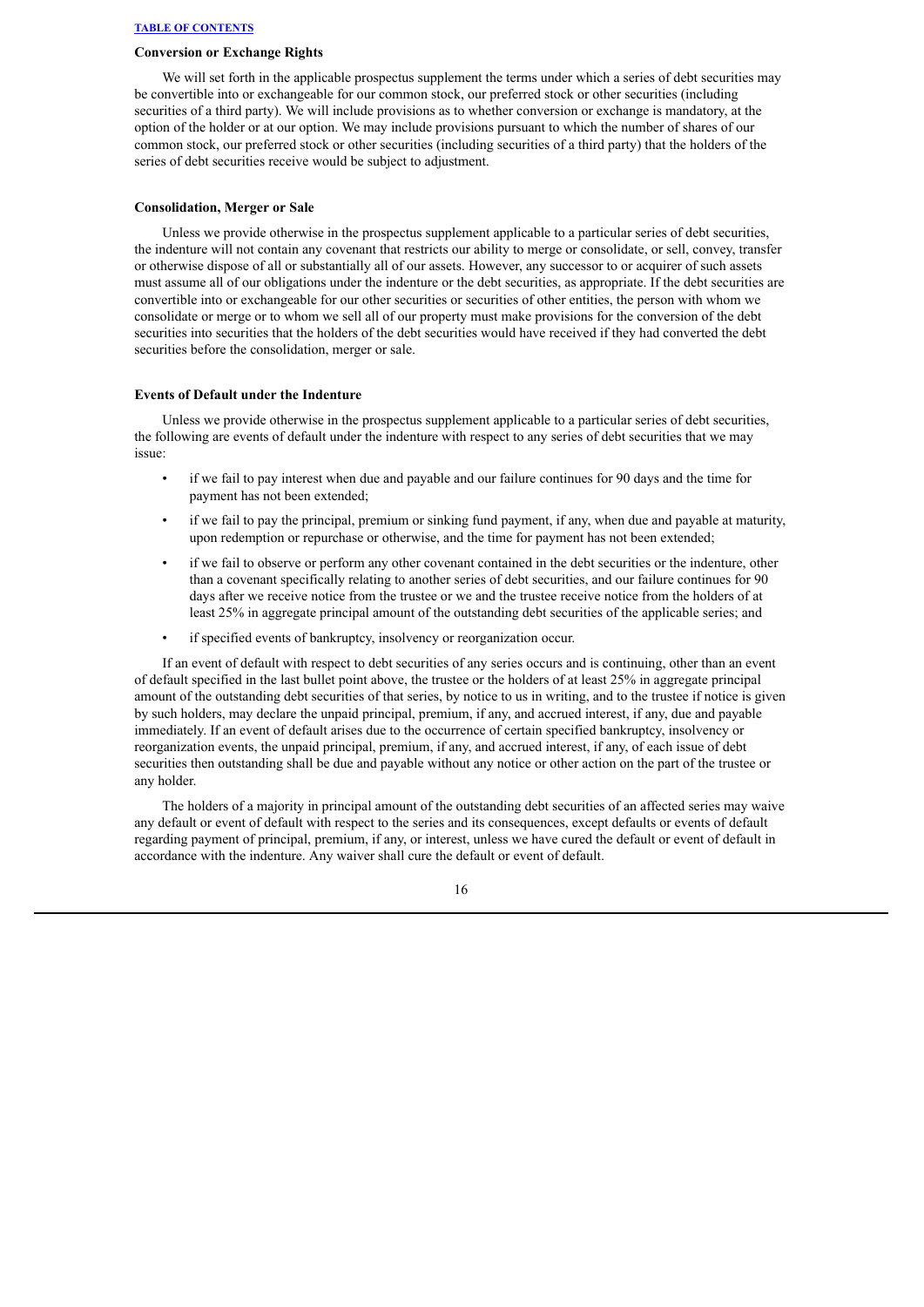### Conversion or Exchange Rights

We will set forth in the applicable prospectus supplement the terms under which a series of debt securities may be convertible into or exchangeable for our common stock, our preferred stock or other securities (including securities of a third party). We will include provisions as to whether conversion or exchange is mandatory, at the option of the holder or at our option. We may include provisions pursuant to which the number of shares of our common stock, our preferred stock or other securities (including securities of a third party) that the holders of the series of debt securities receive would be subject to adjustment.

### Consolidation, Merger or Sale

Unless we provide otherwise in the prospectus supplement applicable to a particular series of debt securities, the indenture will not contain any covenant that restricts our ability to merge or consolidate, or sell, convey, transfer or otherwise dispose of all or substantially all of our assets. However, any successor to or acquirer of such assets must assume all of our obligations under the indenture or the debt securities, as appropriate. If the debt securities are convertible into or exchangeable for our other securities or securities of other entities, the person with whom we consolidate or merge or to whom we sell all of our property must make provisions for the conversion of the debt securities into securities that the holders of the debt securities would have received if they had converted the debt securities before the consolidation, merger or sale.

### Events of Default under the Indenture

Unless we provide otherwise in the prospectus supplement applicable to a particular series of debt securities, the following are events of default under the indenture with respect to any series of debt securities that we may issue:

- if we fail to pay interest when due and payable and our failure continues for 90 days and the time for payment has not been extended;
- if we fail to pay the principal, premium or sinking fund payment, if any, when due and payable at maturity, upon redemption or repurchase or otherwise, and the time for payment has not been extended;
- if we fail to observe or perform any other covenant contained in the debt securities or the indenture, other than a covenant specifically relating to another series of debt securities, and our failure continues for 90 days after we receive notice from the trustee or we and the trustee receive notice from the holders of at least 25% in aggregate principal amount of the outstanding debt securities of the applicable series; and
- if specified events of bankruptcy, insolvency or reorganization occur.

If an event of default with respect to debt securities of any series occurs and is continuing, other than an event of default specified in the last bullet point above, the trustee or the holders of at least 25% in aggregate principal amount of the outstanding debt securities of that series, by notice to us in writing, and to the trustee if notice is given by such holders, may declare the unpaid principal, premium, if any, and accrued interest, if any, due and payable immediately. If an event of default arises due to the occurrence of certain specified bankruptcy, insolvency or reorganization events, the unpaid principal, premium, if any, and accrued interest, if any, of each issue of debt securities then outstanding shall be due and payable without any notice or other action on the part of the trustee or any holder.

The holders of a majority in principal amount of the outstanding debt securities of an affected series may waive any default or event of default with respect to the series and its consequences, except defaults or events of default regarding payment of principal, premium, if any, or interest, unless we have cured the default or event of default in accordance with the indenture. Any waiver shall cure the default or event of default.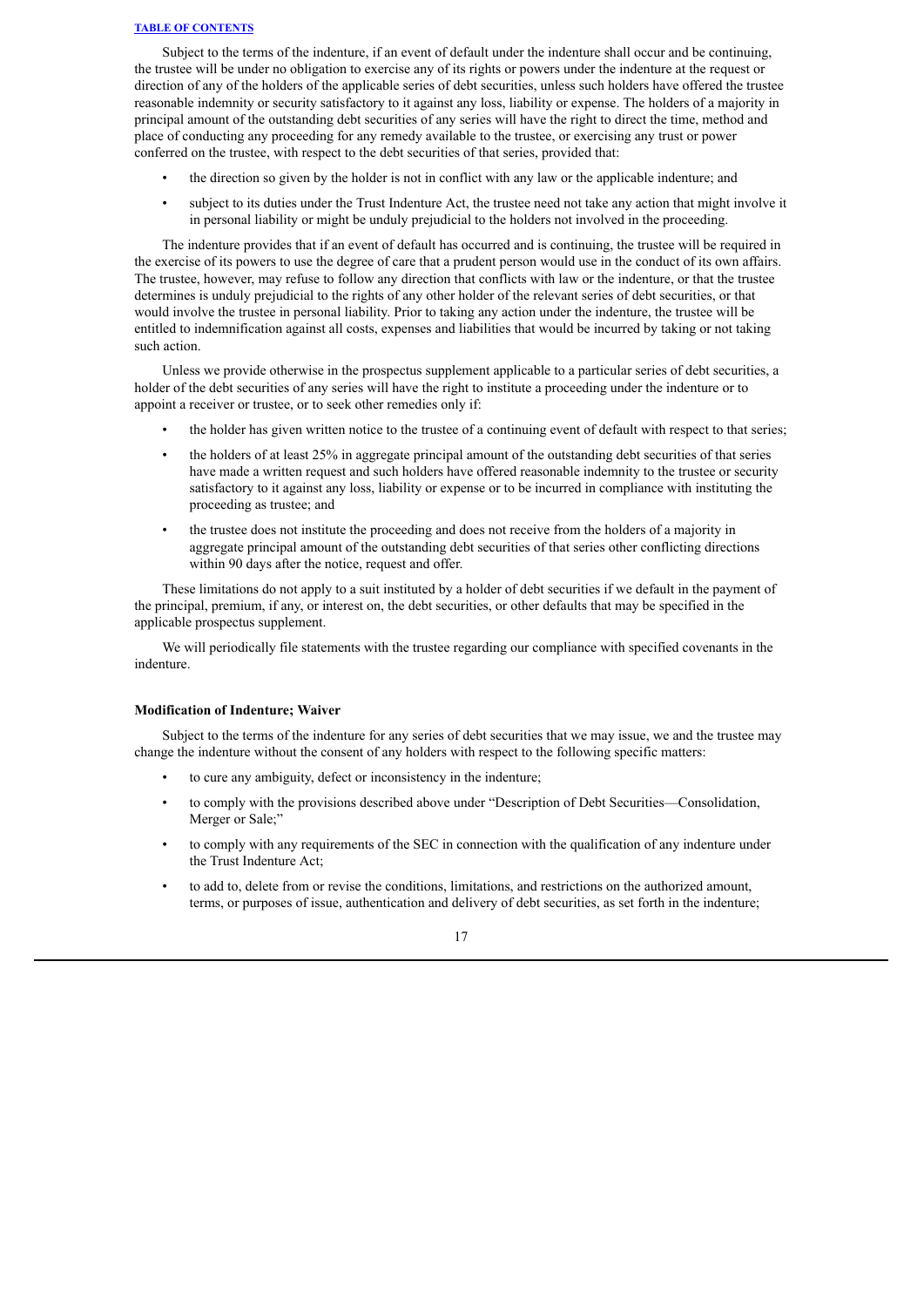Subject to the terms of the indenture, if an event of default under the indenture shall occur and be continuing, the trustee will be under no obligation to exercise any of its rights or powers under the indenture at the request or direction of any of the holders of the applicable series of debt securities, unless such holders have offered the trustee reasonable indemnity or security satisfactory to it against any loss, liability or expense. The holders of a majority in principal amount of the outstanding debt securities of any series will have the right to direct the time, method and place of conducting any proceeding for any remedy available to the trustee, or exercising any trust or power conferred on the trustee, with respect to the debt securities of that series, provided that:

- the direction so given by the holder is not in conflict with any law or the applicable indenture; and
- subject to its duties under the Trust Indenture Act, the trustee need not take any action that might involve it in personal liability or might be unduly prejudicial to the holders not involved in the proceeding.

The indenture provides that if an event of default has occurred and is continuing, the trustee will be required in the exercise of its powers to use the degree of care that a prudent person would use in the conduct of its own affairs. The trustee, however, may refuse to follow any direction that conflicts with law or the indenture, or that the trustee determines is unduly prejudicial to the rights of any other holder of the relevant series of debt securities, or that would involve the trustee in personal liability. Prior to taking any action under the indenture, the trustee will be entitled to indemnification against all costs, expenses and liabilities that would be incurred by taking or not taking such action.

Unless we provide otherwise in the prospectus supplement applicable to a particular series of debt securities, a holder of the debt securities of any series will have the right to institute a proceeding under the indenture or to appoint a receiver or trustee, or to seek other remedies only if:

- the holder has given written notice to the trustee of a continuing event of default with respect to that series;
- the holders of at least 25% in aggregate principal amount of the outstanding debt securities of that series have made a written request and such holders have offered reasonable indemnity to the trustee or security satisfactory to it against any loss, liability or expense or to be incurred in compliance with instituting the proceeding as trustee; and
- the trustee does not institute the proceeding and does not receive from the holders of a majority in aggregate principal amount of the outstanding debt securities of that series other conflicting directions within 90 days after the notice, request and offer.

These limitations do not apply to a suit instituted by a holder of debt securities if we default in the payment of the principal, premium, if any, or interest on, the debt securities, or other defaults that may be specified in the applicable prospectus supplement.

We will periodically file statements with the trustee regarding our compliance with specified covenants in the indenture.

**Modification of Indenture; Waiver**

Subject to the terms of the indenture for any series of debt securities that we may issue, we and the trustee may change the indenture without the consent of any holders with respect to the following specific matters:

- to cure any ambiguity, defect or inconsistency in the indenture;
- to comply with the provisions described above under "Description of Debt Securities—Consolidation, Merger or Sale;"
- to comply with any requirements of the SEC in connection with the qualification of any indenture under the Trust Indenture Act;
- to add to, delete from or revise the conditions, limitations, and restrictions on the authorized amount, terms, or purposes of issue, authentication and delivery of debt securities, as set forth in the indenture;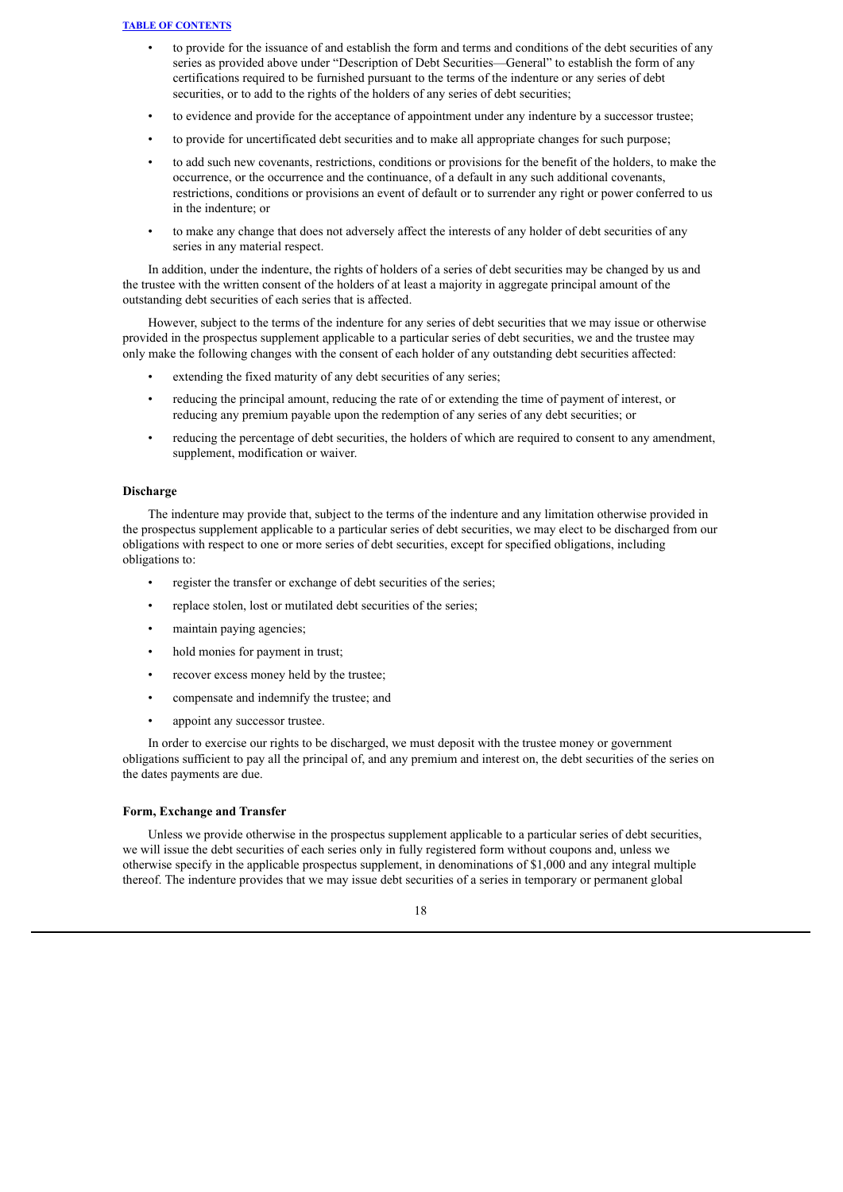- to provide for the issuance of and establish the form and terms and conditions of the debt securities of any series as provided above under "Description of Debt Securities—General" to establish the form of any certifications required to be furnished pursuant to the terms of the indenture or any series of debt securities, or to add to the rights of the holders of any series of debt securities;
- to evidence and provide for the acceptance of appointment under any indenture by a successor trustee;
- to provide for uncertificated debt securities and to make all appropriate changes for such purpose;
- to add such new covenants, restrictions, conditions or provisions for the benefit of the holders, to make the occurrence, or the occurrence and the continuance, of a default in any such additional covenants, restrictions, conditions or provisions an event of default or to surrender any right or power conferred to us in the indenture; or
- to make any change that does not adversely affect the interests of any holder of debt securities of any series in any material respect.

In addition, under the indenture, the rights of holders of a series of debt securities may be changed by us and the trustee with the written consent of the holders of at least a majority in aggregate principal amount of the outstanding debt securities of each series that is affected.

However, subject to the terms of the indenture for any series of debt securities that we may issue or otherwise provided in the prospectus supplement applicable to a particular series of debt securities, we and the trustee may only make the following changes with the consent of each holder of any outstanding debt securities affected:

- extending the fixed maturity of any debt securities of any series;
- reducing the principal amount, reducing the rate of or extending the time of payment of interest, or reducing any premium payable upon the redemption of any series of any debt securities; or
- reducing the percentage of debt securities, the holders of which are required to consent to any amendment, supplement, modification or waiver.

**Discharge**

The indenture may provide that, subject to the terms of the indenture and any limitation otherwise provided in the prospectus supplement applicable to a particular series of debt securities, we may elect to be discharged from our obligations with respect to one or more series of debt securities, except for specified obligations, including obligations to:

- register the transfer or exchange of debt securities of the series;
- replace stolen, lost or mutilated debt securities of the series;
- maintain paying agencies;
- hold monies for payment in trust;
- recover excess money held by the trustee;
- compensate and indemnify the trustee; and
- appoint any successor trustee.

In order to exercise our rights to be discharged, we must deposit with the trustee money or government obligations sufficient to pay all the principal of, and any premium and interest on, the debt securities of the series on the dates payments are due.

**Form, Exchange and Transfer**

Unless we provide otherwise in the prospectus supplement applicable to a particular series of debt securities, we will issue the debt securities of each series only in fully registered form without coupons and, unless we otherwise specify in the applicable prospectus supplement, in denominations of $1,000 and any integral multiple thereof. The indenture provides that we may issue debt securities of a series in temporary or permanent global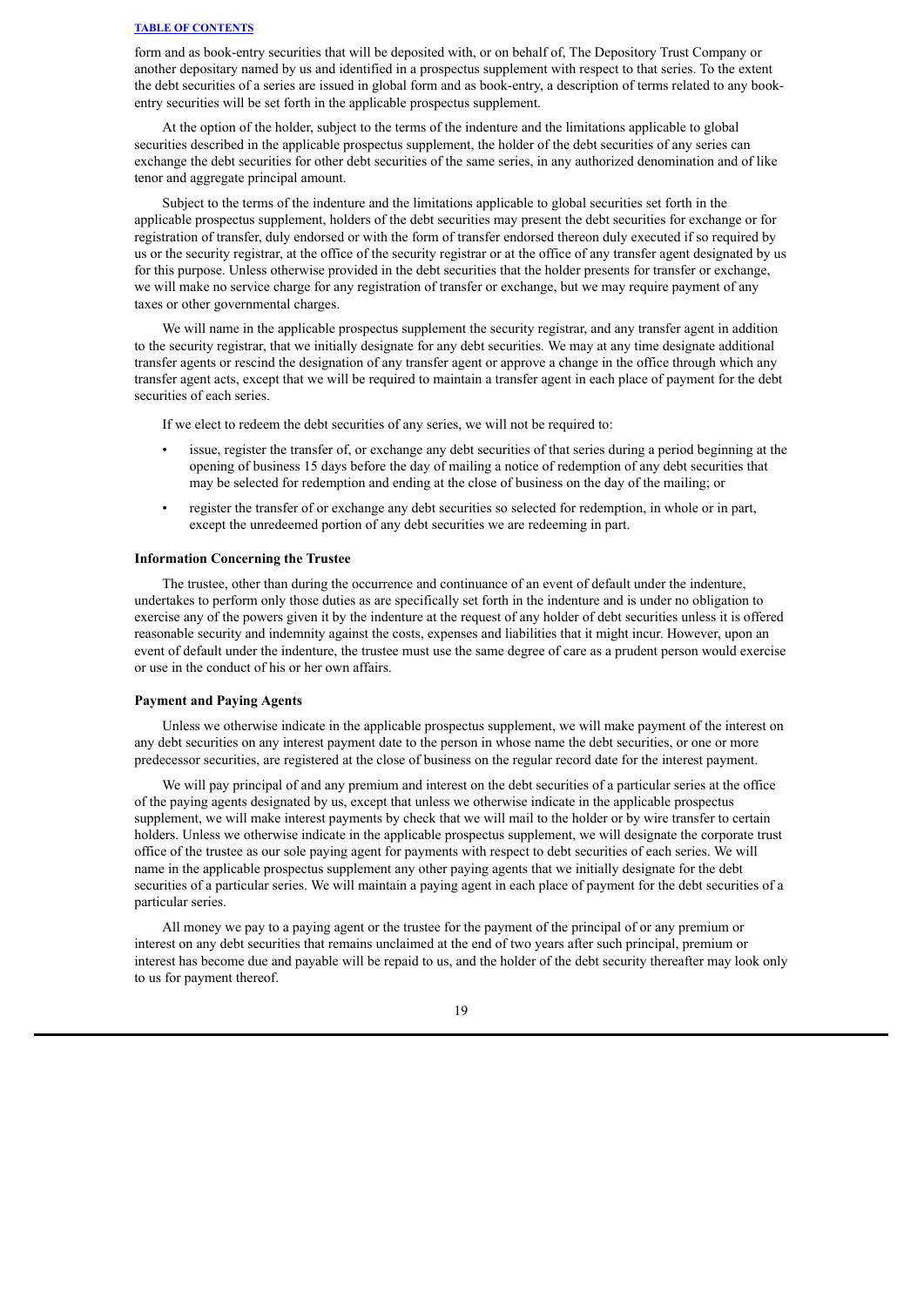form and as book-entry securities that will be deposited with, or on behalf of, The Depository Trust Company or another depositary named by us and identified in a prospectus supplement with respect to that series. To the extent the debt securities of a series are issued in global form and as book-entry, a description of terms related to any book-entry securities will be set forth in the applicable prospectus supplement.

At the option of the holder, subject to the terms of the indenture and the limitations applicable to global securities described in the applicable prospectus supplement, the holder of the debt securities of any series can exchange the debt securities for other debt securities of the same series, in any authorized denomination and of like tenor and aggregate principal amount.

Subject to the terms of the indenture and the limitations applicable to global securities set forth in the applicable prospectus supplement, holders of the debt securities may present the debt securities for exchange or for registration of transfer, duly endorsed or with the form of transfer endorsed thereon duly executed if so required by us or the security registrar, at the office of the security registrar or at the office of any transfer agent designated by us for this purpose. Unless otherwise provided in the debt securities that the holder presents for transfer or exchange, we will make no service charge for any registration of transfer or exchange, but we may require payment of any taxes or other governmental charges.

We will name in the applicable prospectus supplement the security registrar, and any transfer agent in addition to the security registrar, that we initially designate for any debt securities. We may at any time designate additional transfer agents or rescind the designation of any transfer agent or approve a change in the office through which any transfer agent acts, except that we will be required to maintain a transfer agent in each place of payment for the debt securities of each series.

If we elect to redeem the debt securities of any series, we will not be required to:

- issue, register the transfer of, or exchange any debt securities of that series during a period beginning at the opening of business 15 days before the day of mailing a notice of redemption of any debt securities that may be selected for redemption and ending at the close of business on the day of the mailing; or
- register the transfer of or exchange any debt securities so selected for redemption, in whole or in part, except the unredeemed portion of any debt securities we are redeeming in part.

**Information Concerning the Trustee**

The trustee, other than during the occurrence and continuance of an event of default under the indenture, undertakes to perform only those duties as are specifically set forth in the indenture and is under no obligation to exercise any of the powers given it by the indenture at the request of any holder of debt securities unless it is offered reasonable security and indemnity against the costs, expenses and liabilities that it might incur. However, upon an event of default under the indenture, the trustee must use the same degree of care as a prudent person would exercise or use in the conduct of his or her own affairs.

**Payment and Paying Agents**

Unless we otherwise indicate in the applicable prospectus supplement, we will make payment of the interest on any debt securities on any interest payment date to the person in whose name the debt securities, or one or more predecessor securities, are registered at the close of business on the regular record date for the interest payment.

We will pay principal of and any premium and interest on the debt securities of a particular series at the office of the paying agents designated by us, except that unless we otherwise indicate in the applicable prospectus supplement, we will make interest payments by check that we will mail to the holder or by wire transfer to certain holders. Unless we otherwise indicate in the applicable prospectus supplement, we will designate the corporate trust office of the trustee as our sole paying agent for payments with respect to debt securities of each series. We will name in the applicable prospectus supplement any other paying agents that we initially designate for the debt securities of a particular series. We will maintain a paying agent in each place of payment for the debt securities of a particular series.

All money we pay to a paying agent or the trustee for the payment of the principal of or any premium or interest on any debt securities that remains unclaimed at the end of two years after such principal, premium or interest has become due and payable will be repaid to us, and the holder of the debt security thereafter may look only to us for payment thereof.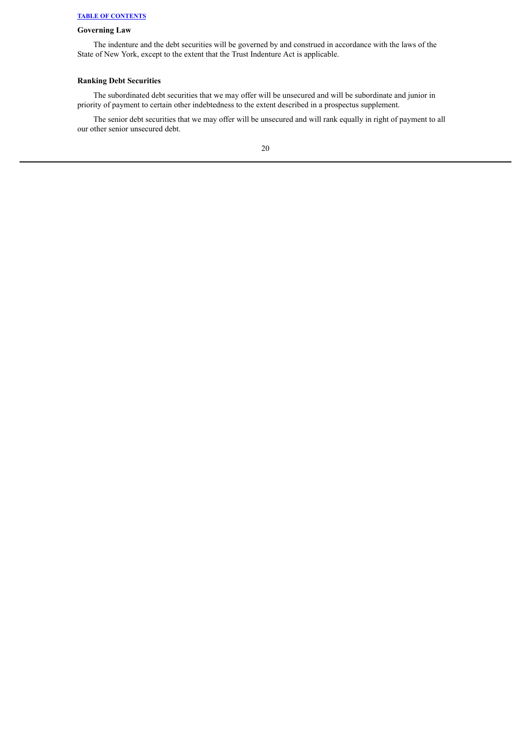### Governing Law

The indenture and the debt securities will be governed by and construed in accordance with the laws of the State of New York, except to the extent that the Trust Indenture Act is applicable.

### Ranking Debt Securities

The subordinated debt securities that we may offer will be unsecured and will be subordinate and junior in priority of payment to certain other indebtedness to the extent described in a prospectus supplement.

The senior debt securities that we may offer will be unsecured and will rank equally in right of payment to all our other senior unsecured debt.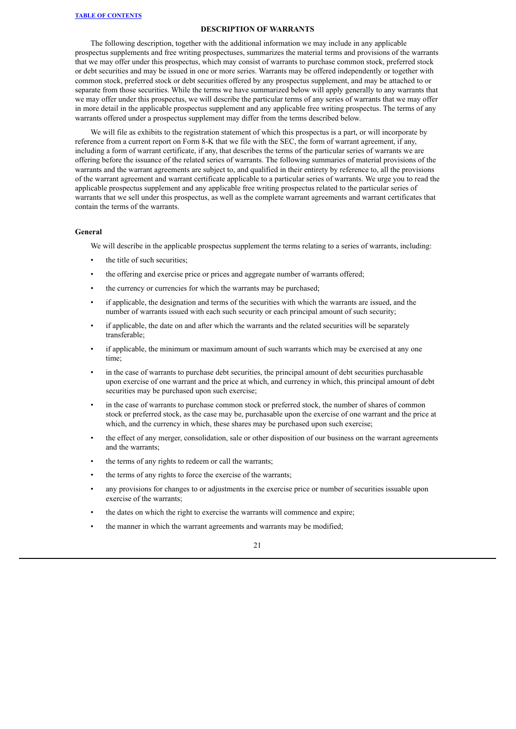## DESCRIPTION OF WARRANTS

The following description, together with the additional information we may include in any applicable prospectus supplements and free writing prospectuses, summarizes the material terms and provisions of the warrants that we may offer under this prospectus, which may consist of warrants to purchase common stock, preferred stock or debt securities and may be issued in one or more series. Warrants may be offered independently or together with common stock, preferred stock or debt securities offered by any prospectus supplement, and may be attached to or separate from those securities. While the terms we have summarized below will apply generally to any warrants that we may offer under this prospectus, we will describe the particular terms of any series of warrants that we may offer in more detail in the applicable prospectus supplement and any applicable free writing prospectus. The terms of any warrants offered under a prospectus supplement may differ from the terms described below.

We will file as exhibits to the registration statement of which this prospectus is a part, or will incorporate by reference from a current report on Form 8-K that we file with the SEC, the form of warrant agreement, if any, including a form of warrant certificate, if any, that describes the terms of the particular series of warrants we are offering before the issuance of the related series of warrants. The following summaries of material provisions of the warrants and the warrant agreements are subject to, and qualified in their entirety by reference to, all the provisions of the warrant agreement and warrant certificate applicable to a particular series of warrants. We urge you to read the applicable prospectus supplement and any applicable free writing prospectus related to the particular series of warrants that we sell under this prospectus, as well as the complete warrant agreements and warrant certificates that contain the terms of the warrants.

### General

We will describe in the applicable prospectus supplement the terms relating to a series of warrants, including:

- the title of such securities;
- the offering and exercise price or prices and aggregate number of warrants offered;
- the currency or currencies for which the warrants may be purchased;
- if applicable, the designation and terms of the securities with which the warrants are issued, and the number of warrants issued with each such security or each principal amount of such security;
- if applicable, the date on and after which the warrants and the related securities will be separately transferable;
- if applicable, the minimum or maximum amount of such warrants which may be exercised at any one time;
- in the case of warrants to purchase debt securities, the principal amount of debt securities purchasable upon exercise of one warrant and the price at which, and currency in which, this principal amount of debt securities may be purchased upon such exercise;
- in the case of warrants to purchase common stock or preferred stock, the number of shares of common stock or preferred stock, as the case may be, purchasable upon the exercise of one warrant and the price at which, and the currency in which, these shares may be purchased upon such exercise;
- the effect of any merger, consolidation, sale or other disposition of our business on the warrant agreements and the warrants;
- the terms of any rights to redeem or call the warrants;
- the terms of any rights to force the exercise of the warrants;
- any provisions for changes to or adjustments in the exercise price or number of securities issuable upon exercise of the warrants;
- the dates on which the right to exercise the warrants will commence and expire;
- the manner in which the warrant agreements and warrants may be modified;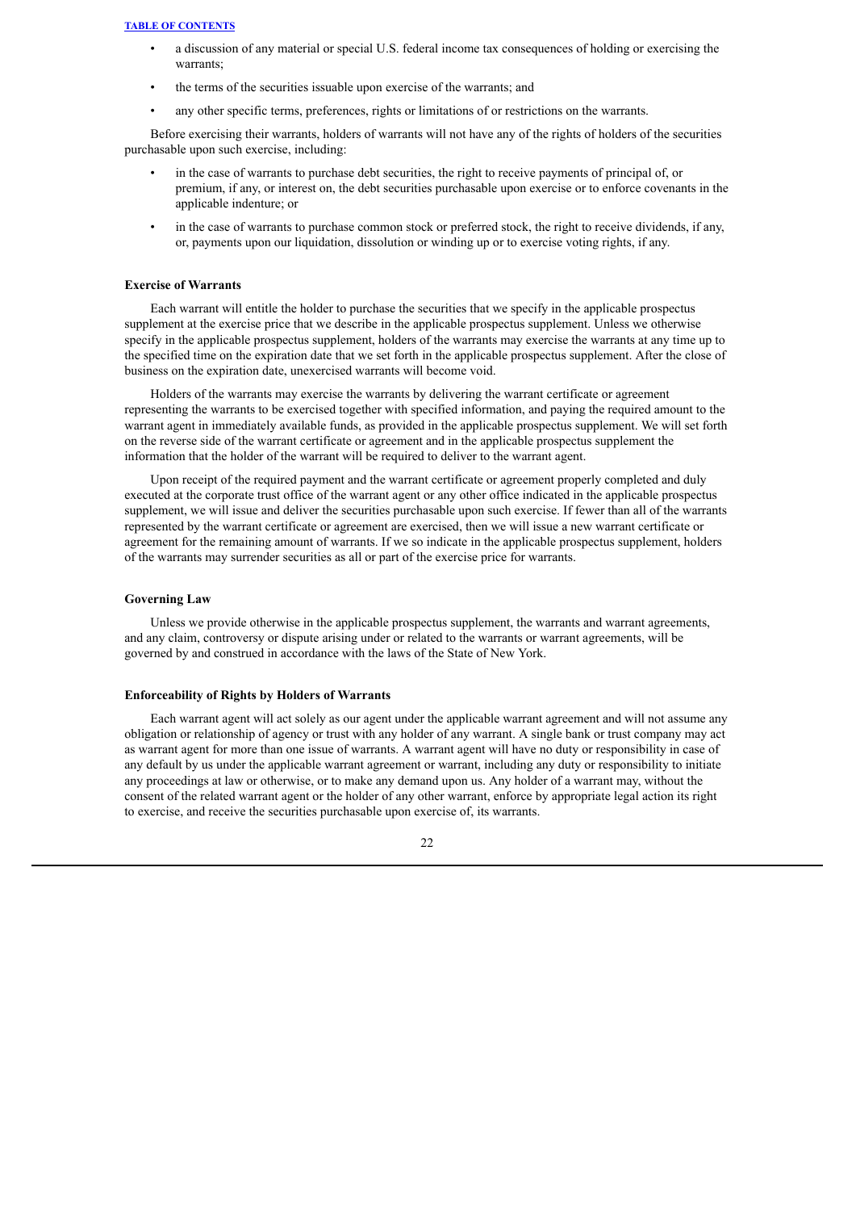- a discussion of any material or special U.S. federal income tax consequences of holding or exercising the warrants;
- the terms of the securities issuable upon exercise of the warrants; and
- any other specific terms, preferences, rights or limitations of or restrictions on the warrants.

Before exercising their warrants, holders of warrants will not have any of the rights of holders of the securities purchasable upon such exercise, including:

- in the case of warrants to purchase debt securities, the right to receive payments of principal of, or premium, if any, or interest on, the debt securities purchasable upon exercise or to enforce covenants in the applicable indenture; or
- in the case of warrants to purchase common stock or preferred stock, the right to receive dividends, if any, or, payments upon our liquidation, dissolution or winding up or to exercise voting rights, if any.

**Exercise of Warrants**

Each warrant will entitle the holder to purchase the securities that we specify in the applicable prospectus supplement at the exercise price that we describe in the applicable prospectus supplement. Unless we otherwise specify in the applicable prospectus supplement, holders of the warrants may exercise the warrants at any time up to the specified time on the expiration date that we set forth in the applicable prospectus supplement. After the close of business on the expiration date, unexercised warrants will become void.

Holders of the warrants may exercise the warrants by delivering the warrant certificate or agreement representing the warrants to be exercised together with specified information, and paying the required amount to the warrant agent in immediately available funds, as provided in the applicable prospectus supplement. We will set forth on the reverse side of the warrant certificate or agreement and in the applicable prospectus supplement the information that the holder of the warrant will be required to deliver to the warrant agent.

Upon receipt of the required payment and the warrant certificate or agreement properly completed and duly executed at the corporate trust office of the warrant agent or any other office indicated in the applicable prospectus supplement, we will issue and deliver the securities purchasable upon such exercise. If fewer than all of the warrants represented by the warrant certificate or agreement are exercised, then we will issue a new warrant certificate or agreement for the remaining amount of warrants. If we so indicate in the applicable prospectus supplement, holders of the warrants may surrender securities as all or part of the exercise price for warrants.

**Governing Law**

Unless we provide otherwise in the applicable prospectus supplement, the warrants and warrant agreements, and any claim, controversy or dispute arising under or related to the warrants or warrant agreements, will be governed by and construed in accordance with the laws of the State of New York.

**Enforceability of Rights by Holders of Warrants**

Each warrant agent will act solely as our agent under the applicable warrant agreement and will not assume any obligation or relationship of agency or trust with any holder of any warrant. A single bank or trust company may act as warrant agent for more than one issue of warrants. A warrant agent will have no duty or responsibility in case of any default by us under the applicable warrant agreement or warrant, including any duty or responsibility to initiate any proceedings at law or otherwise, or to make any demand upon us. Any holder of a warrant may, without the consent of the related warrant agent or the holder of any other warrant, enforce by appropriate legal action its right to exercise, and receive the securities purchasable upon exercise of, its warrants.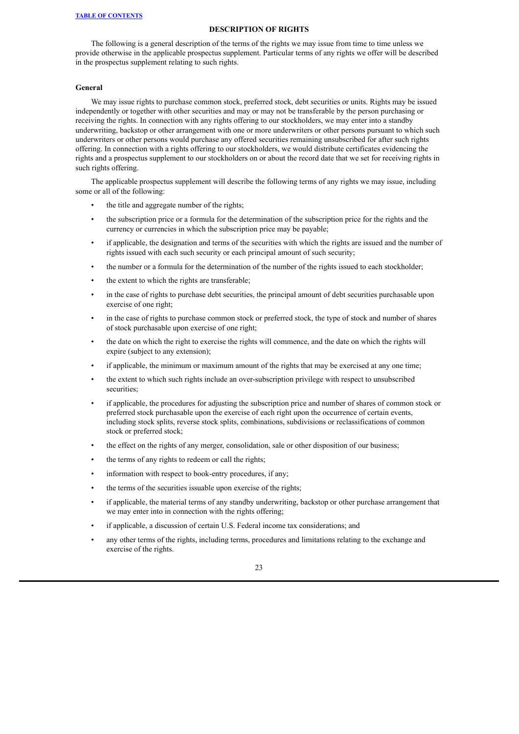## DESCRIPTION OF RIGHTS

The following is a general description of the terms of the rights we may issue from time to time unless we provide otherwise in the applicable prospectus supplement. Particular terms of any rights we offer will be described in the prospectus supplement relating to such rights.

### General

We may issue rights to purchase common stock, preferred stock, debt securities or units. Rights may be issued independently or together with other securities and may or may not be transferable by the person purchasing or receiving the rights. In connection with any rights offering to our stockholders, we may enter into a standby underwriting, backstop or other arrangement with one or more underwriters or other persons pursuant to which such underwriters or other persons would purchase any offered securities remaining unsubscribed for after such rights offering. In connection with a rights offering to our stockholders, we would distribute certificates evidencing the rights and a prospectus supplement to our stockholders on or about the record date that we set for receiving rights in such rights offering.

The applicable prospectus supplement will describe the following terms of any rights we may issue, including some or all of the following:

- the title and aggregate number of the rights;
- the subscription price or a formula for the determination of the subscription price for the rights and the currency or currencies in which the subscription price may be payable;
- if applicable, the designation and terms of the securities with which the rights are issued and the number of rights issued with each such security or each principal amount of such security;
- the number or a formula for the determination of the number of the rights issued to each stockholder;
- the extent to which the rights are transferable;
- in the case of rights to purchase debt securities, the principal amount of debt securities purchasable upon exercise of one right;
- in the case of rights to purchase common stock or preferred stock, the type of stock and number of shares of stock purchasable upon exercise of one right;
- the date on which the right to exercise the rights will commence, and the date on which the rights will expire (subject to any extension);
- if applicable, the minimum or maximum amount of the rights that may be exercised at any one time;
- the extent to which such rights include an over-subscription privilege with respect to unsubscribed securities;
- if applicable, the procedures for adjusting the subscription price and number of shares of common stock or preferred stock purchasable upon the exercise of each right upon the occurrence of certain events, including stock splits, reverse stock splits, combinations, subdivisions or reclassifications of common stock or preferred stock;
- the effect on the rights of any merger, consolidation, sale or other disposition of our business;
- the terms of any rights to redeem or call the rights;
- information with respect to book-entry procedures, if any;
- the terms of the securities issuable upon exercise of the rights;
- if applicable, the material terms of any standby underwriting, backstop or other purchase arrangement that we may enter into in connection with the rights offering;
- if applicable, a discussion of certain U.S. Federal income tax considerations; and
- any other terms of the rights, including terms, procedures and limitations relating to the exchange and exercise of the rights.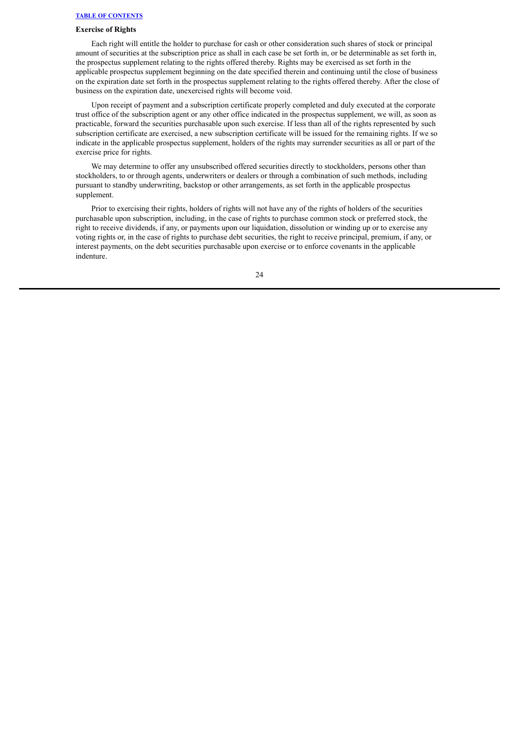### Exercise of Rights

Each right will entitle the holder to purchase for cash or other consideration such shares of stock or principal amount of securities at the subscription price as shall in each case be set forth in, or be determinable as set forth in, the prospectus supplement relating to the rights offered thereby. Rights may be exercised as set forth in the applicable prospectus supplement beginning on the date specified therein and continuing until the close of business on the expiration date set forth in the prospectus supplement relating to the rights offered thereby. After the close of business on the expiration date, unexercised rights will become void.

Upon receipt of payment and a subscription certificate properly completed and duly executed at the corporate trust office of the subscription agent or any other office indicated in the prospectus supplement, we will, as soon as practicable, forward the securities purchasable upon such exercise. If less than all of the rights represented by such subscription certificate are exercised, a new subscription certificate will be issued for the remaining rights. If we so indicate in the applicable prospectus supplement, holders of the rights may surrender securities as all or part of the exercise price for rights.

We may determine to offer any unsubscribed offered securities directly to stockholders, persons other than stockholders, to or through agents, underwriters or dealers or through a combination of such methods, including pursuant to standby underwriting, backstop or other arrangements, as set forth in the applicable prospectus supplement.

Prior to exercising their rights, holders of rights will not have any of the rights of holders of the securities purchasable upon subscription, including, in the case of rights to purchase common stock or preferred stock, the right to receive dividends, if any, or payments upon our liquidation, dissolution or winding up or to exercise any voting rights or, in the case of rights to purchase debt securities, the right to receive principal, premium, if any, or interest payments, on the debt securities purchasable upon exercise or to enforce covenants in the applicable indenture.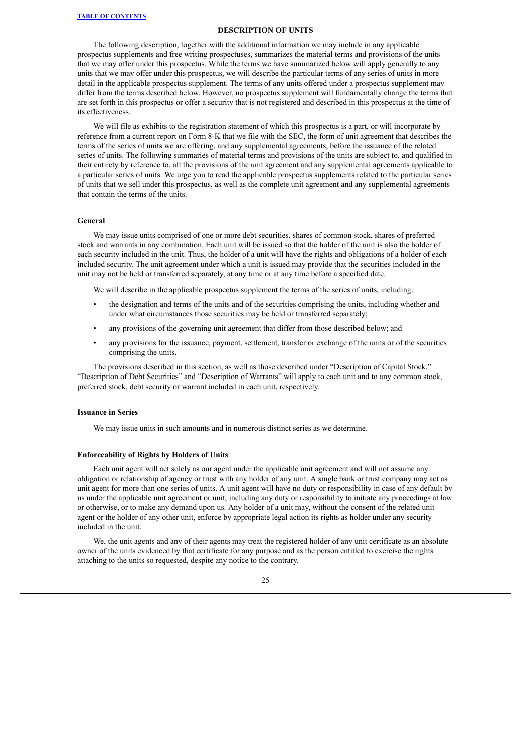## DESCRIPTION OF UNITS

The following description, together with the additional information we may include in any applicable prospectus supplements and free writing prospectuses, summarizes the material terms and provisions of the units that we may offer under this prospectus. While the terms we have summarized below will apply generally to any units that we may offer under this prospectus, we will describe the particular terms of any series of units in more detail in the applicable prospectus supplement. The terms of any units offered under a prospectus supplement may differ from the terms described below. However, no prospectus supplement will fundamentally change the terms that are set forth in this prospectus or offer a security that is not registered and described in this prospectus at the time of its effectiveness.

We will file as exhibits to the registration statement of which this prospectus is a part, or will incorporate by reference from a current report on Form 8-K that we file with the SEC, the form of unit agreement that describes the terms of the series of units we are offering, and any supplemental agreements, before the issuance of the related series of units. The following summaries of material terms and provisions of the units are subject to, and qualified in their entirety by reference to, all the provisions of the unit agreement and any supplemental agreements applicable to a particular series of units. We urge you to read the applicable prospectus supplements related to the particular series of units that we sell under this prospectus, as well as the complete unit agreement and any supplemental agreements that contain the terms of the units.

### General

We may issue units comprised of one or more debt securities, shares of common stock, shares of preferred stock and warrants in any combination. Each unit will be issued so that the holder of the unit is also the holder of each security included in the unit. Thus, the holder of a unit will have the rights and obligations of a holder of each included security. The unit agreement under which a unit is issued may provide that the securities included in the unit may not be held or transferred separately, at any time or at any time before a specified date.

We will describe in the applicable prospectus supplement the terms of the series of units, including:

- the designation and terms of the units and of the securities comprising the units, including whether and under what circumstances those securities may be held or transferred separately;
- any provisions of the governing unit agreement that differ from those described below; and
- any provisions for the issuance, payment, settlement, transfer or exchange of the units or of the securities comprising the units.

The provisions described in this section, as well as those described under "Description of Capital Stock," "Description of Debt Securities" and "Description of Warrants" will apply to each unit and to any common stock, preferred stock, debt security or warrant included in each unit, respectively.

### Issuance in Series

We may issue units in such amounts and in numerous distinct series as we determine.

### Enforceability of Rights by Holders of Units

Each unit agent will act solely as our agent under the applicable unit agreement and will not assume any obligation or relationship of agency or trust with any holder of any unit. A single bank or trust company may act as unit agent for more than one series of units. A unit agent will have no duty or responsibility in case of any default by us under the applicable unit agreement or unit, including any duty or responsibility to initiate any proceedings at law or otherwise, or to make any demand upon us. Any holder of a unit may, without the consent of the related unit agent or the holder of any other unit, enforce by appropriate legal action its rights as holder under any security included in the unit.

We, the unit agents and any of their agents may treat the registered holder of any unit certificate as an absolute owner of the units evidenced by that certificate for any purpose and as the person entitled to exercise the rights attaching to the units so requested, despite any notice to the contrary.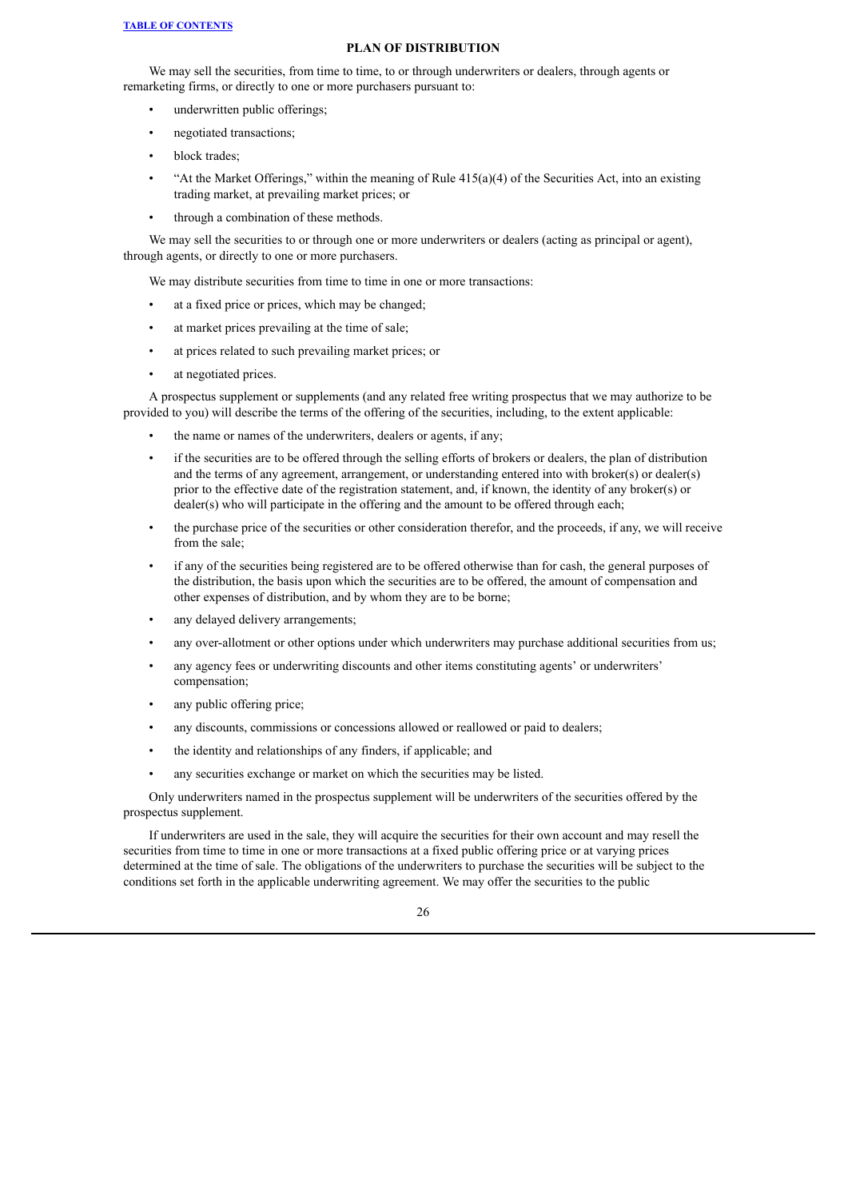## PLAN OF DISTRIBUTION

We may sell the securities, from time to time, to or through underwriters or dealers, through agents or remarketing firms, or directly to one or more purchasers pursuant to:

- underwritten public offerings;
- negotiated transactions;
- block trades;
- "At the Market Offerings," within the meaning of Rule 415(a)(4) of the Securities Act, into an existing trading market, at prevailing market prices; or
- through a combination of these methods.

We may sell the securities to or through one or more underwriters or dealers (acting as principal or agent), through agents, or directly to one or more purchasers.

We may distribute securities from time to time in one or more transactions:

- at a fixed price or prices, which may be changed;
- at market prices prevailing at the time of sale;
- at prices related to such prevailing market prices; or
- at negotiated prices.

A prospectus supplement or supplements (and any related free writing prospectus that we may authorize to be provided to you) will describe the terms of the offering of the securities, including, to the extent applicable:

- the name or names of the underwriters, dealers or agents, if any;
- if the securities are to be offered through the selling efforts of brokers or dealers, the plan of distribution and the terms of any agreement, arrangement, or understanding entered into with broker(s) or dealer(s) prior to the effective date of the registration statement, and, if known, the identity of any broker(s) or dealer(s) who will participate in the offering and the amount to be offered through each;
- the purchase price of the securities or other consideration therefor, and the proceeds, if any, we will receive from the sale;
- if any of the securities being registered are to be offered otherwise than for cash, the general purposes of the distribution, the basis upon which the securities are to be offered, the amount of compensation and other expenses of distribution, and by whom they are to be borne;
- any delayed delivery arrangements;
- any over-allotment or other options under which underwriters may purchase additional securities from us;
- any agency fees or underwriting discounts and other items constituting agents' or underwriters' compensation;
- any public offering price;
- any discounts, commissions or concessions allowed or reallowed or paid to dealers;
- the identity and relationships of any finders, if applicable; and
- any securities exchange or market on which the securities may be listed.

Only underwriters named in the prospectus supplement will be underwriters of the securities offered by the prospectus supplement.

If underwriters are used in the sale, they will acquire the securities for their own account and may resell the securities from time to time in one or more transactions at a fixed public offering price or at varying prices determined at the time of sale. The obligations of the underwriters to purchase the securities will be subject to the conditions set forth in the applicable underwriting agreement. We may offer the securities to the public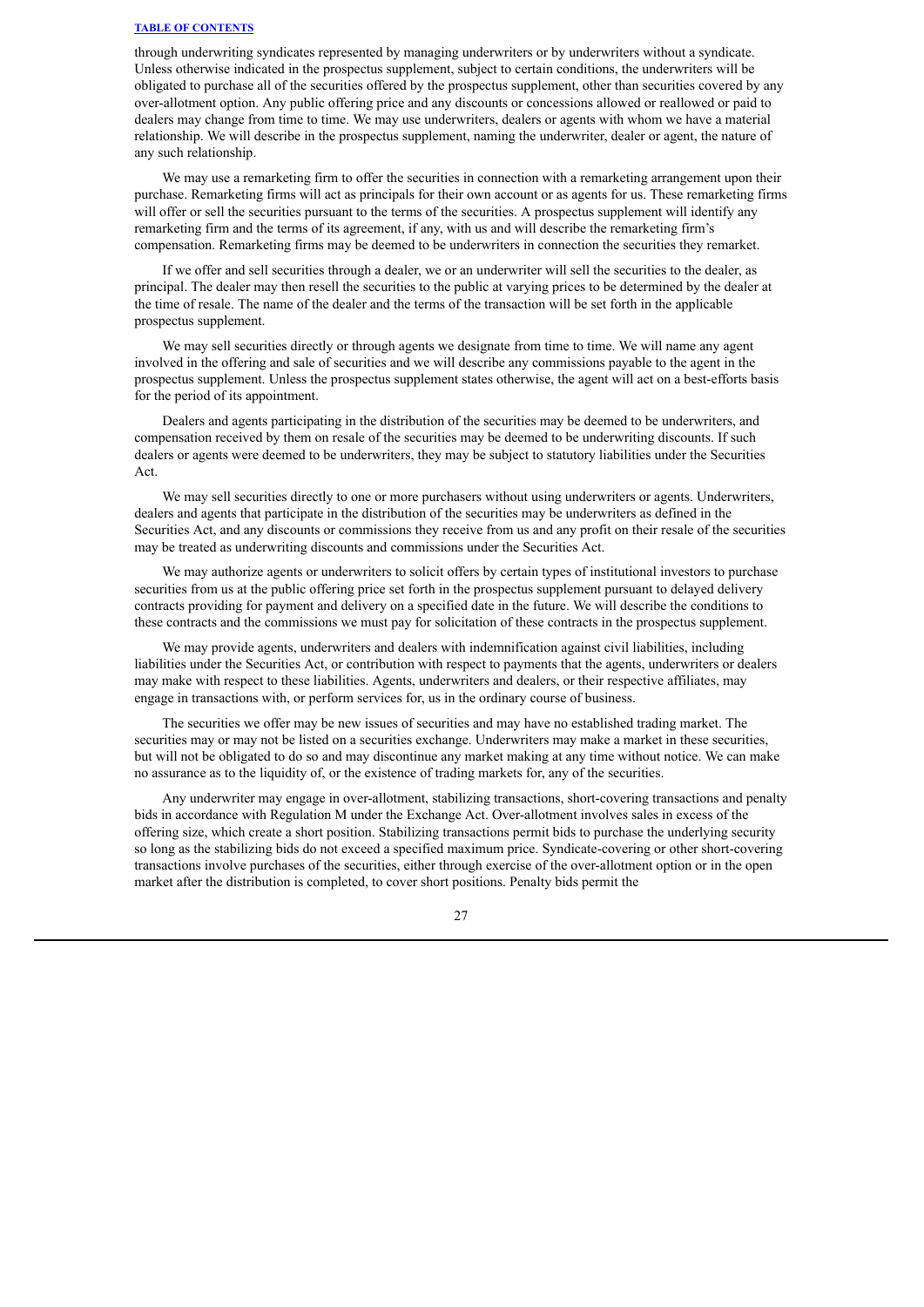through underwriting syndicates represented by managing underwriters or by underwriters without a syndicate. Unless otherwise indicated in the prospectus supplement, subject to certain conditions, the underwriters will be obligated to purchase all of the securities offered by the prospectus supplement, other than securities covered by any over-allotment option. Any public offering price and any discounts or concessions allowed or reallowed or paid to dealers may change from time to time. We may use underwriters, dealers or agents with whom we have a material relationship. We will describe in the prospectus supplement, naming the underwriter, dealer or agent, the nature of any such relationship.

We may use a remarketing firm to offer the securities in connection with a remarketing arrangement upon their purchase. Remarketing firms will act as principals for their own account or as agents for us. These remarketing firms will offer or sell the securities pursuant to the terms of the securities. A prospectus supplement will identify any remarketing firm and the terms of its agreement, if any, with us and will describe the remarketing firm's compensation. Remarketing firms may be deemed to be underwriters in connection the securities they remarket.

If we offer and sell securities through a dealer, we or an underwriter will sell the securities to the dealer, as principal. The dealer may then resell the securities to the public at varying prices to be determined by the dealer at the time of resale. The name of the dealer and the terms of the transaction will be set forth in the applicable prospectus supplement.

We may sell securities directly or through agents we designate from time to time. We will name any agent involved in the offering and sale of securities and we will describe any commissions payable to the agent in the prospectus supplement. Unless the prospectus supplement states otherwise, the agent will act on a best-efforts basis for the period of its appointment.

Dealers and agents participating in the distribution of the securities may be deemed to be underwriters, and compensation received by them on resale of the securities may be deemed to be underwriting discounts. If such dealers or agents were deemed to be underwriters, they may be subject to statutory liabilities under the Securities Act.

We may sell securities directly to one or more purchasers without using underwriters or agents. Underwriters, dealers and agents that participate in the distribution of the securities may be underwriters as defined in the Securities Act, and any discounts or commissions they receive from us and any profit on their resale of the securities may be treated as underwriting discounts and commissions under the Securities Act.

We may authorize agents or underwriters to solicit offers by certain types of institutional investors to purchase securities from us at the public offering price set forth in the prospectus supplement pursuant to delayed delivery contracts providing for payment and delivery on a specified date in the future. We will describe the conditions to these contracts and the commissions we must pay for solicitation of these contracts in the prospectus supplement.

We may provide agents, underwriters and dealers with indemnification against civil liabilities, including liabilities under the Securities Act, or contribution with respect to payments that the agents, underwriters or dealers may make with respect to these liabilities. Agents, underwriters and dealers, or their respective affiliates, may engage in transactions with, or perform services for, us in the ordinary course of business.

The securities we offer may be new issues of securities and may have no established trading market. The securities may or may not be listed on a securities exchange. Underwriters may make a market in these securities, but will not be obligated to do so and may discontinue any market making at any time without notice. We can make no assurance as to the liquidity of, or the existence of trading markets for, any of the securities.

Any underwriter may engage in over-allotment, stabilizing transactions, short-covering transactions and penalty bids in accordance with Regulation M under the Exchange Act. Over-allotment involves sales in excess of the offering size, which create a short position. Stabilizing transactions permit bids to purchase the underlying security so long as the stabilizing bids do not exceed a specified maximum price. Syndicate-covering or other short-covering transactions involve purchases of the securities, either through exercise of the over-allotment option or in the open market after the distribution is completed, to cover short positions. Penalty bids permit the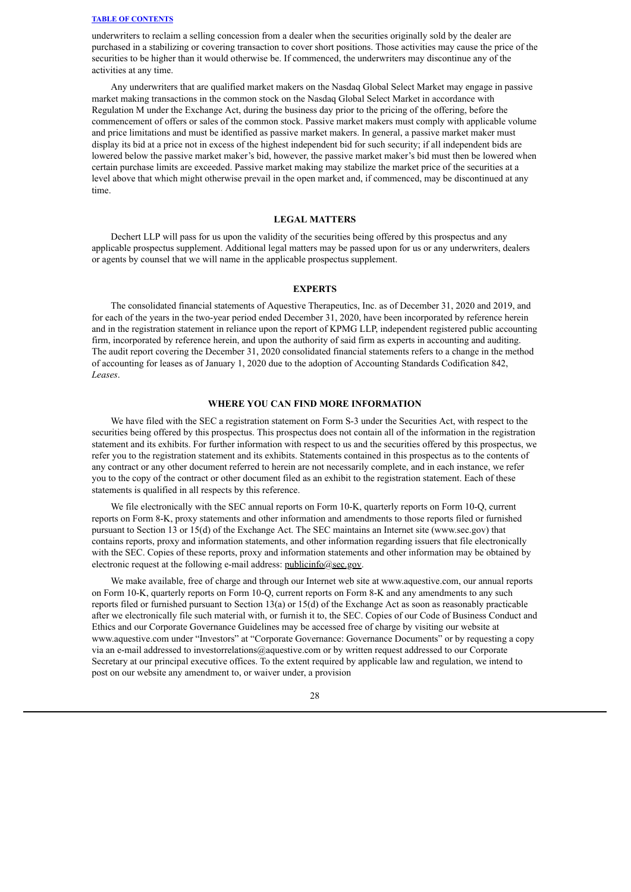underwriters to reclaim a selling concession from a dealer when the securities originally sold by the dealer are purchased in a stabilizing or covering transaction to cover short positions. Those activities may cause the price of the securities to be higher than it would otherwise be. If commenced, the underwriters may discontinue any of the activities at any time.

Any underwriters that are qualified market makers on the Nasdaq Global Select Market may engage in passive market making transactions in the common stock on the Nasdaq Global Select Market in accordance with Regulation M under the Exchange Act, during the business day prior to the pricing of the offering, before the commencement of offers or sales of the common stock. Passive market makers must comply with applicable volume and price limitations and must be identified as passive market makers. In general, a passive market maker must display its bid at a price not in excess of the highest independent bid for such security; if all independent bids are lowered below the passive market maker's bid, however, the passive market maker's bid must then be lowered when certain purchase limits are exceeded. Passive market making may stabilize the market price of the securities at a level above that which might otherwise prevail in the open market and, if commenced, may be discontinued at any time.

## LEGAL MATTERS

Dechert LLP will pass for us upon the validity of the securities being offered by this prospectus and any applicable prospectus supplement. Additional legal matters may be passed upon for us or any underwriters, dealers or agents by counsel that we will name in the applicable prospectus supplement.

## EXPERTS

The consolidated financial statements of Aquestive Therapeutics, Inc. as of December 31, 2020 and 2019, and for each of the years in the two-year period ended December 31, 2020, have been incorporated by reference herein and in the registration statement in reliance upon the report of KPMG LLP, independent registered public accounting firm, incorporated by reference herein, and upon the authority of said firm as experts in accounting and auditing. The audit report covering the December 31, 2020 consolidated financial statements refers to a change in the method of accounting for leases as of January 1, 2020 due to the adoption of Accounting Standards Codification 842, *Leases*.

## WHERE YOU CAN FIND MORE INFORMATION

We have filed with the SEC a registration statement on Form S-3 under the Securities Act, with respect to the securities being offered by this prospectus. This prospectus does not contain all of the information in the registration statement and its exhibits. For further information with respect to us and the securities offered by this prospectus, we refer you to the registration statement and its exhibits. Statements contained in this prospectus as to the contents of any contract or any other document referred to herein are not necessarily complete, and in each instance, we refer you to the copy of the contract or other document filed as an exhibit to the registration statement. Each of these statements is qualified in all respects by this reference.

We file electronically with the SEC annual reports on Form 10-K, quarterly reports on Form 10-Q, current reports on Form 8-K, proxy statements and other information and amendments to those reports filed or furnished pursuant to Section 13 or 15(d) of the Exchange Act. The SEC maintains an Internet site (www.sec.gov) that contains reports, proxy and information statements, and other information regarding issuers that file electronically with the SEC. Copies of these reports, proxy and information statements and other information may be obtained by electronic request at the following e-mail address: publicinfo@sec.gov.

We make available, free of charge and through our Internet web site at www.aquestive.com, our annual reports on Form 10-K, quarterly reports on Form 10-Q, current reports on Form 8-K and any amendments to any such reports filed or furnished pursuant to Section 13(a) or 15(d) of the Exchange Act as soon as reasonably practicable after we electronically file such material with, or furnish it to, the SEC. Copies of our Code of Business Conduct and Ethics and our Corporate Governance Guidelines may be accessed free of charge by visiting our website at www.aquestive.com under "Investors" at "Corporate Governance: Governance Documents" or by requesting a copy via an e-mail addressed to investorrelations@aquestive.com or by written request addressed to our Corporate Secretary at our principal executive offices. To the extent required by applicable law and regulation, we intend to post on our website any amendment to, or waiver under, a provision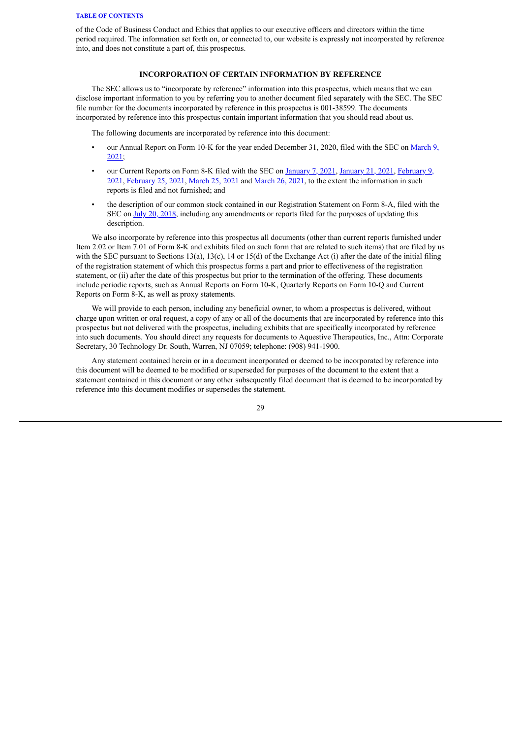of the Code of Business Conduct and Ethics that applies to our executive officers and directors within the time period required. The information set forth on, or connected to, our website is expressly not incorporated by reference into, and does not constitute a part of, this prospectus.

## INCORPORATION OF CERTAIN INFORMATION BY REFERENCE

The SEC allows us to "incorporate by reference" information into this prospectus, which means that we can disclose important information to you by referring you to another document filed separately with the SEC. The SEC file number for the documents incorporated by reference in this prospectus is 001-38599. The documents incorporated by reference into this prospectus contain important information that you should read about us.

The following documents are incorporated by reference into this document:

- our Annual Report on Form 10-K for the year ended December 31, 2020, filed with the SEC on March 9, 2021;
- our Current Reports on Form 8-K filed with the SEC on January 7, 2021, January 21, 2021, February 9, 2021, February 25, 2021, March 25, 2021 and March 26, 2021, to the extent the information in such reports is filed and not furnished; and
- the description of our common stock contained in our Registration Statement on Form 8-A, filed with the SEC on July 20, 2018, including any amendments or reports filed for the purposes of updating this description.

We also incorporate by reference into this prospectus all documents (other than current reports furnished under Item 2.02 or Item 7.01 of Form 8-K and exhibits filed on such form that are related to such items) that are filed by us with the SEC pursuant to Sections 13(a), 13(c), 14 or 15(d) of the Exchange Act (i) after the date of the initial filing of the registration statement of which this prospectus forms a part and prior to effectiveness of the registration statement, or (ii) after the date of this prospectus but prior to the termination of the offering. These documents include periodic reports, such as Annual Reports on Form 10-K, Quarterly Reports on Form 10-Q and Current Reports on Form 8-K, as well as proxy statements.

We will provide to each person, including any beneficial owner, to whom a prospectus is delivered, without charge upon written or oral request, a copy of any or all of the documents that are incorporated by reference into this prospectus but not delivered with the prospectus, including exhibits that are specifically incorporated by reference into such documents. You should direct any requests for documents to Aquestive Therapeutics, Inc., Attn: Corporate Secretary, 30 Technology Dr. South, Warren, NJ 07059; telephone: (908) 941-1900.

Any statement contained herein or in a document incorporated or deemed to be incorporated by reference into this document will be deemed to be modified or superseded for purposes of the document to the extent that a statement contained in this document or any other subsequently filed document that is deemed to be incorporated by reference into this document modifies or supersedes the statement.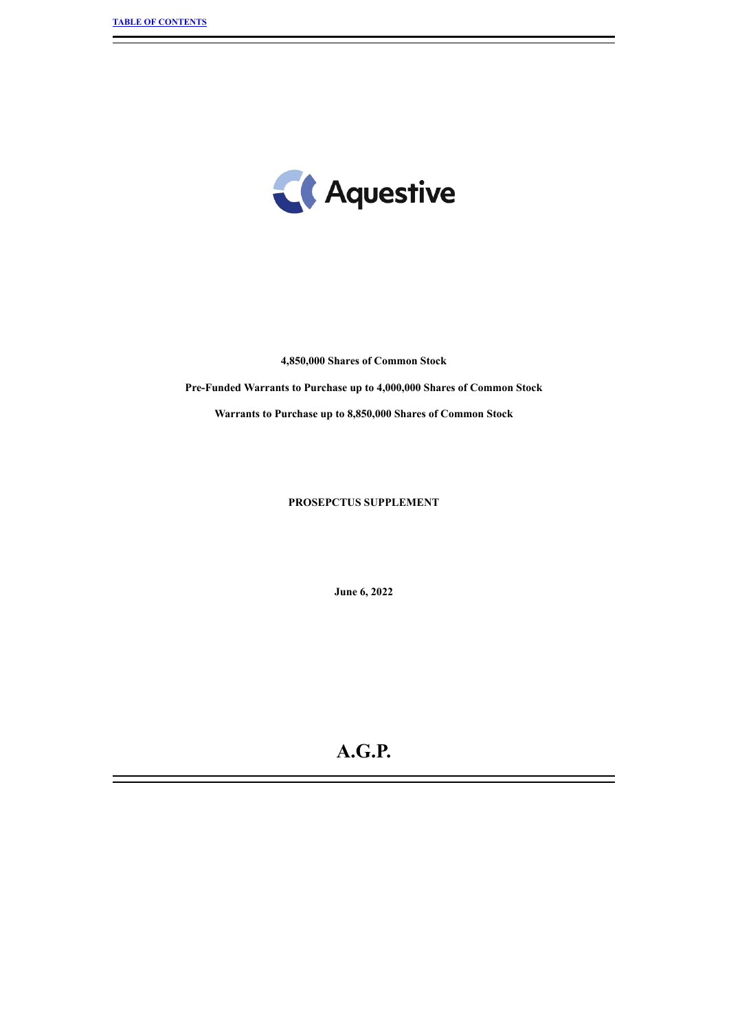Aquestive

**4,850,000 Shares of Common Stock**

**Pre-Funded Warrants to Purchase up to 4,000,000 Shares of Common Stock**

**Warrants to Purchase up to 8,850,000 Shares of Common Stock**

**PROSEPCTUS SUPPLEMENT**

**June 6, 2022**

**A.G.P.**